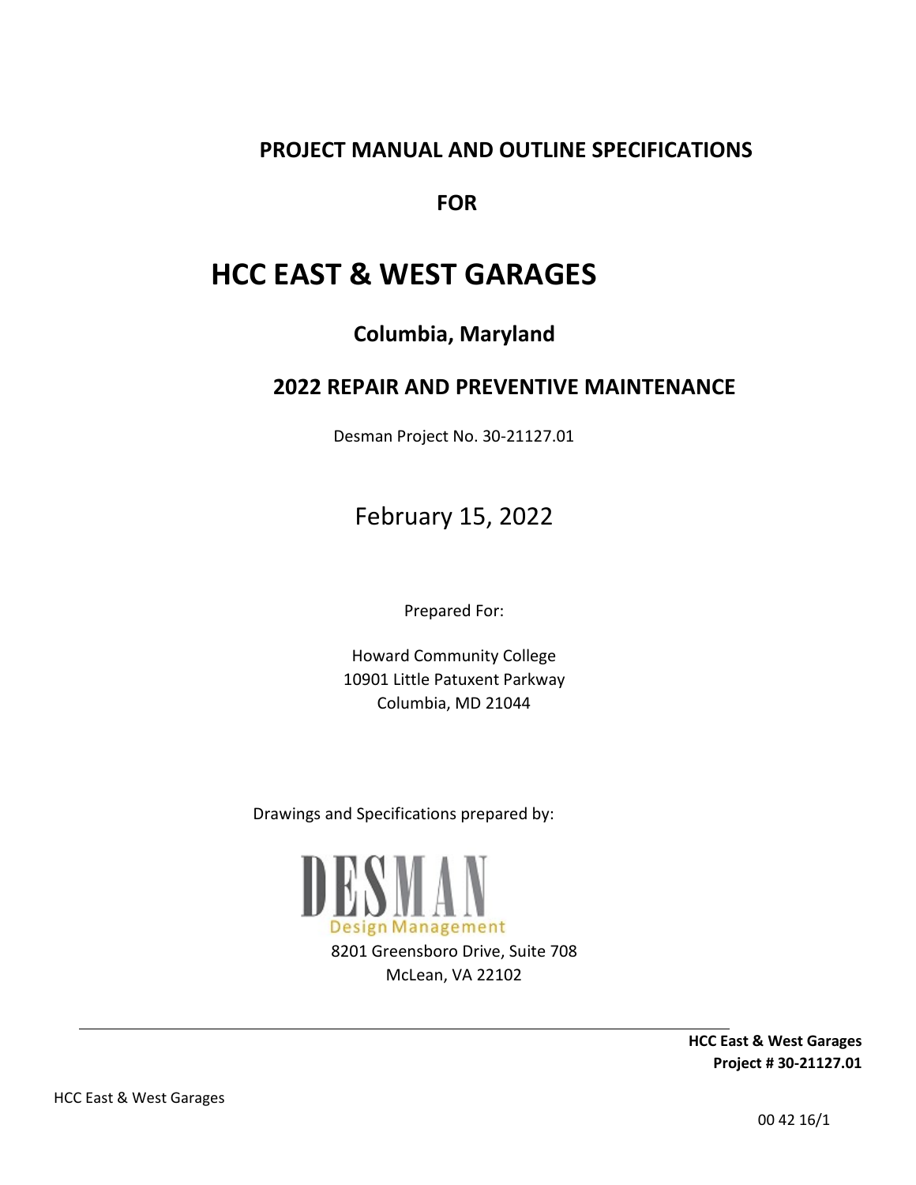# PROJECT MANUAL AND OUTLINE SPECIFICATIONS

## FOR

# HCC EAST & WEST GARAGES

## Columbia, Maryland

## 2022 REPAIR AND PREVENTIVE MAINTENANCE

Desman Project No. 30-21127.01

February 15, 2022

Prepared For:

Howard Community College
10901 Little Patuxent Parkway
Columbia, MD 21044

Drawings and Specifications prepared by:

DESMAN
Design Management
8201 Greensboro Drive, Suite 708
McLean, VA 22102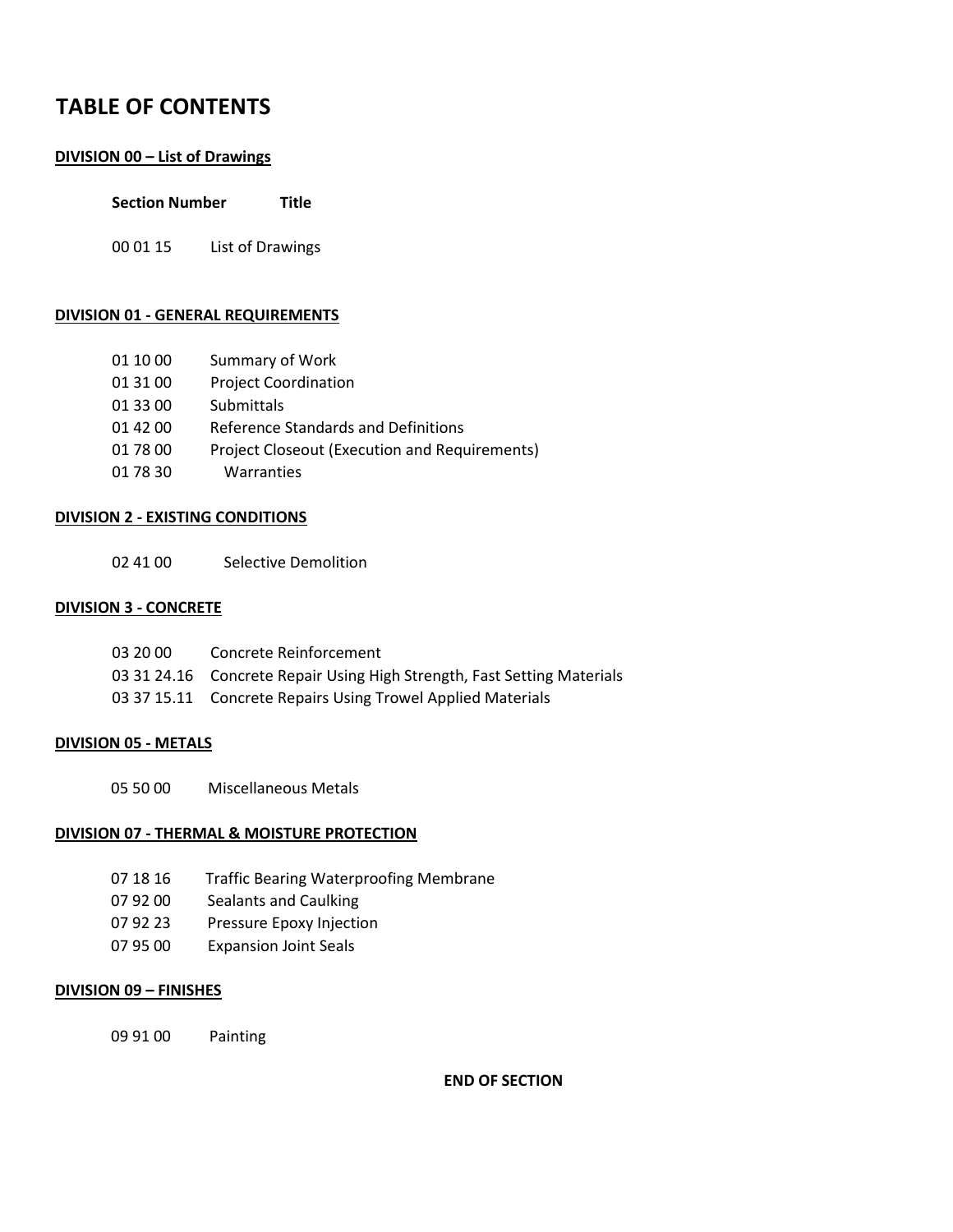# TABLE OF CONTENTS

**DIVISION 00 – List of Drawings**

| Section Number | Title |
| --- | --- |
| 00 01 15 | List of Drawings |

**DIVISION 01 - GENERAL REQUIREMENTS**

| | |
| --- | --- |
| 01 10 00 | Summary of Work |
| 01 31 00 | Project Coordination |
| 01 33 00 | Submittals |
| 01 42 00 | Reference Standards and Definitions |
| 01 78 00 | Project Closeout (Execution and Requirements) |
| 01 78 30 | Warranties |

**DIVISION 2 - EXISTING CONDITIONS**

| | |
| --- | --- |
| 02 41 00 | Selective Demolition |

**DIVISION 3 - CONCRETE**

| | |
| --- | --- |
| 03 20 00 | Concrete Reinforcement |
| 03 31 24.16 | Concrete Repair Using High Strength, Fast Setting Materials |
| 03 37 15.11 | Concrete Repairs Using Trowel Applied Materials |

**DIVISION 05 - METALS**

| | |
| --- | --- |
| 05 50 00 | Miscellaneous Metals |

**DIVISION 07 - THERMAL & MOISTURE PROTECTION**

| | |
| --- | --- |
| 07 18 16 | Traffic Bearing Waterproofing Membrane |
| 07 92 00 | Sealants and Caulking |
| 07 92 23 | Pressure Epoxy Injection |
| 07 95 00 | Expansion Joint Seals |

**DIVISION 09 – FINISHES**

| | |
| --- | --- |
| 09 91 00 | Painting |

**END OF SECTION**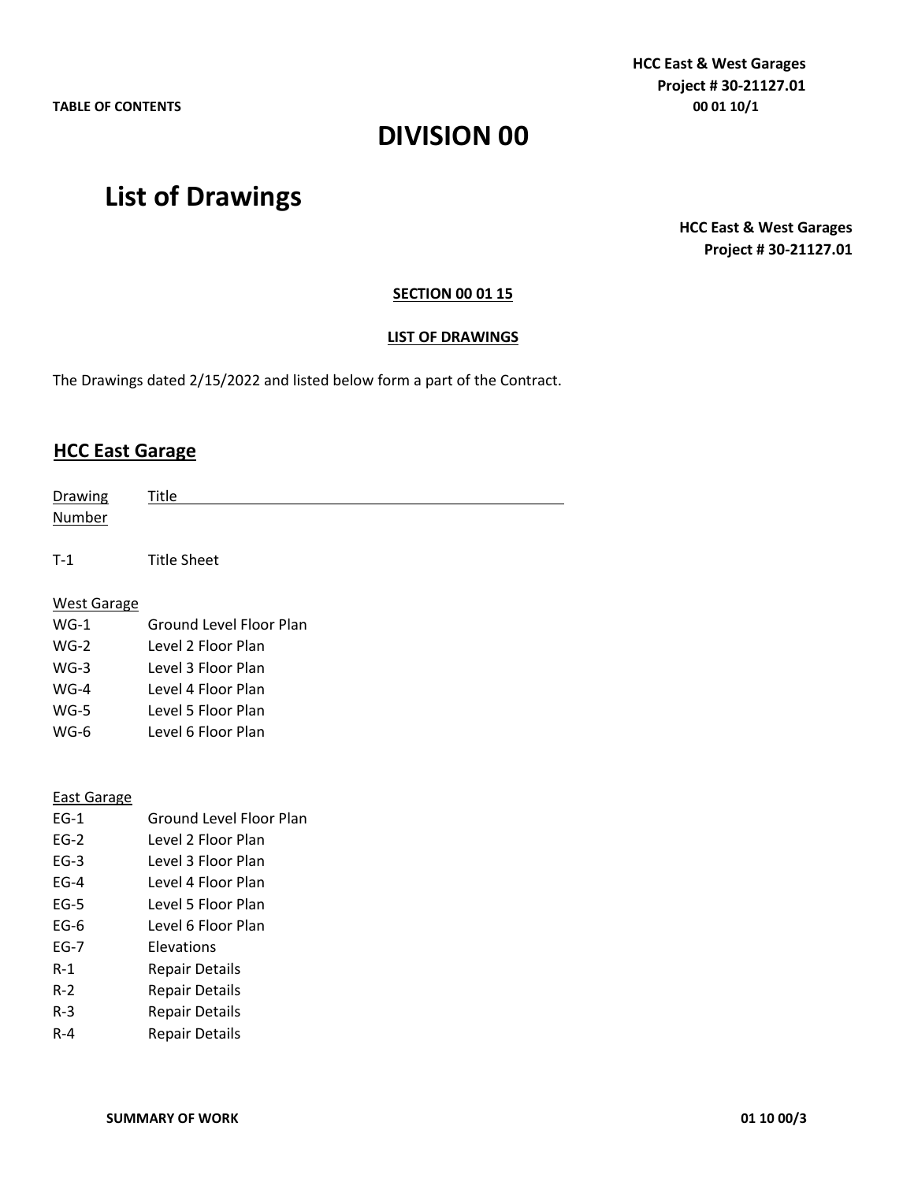# DIVISION 00

# List of Drawings

**HCC East & West Garages**
**Project # 30-21127.01**

**SECTION 00 01 15**

**LIST OF DRAWINGS**

The Drawings dated 2/15/2022 and listed below form a part of the Contract.

## HCC East Garage

| Drawing Number | Title |
|---|---|
| T-1 | Title Sheet |
| West Garage | |
| WG-1 | Ground Level Floor Plan |
| WG-2 | Level 2 Floor Plan |
| WG-3 | Level 3 Floor Plan |
| WG-4 | Level 4 Floor Plan |
| WG-5 | Level 5 Floor Plan |
| WG-6 | Level 6 Floor Plan |
| East Garage | |
| EG-1 | Ground Level Floor Plan |
| EG-2 | Level 2 Floor Plan |
| EG-3 | Level 3 Floor Plan |
| EG-4 | Level 4 Floor Plan |
| EG-5 | Level 5 Floor Plan |
| EG-6 | Level 6 Floor Plan |
| EG-7 | Elevations |
| R-1 | Repair Details |
| R-2 | Repair Details |
| R-3 | Repair Details |
| R-4 | Repair Details |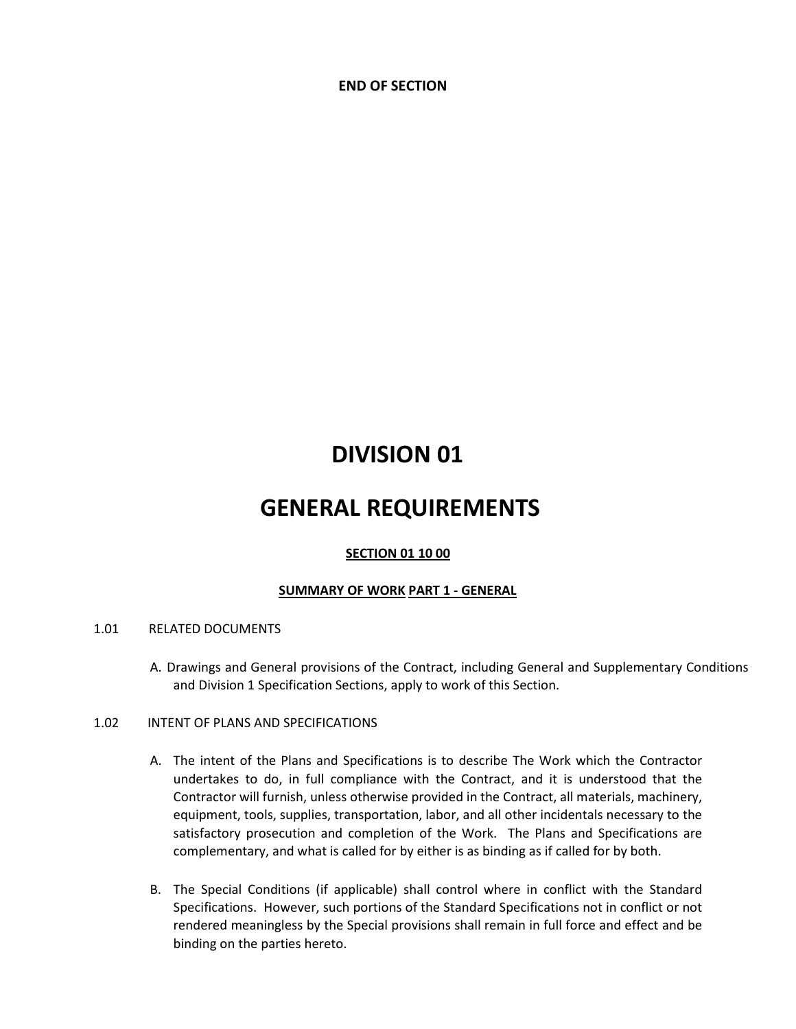**END OF SECTION**

# DIVISION 01

# GENERAL REQUIREMENTS

## SECTION 01 10 00

### SUMMARY OF WORK PART 1 - GENERAL

1.01 RELATED DOCUMENTS

A. Drawings and General provisions of the Contract, including General and Supplementary Conditions and Division 1 Specification Sections, apply to work of this Section.

1.02 INTENT OF PLANS AND SPECIFICATIONS

A. The intent of the Plans and Specifications is to describe The Work which the Contractor undertakes to do, in full compliance with the Contract, and it is understood that the Contractor will furnish, unless otherwise provided in the Contract, all materials, machinery, equipment, tools, supplies, transportation, labor, and all other incidentals necessary to the satisfactory prosecution and completion of the Work. The Plans and Specifications are complementary, and what is called for by either is as binding as if called for by both.

B. The Special Conditions (if applicable) shall control where in conflict with the Standard Specifications. However, such portions of the Standard Specifications not in conflict or not rendered meaningless by the Special provisions shall remain in full force and effect and be binding on the parties hereto.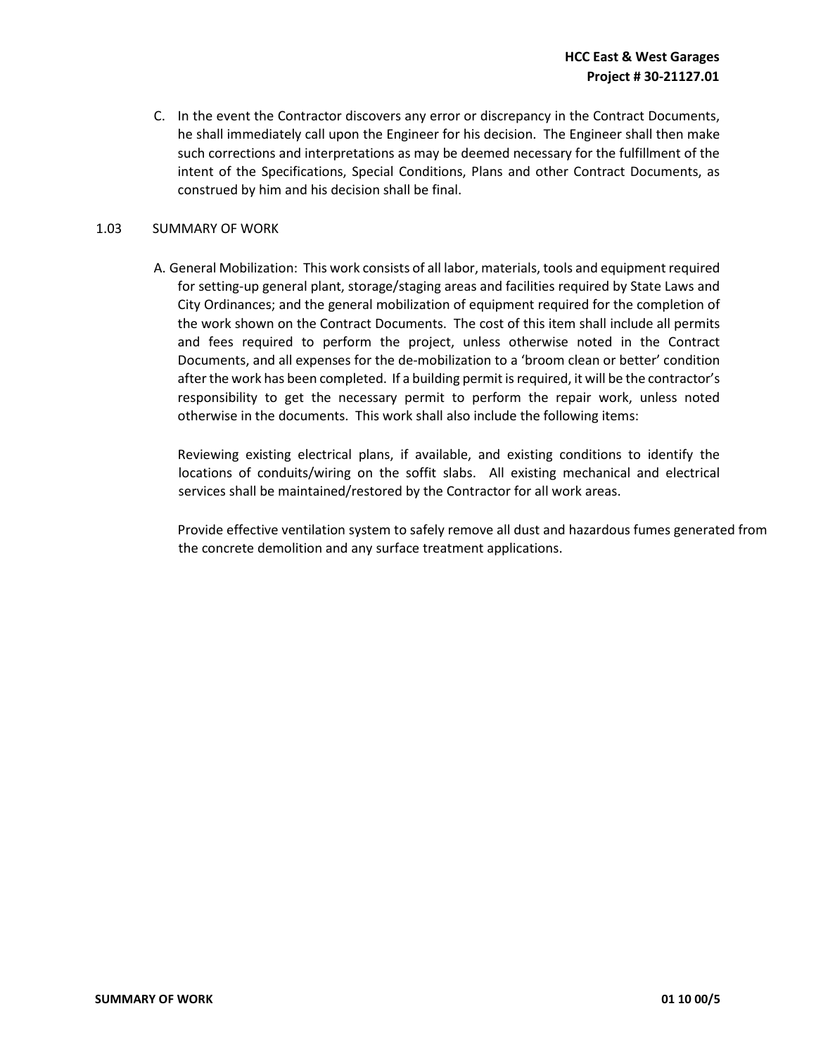C. In the event the Contractor discovers any error or discrepancy in the Contract Documents, he shall immediately call upon the Engineer for his decision. The Engineer shall then make such corrections and interpretations as may be deemed necessary for the fulfillment of the intent of the Specifications, Special Conditions, Plans and other Contract Documents, as construed by him and his decision shall be final.

## 1.03 SUMMARY OF WORK

A. General Mobilization: This work consists of all labor, materials, tools and equipment required for setting-up general plant, storage/staging areas and facilities required by State Laws and City Ordinances; and the general mobilization of equipment required for the completion of the work shown on the Contract Documents. The cost of this item shall include all permits and fees required to perform the project, unless otherwise noted in the Contract Documents, and all expenses for the de-mobilization to a 'broom clean or better' condition after the work has been completed. If a building permit is required, it will be the contractor's responsibility to get the necessary permit to perform the repair work, unless noted otherwise in the documents. This work shall also include the following items:

Reviewing existing electrical plans, if available, and existing conditions to identify the locations of conduits/wiring on the soffit slabs. All existing mechanical and electrical services shall be maintained/restored by the Contractor for all work areas.

Provide effective ventilation system to safely remove all dust and hazardous fumes generated from the concrete demolition and any surface treatment applications.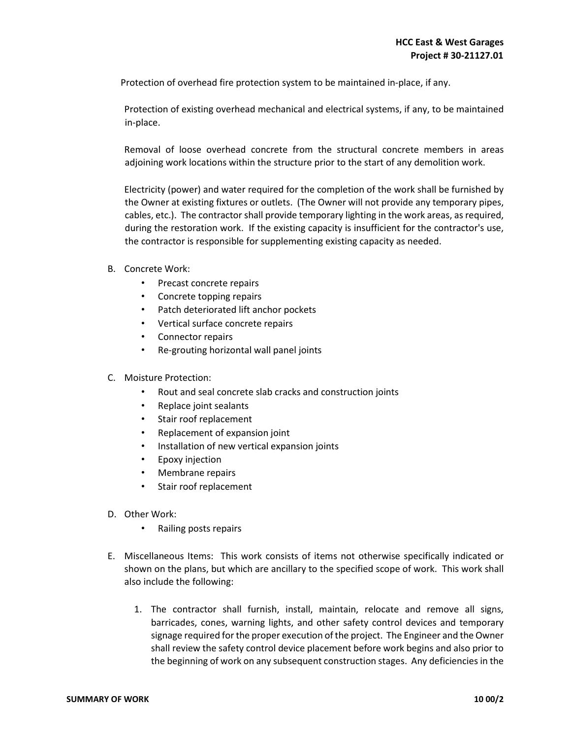Protection of overhead fire protection system to be maintained in-place, if any.

Protection of existing overhead mechanical and electrical systems, if any, to be maintained in-place.

Removal of loose overhead concrete from the structural concrete members in areas adjoining work locations within the structure prior to the start of any demolition work.

Electricity (power) and water required for the completion of the work shall be furnished by the Owner at existing fixtures or outlets. (The Owner will not provide any temporary pipes, cables, etc.). The contractor shall provide temporary lighting in the work areas, as required, during the restoration work. If the existing capacity is insufficient for the contractor's use, the contractor is responsible for supplementing existing capacity as needed.

B. Concrete Work:
   - Precast concrete repairs
   - Concrete topping repairs
   - Patch deteriorated lift anchor pockets
   - Vertical surface concrete repairs
   - Connector repairs
   - Re-grouting horizontal wall panel joints

C. Moisture Protection:
   - Rout and seal concrete slab cracks and construction joints
   - Replace joint sealants
   - Stair roof replacement
   - Replacement of expansion joint
   - Installation of new vertical expansion joints
   - Epoxy injection
   - Membrane repairs
   - Stair roof replacement

D. Other Work:
   - Railing posts repairs

E. Miscellaneous Items: This work consists of items not otherwise specifically indicated or shown on the plans, but which are ancillary to the specified scope of work. This work shall also include the following:

   1. The contractor shall furnish, install, maintain, relocate and remove all signs, barricades, cones, warning lights, and other safety control devices and temporary signage required for the proper execution of the project. The Engineer and the Owner shall review the safety control device placement before work begins and also prior to the beginning of work on any subsequent construction stages. Any deficiencies in the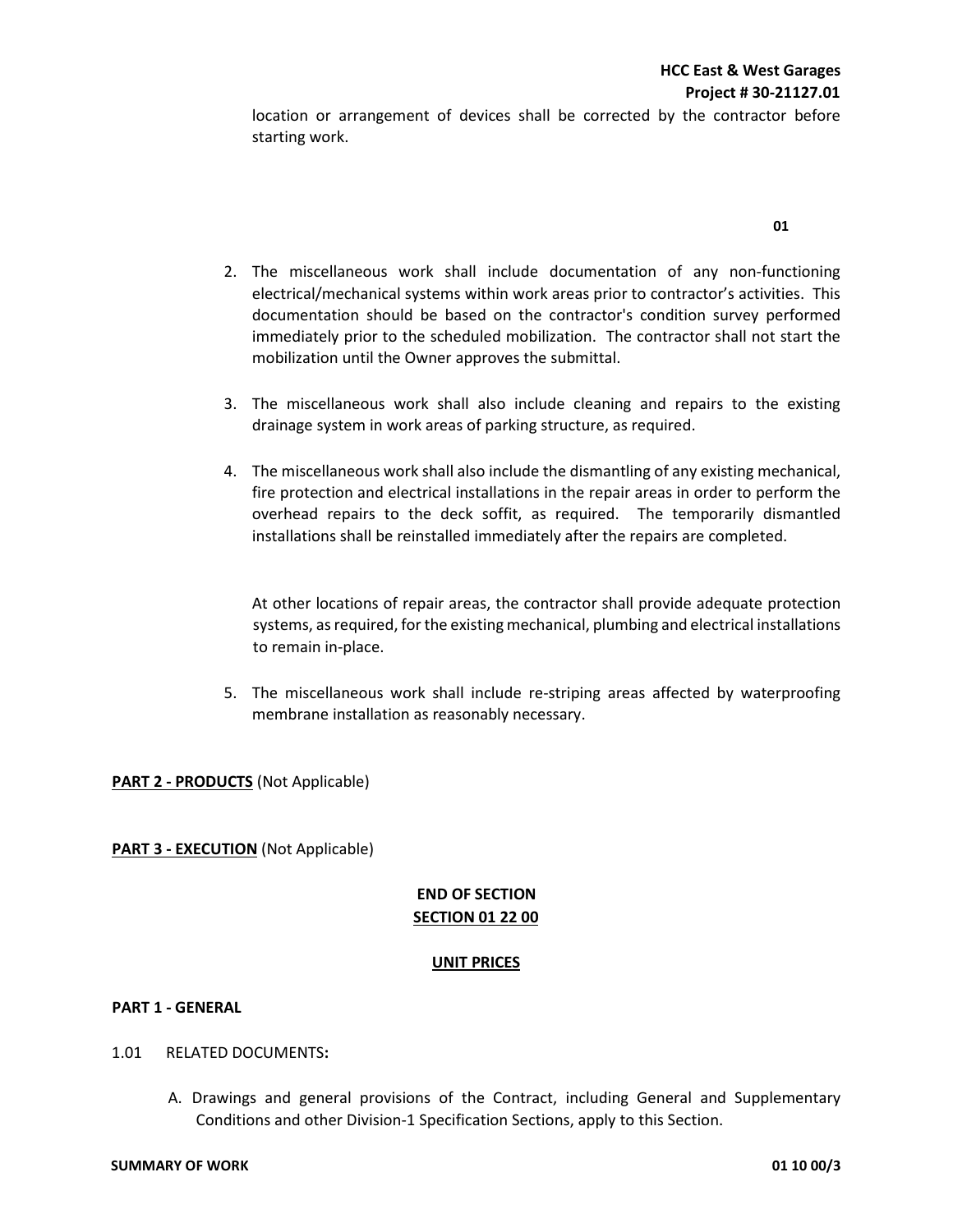location or arrangement of devices shall be corrected by the contractor before starting work.

**01**

2. The miscellaneous work shall include documentation of any non-functioning electrical/mechanical systems within work areas prior to contractor's activities. This documentation should be based on the contractor's condition survey performed immediately prior to the scheduled mobilization. The contractor shall not start the mobilization until the Owner approves the submittal.

3. The miscellaneous work shall also include cleaning and repairs to the existing drainage system in work areas of parking structure, as required.

4. The miscellaneous work shall also include the dismantling of any existing mechanical, fire protection and electrical installations in the repair areas in order to perform the overhead repairs to the deck soffit, as required. The temporarily dismantled installations shall be reinstalled immediately after the repairs are completed.

   At other locations of repair areas, the contractor shall provide adequate protection systems, as required, for the existing mechanical, plumbing and electrical installations to remain in-place.

5. The miscellaneous work shall include re-striping areas affected by waterproofing membrane installation as reasonably necessary.

**PART 2 - PRODUCTS** (Not Applicable)

**PART 3 - EXECUTION** (Not Applicable)

**END OF SECTION**

## SECTION 01 22 00

## UNIT PRICES

**PART 1 - GENERAL**

1.01 RELATED DOCUMENTS**:**

A. Drawings and general provisions of the Contract, including General and Supplementary Conditions and other Division-1 Specification Sections, apply to this Section.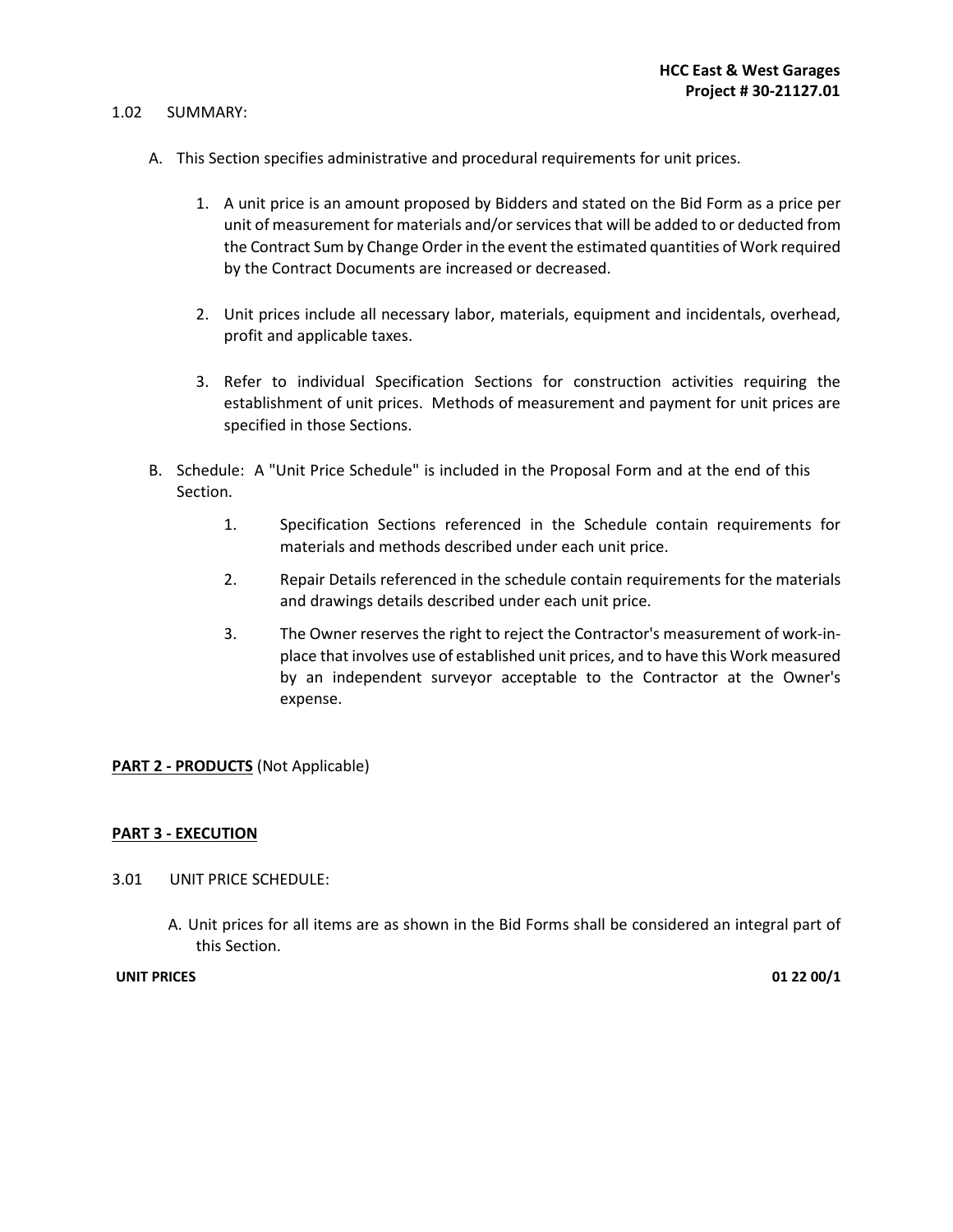1.02 SUMMARY:

A. This Section specifies administrative and procedural requirements for unit prices.

1. A unit price is an amount proposed by Bidders and stated on the Bid Form as a price per unit of measurement for materials and/or services that will be added to or deducted from the Contract Sum by Change Order in the event the estimated quantities of Work required by the Contract Documents are increased or decreased.

2. Unit prices include all necessary labor, materials, equipment and incidentals, overhead, profit and applicable taxes.

3. Refer to individual Specification Sections for construction activities requiring the establishment of unit prices. Methods of measurement and payment for unit prices are specified in those Sections.

B. Schedule: A "Unit Price Schedule" is included in the Proposal Form and at the end of this Section.

1. Specification Sections referenced in the Schedule contain requirements for materials and methods described under each unit price.

2. Repair Details referenced in the schedule contain requirements for the materials and drawings details described under each unit price.

3. The Owner reserves the right to reject the Contractor's measurement of work-in-place that involves use of established unit prices, and to have this Work measured by an independent surveyor acceptable to the Contractor at the Owner's expense.

**PART 2 - PRODUCTS** (Not Applicable)

**PART 3 - EXECUTION**

3.01 UNIT PRICE SCHEDULE:

A. Unit prices for all items are as shown in the Bid Forms shall be considered an integral part of this Section.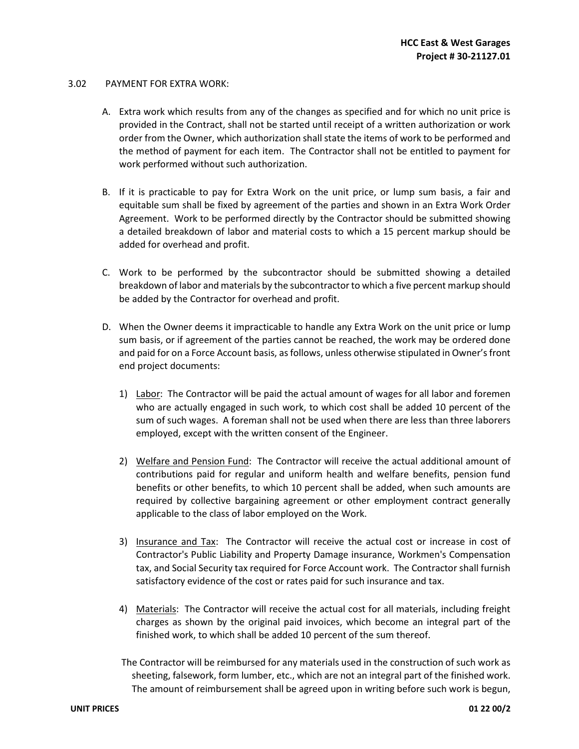### 3.02 PAYMENT FOR EXTRA WORK:

A. Extra work which results from any of the changes as specified and for which no unit price is provided in the Contract, shall not be started until receipt of a written authorization or work order from the Owner, which authorization shall state the items of work to be performed and the method of payment for each item. The Contractor shall not be entitled to payment for work performed without such authorization.

B. If it is practicable to pay for Extra Work on the unit price, or lump sum basis, a fair and equitable sum shall be fixed by agreement of the parties and shown in an Extra Work Order Agreement. Work to be performed directly by the Contractor should be submitted showing a detailed breakdown of labor and material costs to which a 15 percent markup should be added for overhead and profit.

C. Work to be performed by the subcontractor should be submitted showing a detailed breakdown of labor and materials by the subcontractor to which a five percent markup should be added by the Contractor for overhead and profit.

D. When the Owner deems it impracticable to handle any Extra Work on the unit price or lump sum basis, or if agreement of the parties cannot be reached, the work may be ordered done and paid for on a Force Account basis, as follows, unless otherwise stipulated in Owner's front end project documents:

   1) Labor: The Contractor will be paid the actual amount of wages for all labor and foremen who are actually engaged in such work, to which cost shall be added 10 percent of the sum of such wages. A foreman shall not be used when there are less than three laborers employed, except with the written consent of the Engineer.

   2) Welfare and Pension Fund: The Contractor will receive the actual additional amount of contributions paid for regular and uniform health and welfare benefits, pension fund benefits or other benefits, to which 10 percent shall be added, when such amounts are required by collective bargaining agreement or other employment contract generally applicable to the class of labor employed on the Work.

   3) Insurance and Tax: The Contractor will receive the actual cost or increase in cost of Contractor's Public Liability and Property Damage insurance, Workmen's Compensation tax, and Social Security tax required for Force Account work. The Contractor shall furnish satisfactory evidence of the cost or rates paid for such insurance and tax.

   4) Materials: The Contractor will receive the actual cost for all materials, including freight charges as shown by the original paid invoices, which become an integral part of the finished work, to which shall be added 10 percent of the sum thereof.

   The Contractor will be reimbursed for any materials used in the construction of such work as sheeting, falsework, form lumber, etc., which are not an integral part of the finished work. The amount of reimbursement shall be agreed upon in writing before such work is begun,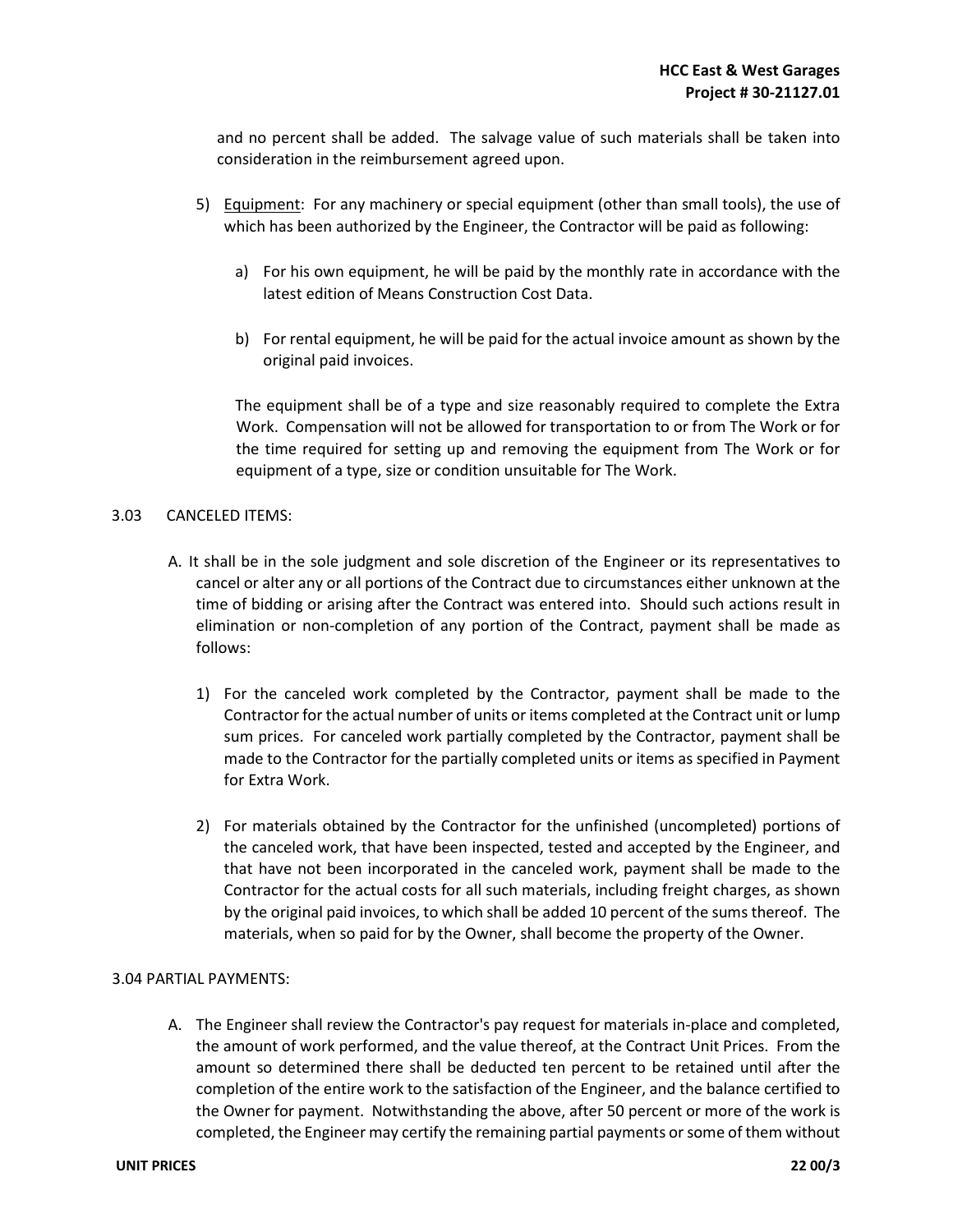and no percent shall be added. The salvage value of such materials shall be taken into consideration in the reimbursement agreed upon.

5) Equipment: For any machinery or special equipment (other than small tools), the use of which has been authorized by the Engineer, the Contractor will be paid as following:

   a) For his own equipment, he will be paid by the monthly rate in accordance with the latest edition of Means Construction Cost Data.

   b) For rental equipment, he will be paid for the actual invoice amount as shown by the original paid invoices.

   The equipment shall be of a type and size reasonably required to complete the Extra Work. Compensation will not be allowed for transportation to or from The Work or for the time required for setting up and removing the equipment from The Work or for equipment of a type, size or condition unsuitable for The Work.

3.03 CANCELED ITEMS:

A. It shall be in the sole judgment and sole discretion of the Engineer or its representatives to cancel or alter any or all portions of the Contract due to circumstances either unknown at the time of bidding or arising after the Contract was entered into. Should such actions result in elimination or non-completion of any portion of the Contract, payment shall be made as follows:

   1) For the canceled work completed by the Contractor, payment shall be made to the Contractor for the actual number of units or items completed at the Contract unit or lump sum prices. For canceled work partially completed by the Contractor, payment shall be made to the Contractor for the partially completed units or items as specified in Payment for Extra Work.

   2) For materials obtained by the Contractor for the unfinished (uncompleted) portions of the canceled work, that have been inspected, tested and accepted by the Engineer, and that have not been incorporated in the canceled work, payment shall be made to the Contractor for the actual costs for all such materials, including freight charges, as shown by the original paid invoices, to which shall be added 10 percent of the sums thereof. The materials, when so paid for by the Owner, shall become the property of the Owner.

3.04 PARTIAL PAYMENTS:

A. The Engineer shall review the Contractor's pay request for materials in-place and completed, the amount of work performed, and the value thereof, at the Contract Unit Prices. From the amount so determined there shall be deducted ten percent to be retained until after the completion of the entire work to the satisfaction of the Engineer, and the balance certified to the Owner for payment. Notwithstanding the above, after 50 percent or more of the work is completed, the Engineer may certify the remaining partial payments or some of them without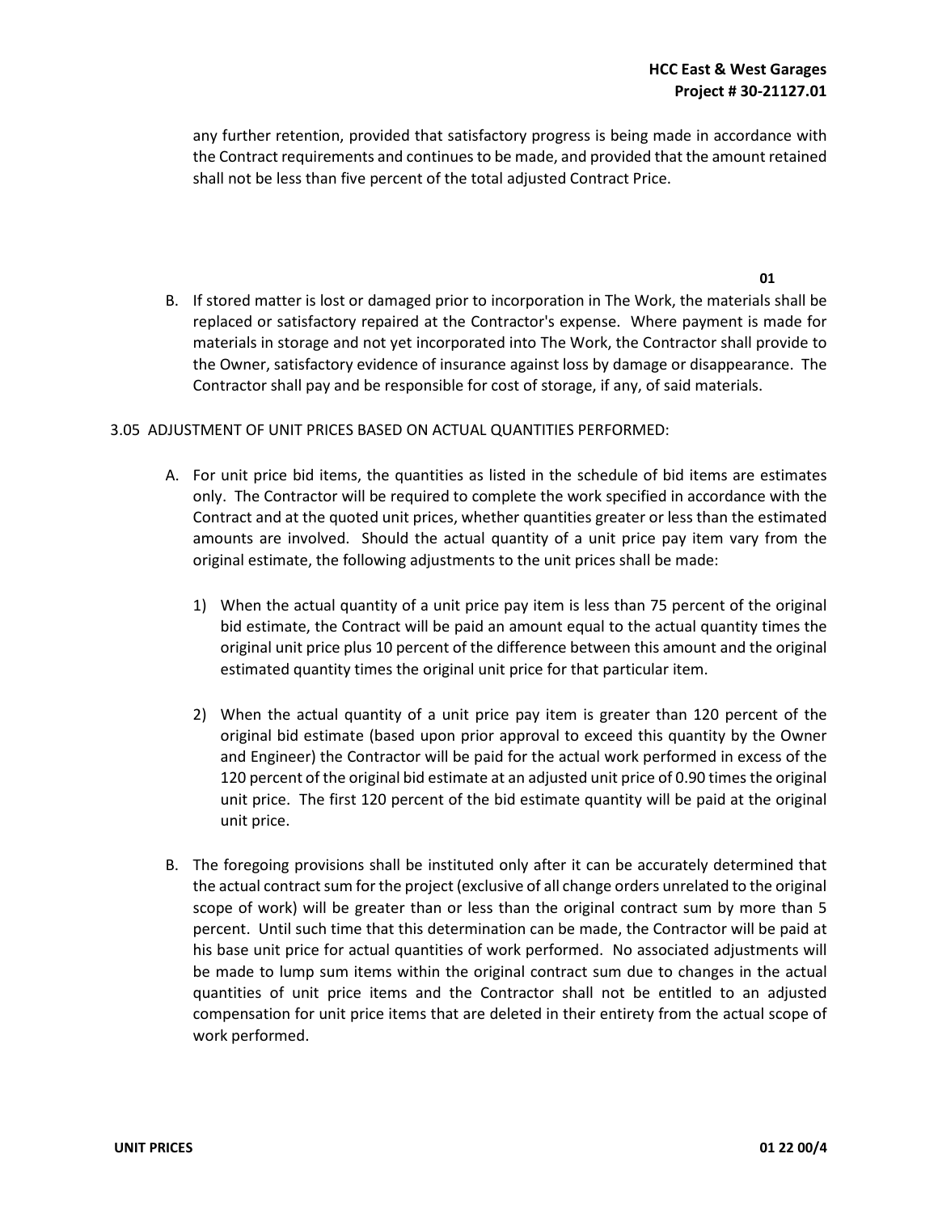any further retention, provided that satisfactory progress is being made in accordance with the Contract requirements and continues to be made, and provided that the amount retained shall not be less than five percent of the total adjusted Contract Price.

**01**

B. If stored matter is lost or damaged prior to incorporation in The Work, the materials shall be replaced or satisfactory repaired at the Contractor's expense. Where payment is made for materials in storage and not yet incorporated into The Work, the Contractor shall provide to the Owner, satisfactory evidence of insurance against loss by damage or disappearance. The Contractor shall pay and be responsible for cost of storage, if any, of said materials.

3.05 ADJUSTMENT OF UNIT PRICES BASED ON ACTUAL QUANTITIES PERFORMED:

A. For unit price bid items, the quantities as listed in the schedule of bid items are estimates only. The Contractor will be required to complete the work specified in accordance with the Contract and at the quoted unit prices, whether quantities greater or less than the estimated amounts are involved. Should the actual quantity of a unit price pay item vary from the original estimate, the following adjustments to the unit prices shall be made:

1) When the actual quantity of a unit price pay item is less than 75 percent of the original bid estimate, the Contract will be paid an amount equal to the actual quantity times the original unit price plus 10 percent of the difference between this amount and the original estimated quantity times the original unit price for that particular item.

2) When the actual quantity of a unit price pay item is greater than 120 percent of the original bid estimate (based upon prior approval to exceed this quantity by the Owner and Engineer) the Contractor will be paid for the actual work performed in excess of the 120 percent of the original bid estimate at an adjusted unit price of 0.90 times the original unit price. The first 120 percent of the bid estimate quantity will be paid at the original unit price.

B. The foregoing provisions shall be instituted only after it can be accurately determined that the actual contract sum for the project (exclusive of all change orders unrelated to the original scope of work) will be greater than or less than the original contract sum by more than 5 percent. Until such time that this determination can be made, the Contractor will be paid at his base unit price for actual quantities of work performed. No associated adjustments will be made to lump sum items within the original contract sum due to changes in the actual quantities of unit price items and the Contractor shall not be entitled to an adjusted compensation for unit price items that are deleted in their entirety from the actual scope of work performed.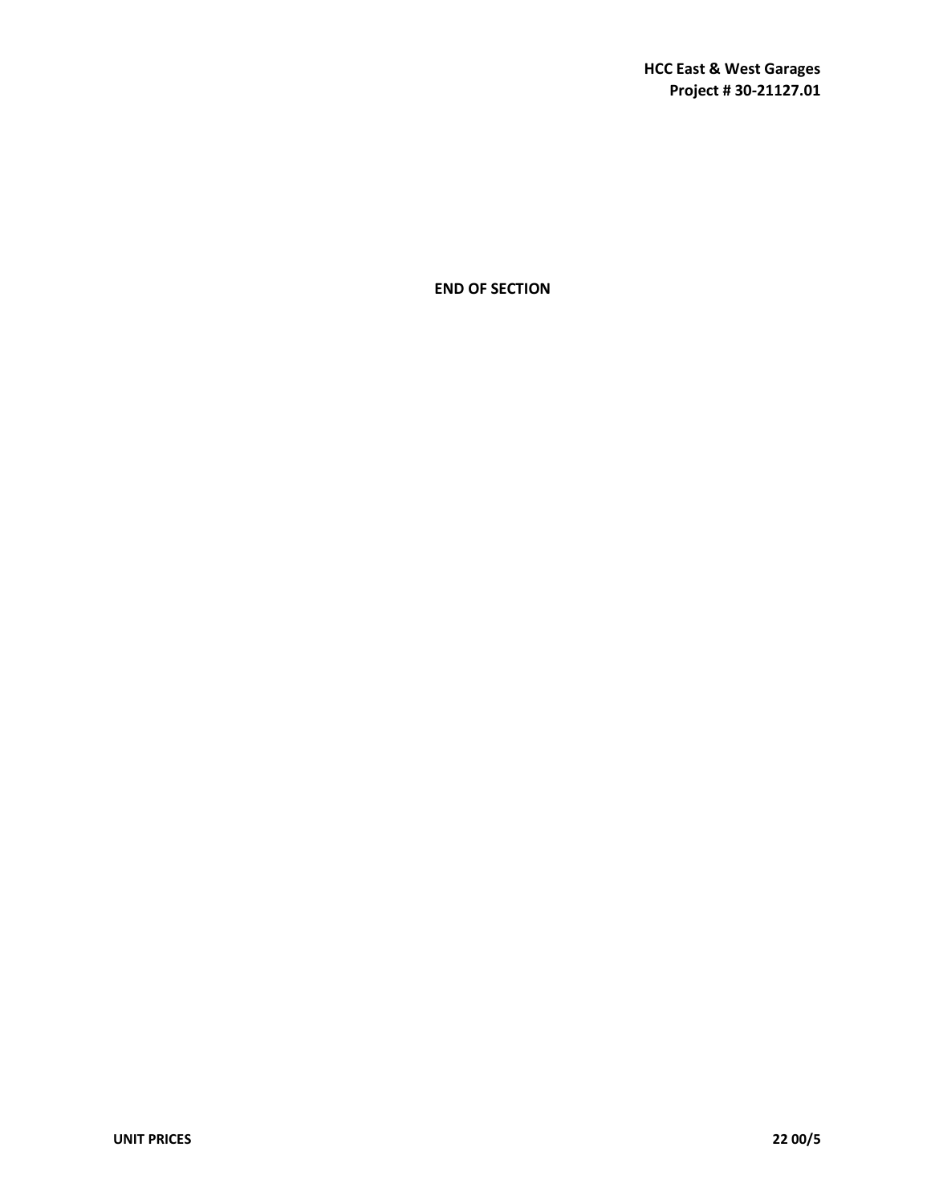**END OF SECTION**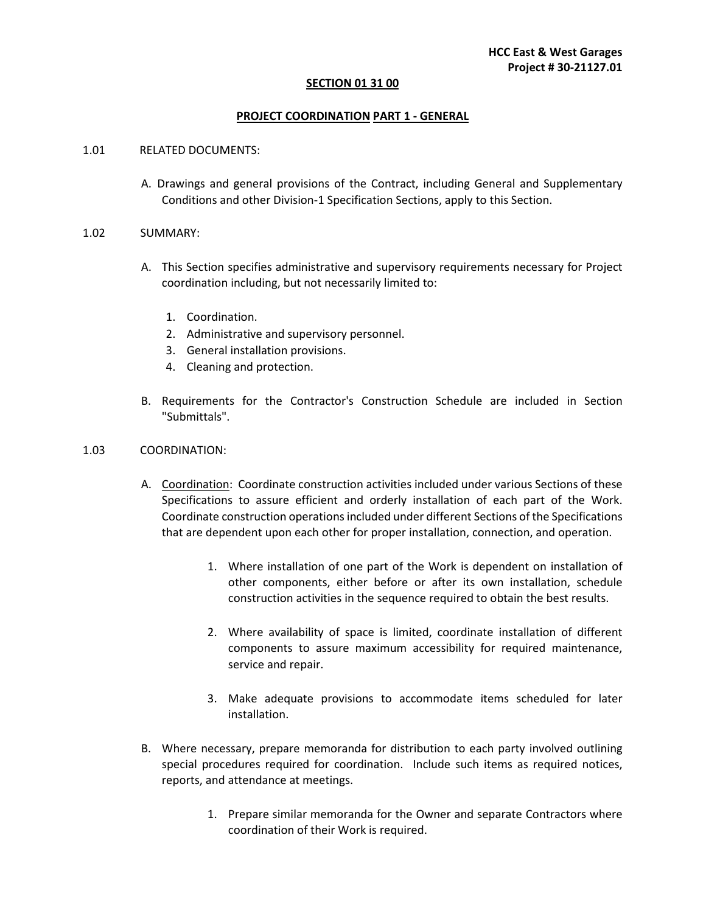## SECTION 01 31 00

## PROJECT COORDINATION PART 1 - GENERAL

1.01 RELATED DOCUMENTS:

A. Drawings and general provisions of the Contract, including General and Supplementary Conditions and other Division-1 Specification Sections, apply to this Section.

1.02 SUMMARY:

A. This Section specifies administrative and supervisory requirements necessary for Project coordination including, but not necessarily limited to:

1. Coordination.
2. Administrative and supervisory personnel.
3. General installation provisions.
4. Cleaning and protection.

B. Requirements for the Contractor's Construction Schedule are included in Section "Submittals".

1.03 COORDINATION:

A. Coordination: Coordinate construction activities included under various Sections of these Specifications to assure efficient and orderly installation of each part of the Work. Coordinate construction operations included under different Sections of the Specifications that are dependent upon each other for proper installation, connection, and operation.

1. Where installation of one part of the Work is dependent on installation of other components, either before or after its own installation, schedule construction activities in the sequence required to obtain the best results.

2. Where availability of space is limited, coordinate installation of different components to assure maximum accessibility for required maintenance, service and repair.

3. Make adequate provisions to accommodate items scheduled for later installation.

B. Where necessary, prepare memoranda for distribution to each party involved outlining special procedures required for coordination. Include such items as required notices, reports, and attendance at meetings.

1. Prepare similar memoranda for the Owner and separate Contractors where coordination of their Work is required.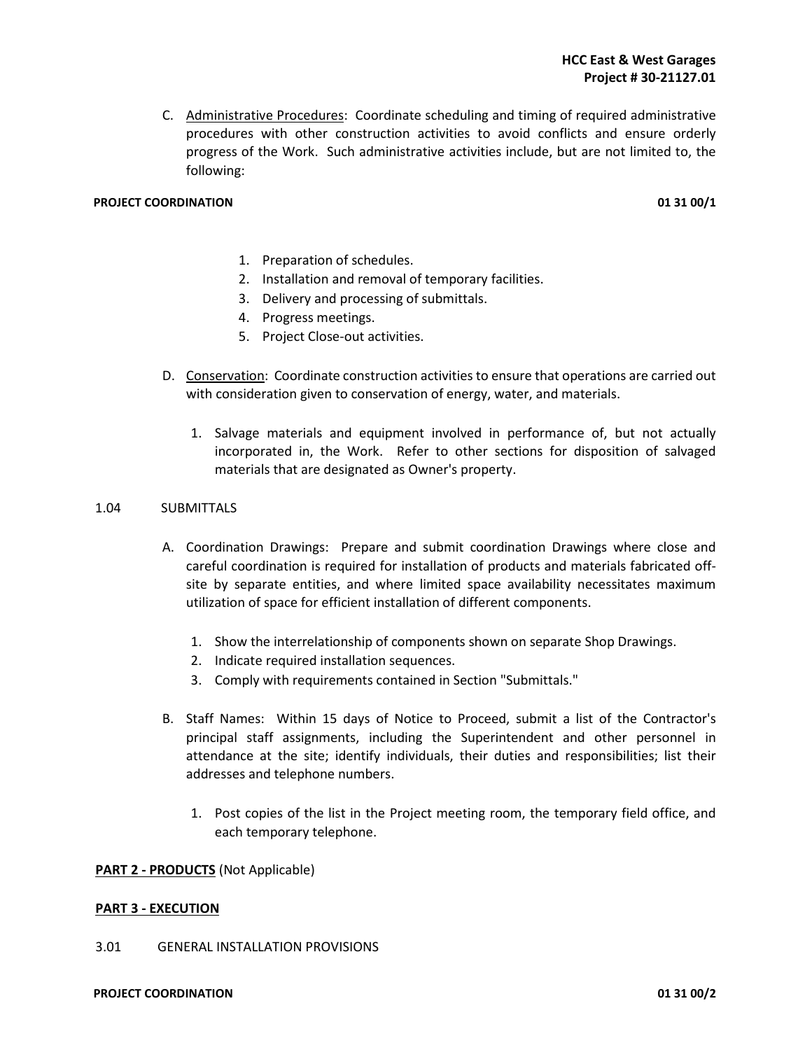C. Administrative Procedures: Coordinate scheduling and timing of required administrative procedures with other construction activities to avoid conflicts and ensure orderly progress of the Work. Such administrative activities include, but are not limited to, the following:

1. Preparation of schedules.
2. Installation and removal of temporary facilities.
3. Delivery and processing of submittals.
4. Progress meetings.
5. Project Close-out activities.

D. Conservation: Coordinate construction activities to ensure that operations are carried out with consideration given to conservation of energy, water, and materials.

1. Salvage materials and equipment involved in performance of, but not actually incorporated in, the Work. Refer to other sections for disposition of salvaged materials that are designated as Owner's property.

1.04 SUBMITTALS

A. Coordination Drawings: Prepare and submit coordination Drawings where close and careful coordination is required for installation of products and materials fabricated off-site by separate entities, and where limited space availability necessitates maximum utilization of space for efficient installation of different components.

1. Show the interrelationship of components shown on separate Shop Drawings.
2. Indicate required installation sequences.
3. Comply with requirements contained in Section "Submittals."

B. Staff Names: Within 15 days of Notice to Proceed, submit a list of the Contractor's principal staff assignments, including the Superintendent and other personnel in attendance at the site; identify individuals, their duties and responsibilities; list their addresses and telephone numbers.

1. Post copies of the list in the Project meeting room, the temporary field office, and each temporary telephone.

**PART 2 - PRODUCTS** (Not Applicable)

**PART 3 - EXECUTION**

3.01 GENERAL INSTALLATION PROVISIONS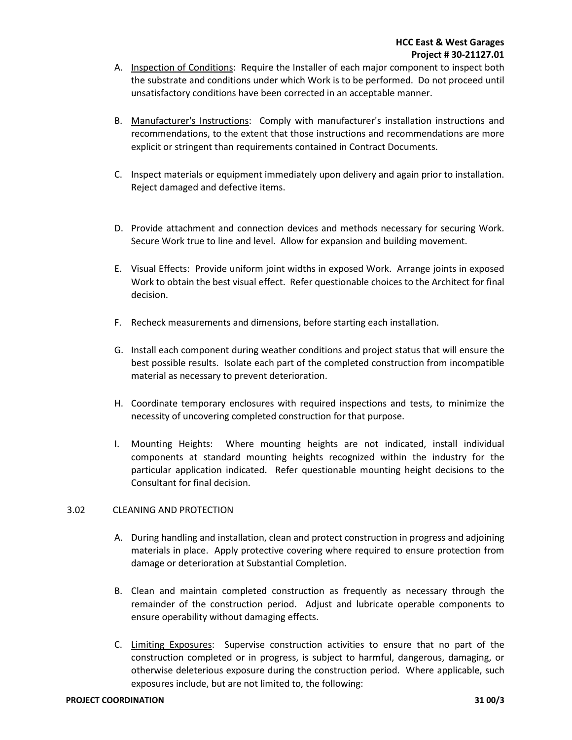A. Inspection of Conditions: Require the Installer of each major component to inspect both the substrate and conditions under which Work is to be performed. Do not proceed until unsatisfactory conditions have been corrected in an acceptable manner.

B. Manufacturer's Instructions: Comply with manufacturer's installation instructions and recommendations, to the extent that those instructions and recommendations are more explicit or stringent than requirements contained in Contract Documents.

C. Inspect materials or equipment immediately upon delivery and again prior to installation. Reject damaged and defective items.

D. Provide attachment and connection devices and methods necessary for securing Work. Secure Work true to line and level. Allow for expansion and building movement.

E. Visual Effects: Provide uniform joint widths in exposed Work. Arrange joints in exposed Work to obtain the best visual effect. Refer questionable choices to the Architect for final decision.

F. Recheck measurements and dimensions, before starting each installation.

G. Install each component during weather conditions and project status that will ensure the best possible results. Isolate each part of the completed construction from incompatible material as necessary to prevent deterioration.

H. Coordinate temporary enclosures with required inspections and tests, to minimize the necessity of uncovering completed construction for that purpose.

I. Mounting Heights: Where mounting heights are not indicated, install individual components at standard mounting heights recognized within the industry for the particular application indicated. Refer questionable mounting height decisions to the Consultant for final decision.

## 3.02 CLEANING AND PROTECTION

A. During handling and installation, clean and protect construction in progress and adjoining materials in place. Apply protective covering where required to ensure protection from damage or deterioration at Substantial Completion.

B. Clean and maintain completed construction as frequently as necessary through the remainder of the construction period. Adjust and lubricate operable components to ensure operability without damaging effects.

C. Limiting Exposures: Supervise construction activities to ensure that no part of the construction completed or in progress, is subject to harmful, dangerous, damaging, or otherwise deleterious exposure during the construction period. Where applicable, such exposures include, but are not limited to, the following: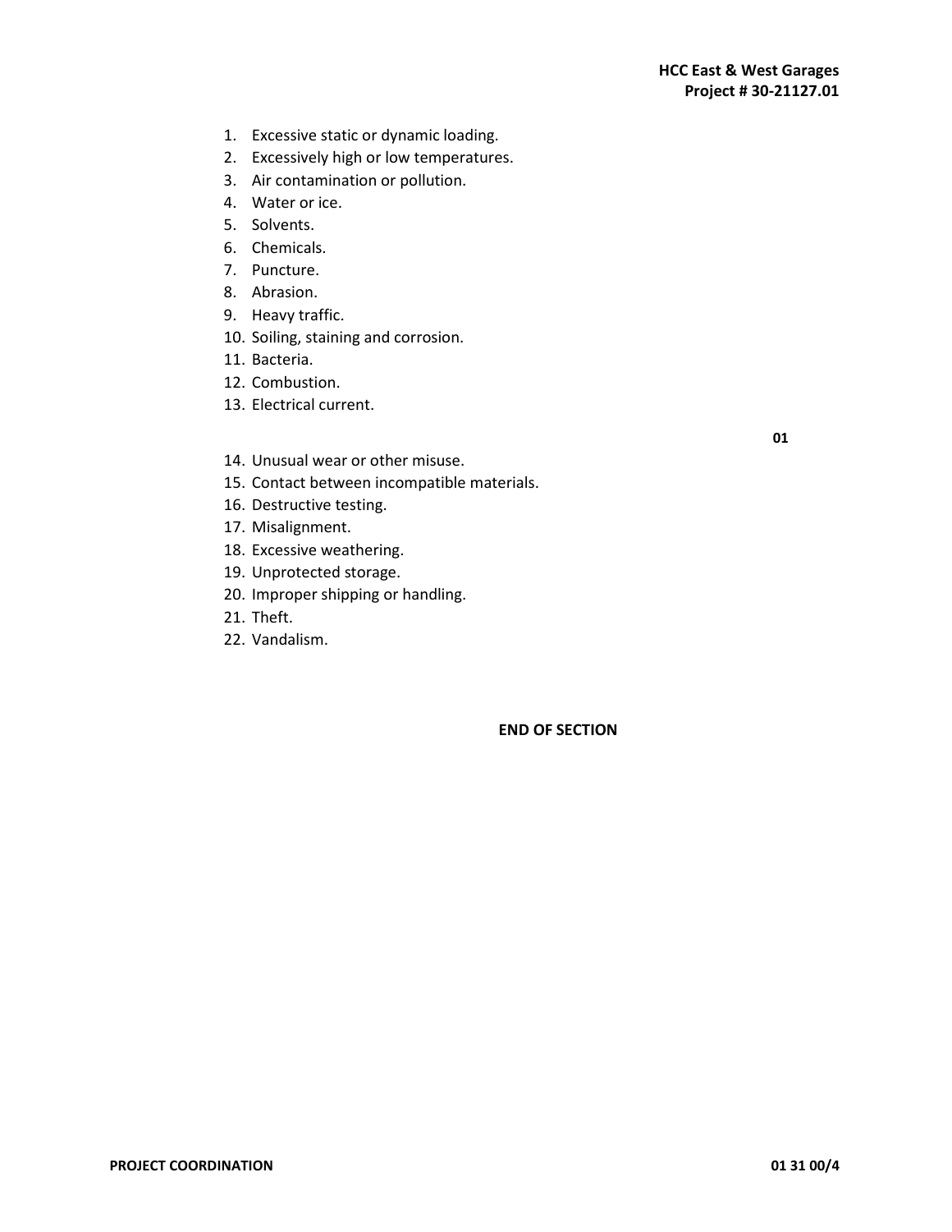1. Excessive static or dynamic loading.
2. Excessively high or low temperatures.
3. Air contamination or pollution.
4. Water or ice.
5. Solvents.
6. Chemicals.
7. Puncture.
8. Abrasion.
9. Heavy traffic.
10. Soiling, staining and corrosion.
11. Bacteria.
12. Combustion.
13. Electrical current.

01

14. Unusual wear or other misuse.
15. Contact between incompatible materials.
16. Destructive testing.
17. Misalignment.
18. Excessive weathering.
19. Unprotected storage.
20. Improper shipping or handling.
21. Theft.
22. Vandalism.

**END OF SECTION**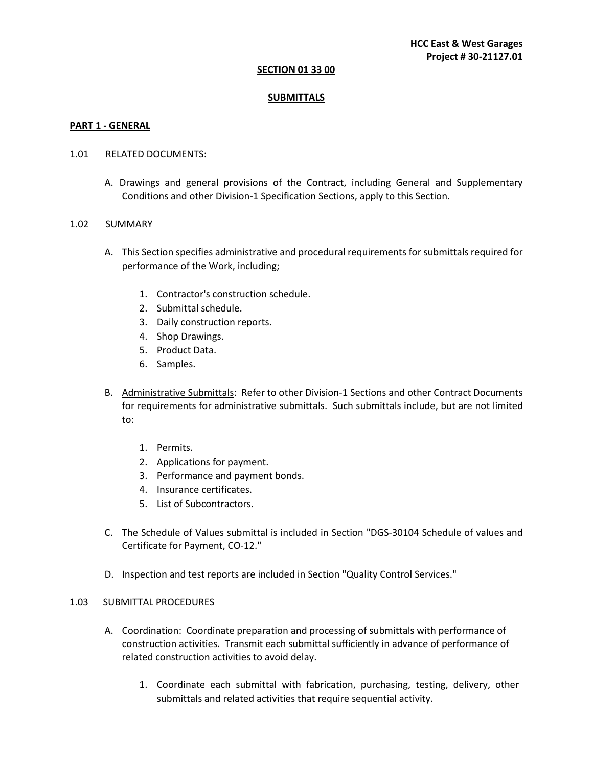## SECTION 01 33 00

## SUBMITTALS

### PART 1 - GENERAL

1.01 RELATED DOCUMENTS:

A. Drawings and general provisions of the Contract, including General and Supplementary Conditions and other Division-1 Specification Sections, apply to this Section.

1.02 SUMMARY

A. This Section specifies administrative and procedural requirements for submittals required for performance of the Work, including;

1. Contractor's construction schedule.
2. Submittal schedule.
3. Daily construction reports.
4. Shop Drawings.
5. Product Data.
6. Samples.

B. Administrative Submittals: Refer to other Division-1 Sections and other Contract Documents for requirements for administrative submittals. Such submittals include, but are not limited to:

1. Permits.
2. Applications for payment.
3. Performance and payment bonds.
4. Insurance certificates.
5. List of Subcontractors.

C. The Schedule of Values submittal is included in Section "DGS-30104 Schedule of values and Certificate for Payment, CO-12."

D. Inspection and test reports are included in Section "Quality Control Services."

1.03 SUBMITTAL PROCEDURES

A. Coordination: Coordinate preparation and processing of submittals with performance of construction activities. Transmit each submittal sufficiently in advance of performance of related construction activities to avoid delay.

1. Coordinate each submittal with fabrication, purchasing, testing, delivery, other submittals and related activities that require sequential activity.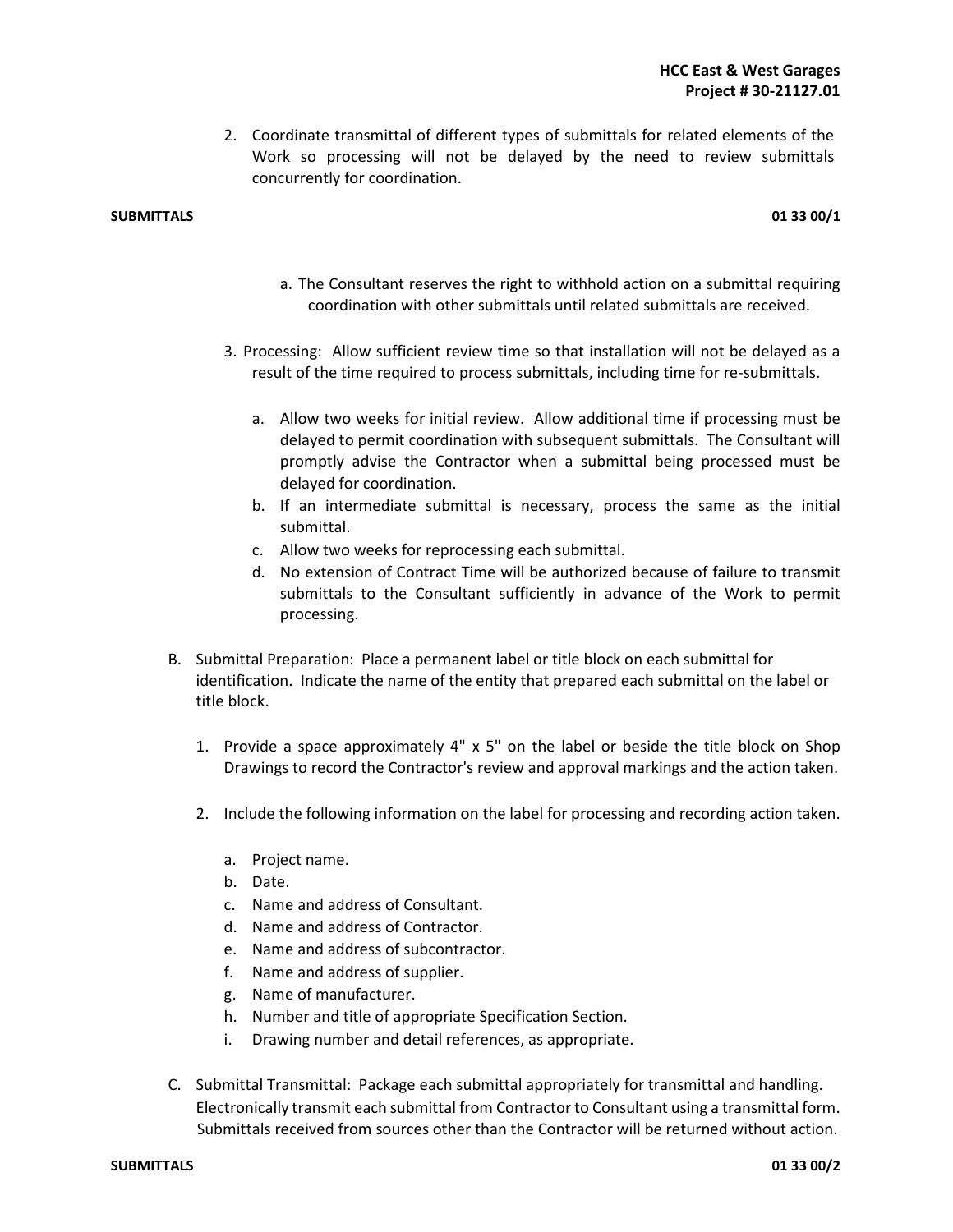2. Coordinate transmittal of different types of submittals for related elements of the Work so processing will not be delayed by the need to review submittals concurrently for coordination.

   a. The Consultant reserves the right to withhold action on a submittal requiring coordination with other submittals until related submittals are received.

3. Processing: Allow sufficient review time so that installation will not be delayed as a result of the time required to process submittals, including time for re-submittals.

   a. Allow two weeks for initial review. Allow additional time if processing must be delayed to permit coordination with subsequent submittals. The Consultant will promptly advise the Contractor when a submittal being processed must be delayed for coordination.
   b. If an intermediate submittal is necessary, process the same as the initial submittal.
   c. Allow two weeks for reprocessing each submittal.
   d. No extension of Contract Time will be authorized because of failure to transmit submittals to the Consultant sufficiently in advance of the Work to permit processing.

B. Submittal Preparation: Place a permanent label or title block on each submittal for identification. Indicate the name of the entity that prepared each submittal on the label or title block.

1. Provide a space approximately 4" x 5" on the label or beside the title block on Shop Drawings to record the Contractor's review and approval markings and the action taken.

2. Include the following information on the label for processing and recording action taken.

   a. Project name.
   b. Date.
   c. Name and address of Consultant.
   d. Name and address of Contractor.
   e. Name and address of subcontractor.
   f. Name and address of supplier.
   g. Name of manufacturer.
   h. Number and title of appropriate Specification Section.
   i. Drawing number and detail references, as appropriate.

C. Submittal Transmittal: Package each submittal appropriately for transmittal and handling. Electronically transmit each submittal from Contractor to Consultant using a transmittal form. Submittals received from sources other than the Contractor will be returned without action.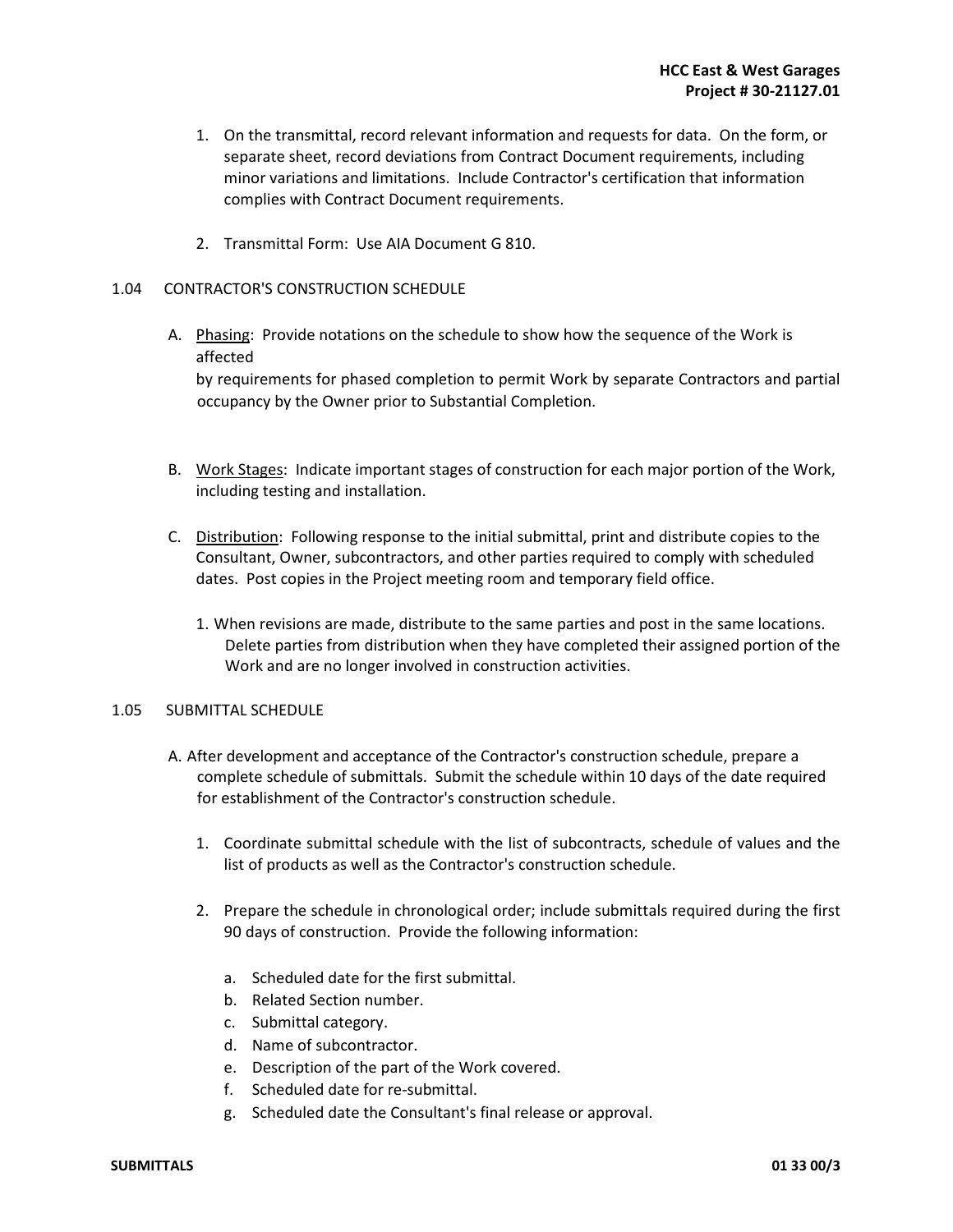1. On the transmittal, record relevant information and requests for data. On the form, or separate sheet, record deviations from Contract Document requirements, including minor variations and limitations. Include Contractor's certification that information complies with Contract Document requirements.

2. Transmittal Form: Use AIA Document G 810.

## 1.04 CONTRACTOR'S CONSTRUCTION SCHEDULE

A. Phasing: Provide notations on the schedule to show how the sequence of the Work is affected by requirements for phased completion to permit Work by separate Contractors and partial occupancy by the Owner prior to Substantial Completion.

B. Work Stages: Indicate important stages of construction for each major portion of the Work, including testing and installation.

C. Distribution: Following response to the initial submittal, print and distribute copies to the Consultant, Owner, subcontractors, and other parties required to comply with scheduled dates. Post copies in the Project meeting room and temporary field office.

1. When revisions are made, distribute to the same parties and post in the same locations. Delete parties from distribution when they have completed their assigned portion of the Work and are no longer involved in construction activities.

## 1.05 SUBMITTAL SCHEDULE

A. After development and acceptance of the Contractor's construction schedule, prepare a complete schedule of submittals. Submit the schedule within 10 days of the date required for establishment of the Contractor's construction schedule.

1. Coordinate submittal schedule with the list of subcontracts, schedule of values and the list of products as well as the Contractor's construction schedule.

2. Prepare the schedule in chronological order; include submittals required during the first 90 days of construction. Provide the following information:

   a. Scheduled date for the first submittal.
   b. Related Section number.
   c. Submittal category.
   d. Name of subcontractor.
   e. Description of the part of the Work covered.
   f. Scheduled date for re-submittal.
   g. Scheduled date the Consultant's final release or approval.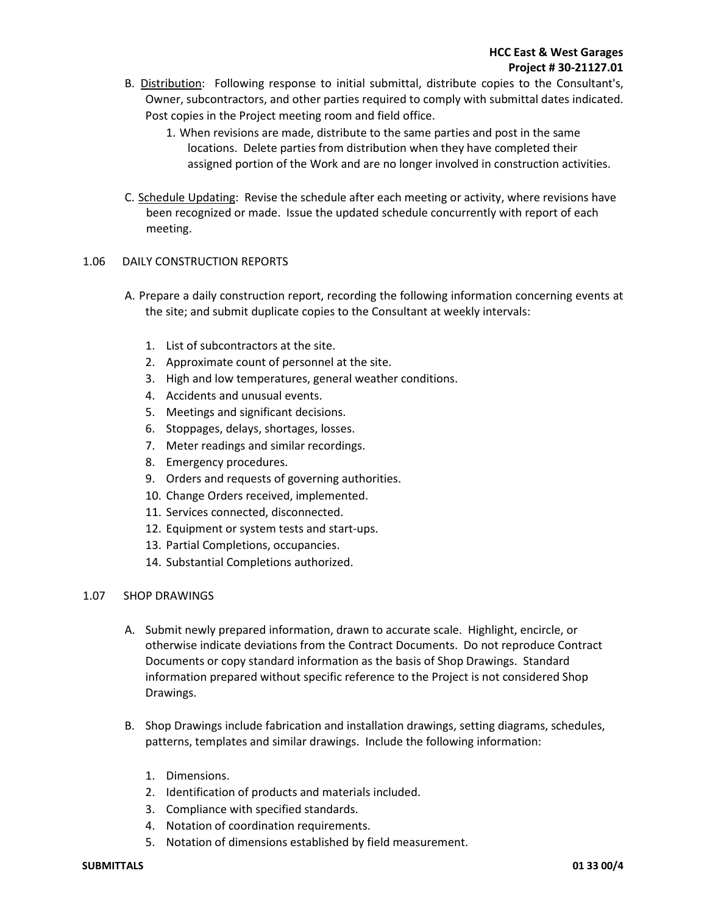B. Distribution: Following response to initial submittal, distribute copies to the Consultant's, Owner, subcontractors, and other parties required to comply with submittal dates indicated. Post copies in the Project meeting room and field office.

   1. When revisions are made, distribute to the same parties and post in the same locations. Delete parties from distribution when they have completed their assigned portion of the Work and are no longer involved in construction activities.

C. Schedule Updating: Revise the schedule after each meeting or activity, where revisions have been recognized or made. Issue the updated schedule concurrently with report of each meeting.

## 1.06 DAILY CONSTRUCTION REPORTS

A. Prepare a daily construction report, recording the following information concerning events at the site; and submit duplicate copies to the Consultant at weekly intervals:

   1. List of subcontractors at the site.
   2. Approximate count of personnel at the site.
   3. High and low temperatures, general weather conditions.
   4. Accidents and unusual events.
   5. Meetings and significant decisions.
   6. Stoppages, delays, shortages, losses.
   7. Meter readings and similar recordings.
   8. Emergency procedures.
   9. Orders and requests of governing authorities.
   10. Change Orders received, implemented.
   11. Services connected, disconnected.
   12. Equipment or system tests and start-ups.
   13. Partial Completions, occupancies.
   14. Substantial Completions authorized.

## 1.07 SHOP DRAWINGS

A. Submit newly prepared information, drawn to accurate scale. Highlight, encircle, or otherwise indicate deviations from the Contract Documents. Do not reproduce Contract Documents or copy standard information as the basis of Shop Drawings. Standard information prepared without specific reference to the Project is not considered Shop Drawings.

B. Shop Drawings include fabrication and installation drawings, setting diagrams, schedules, patterns, templates and similar drawings. Include the following information:

   1. Dimensions.
   2. Identification of products and materials included.
   3. Compliance with specified standards.
   4. Notation of coordination requirements.
   5. Notation of dimensions established by field measurement.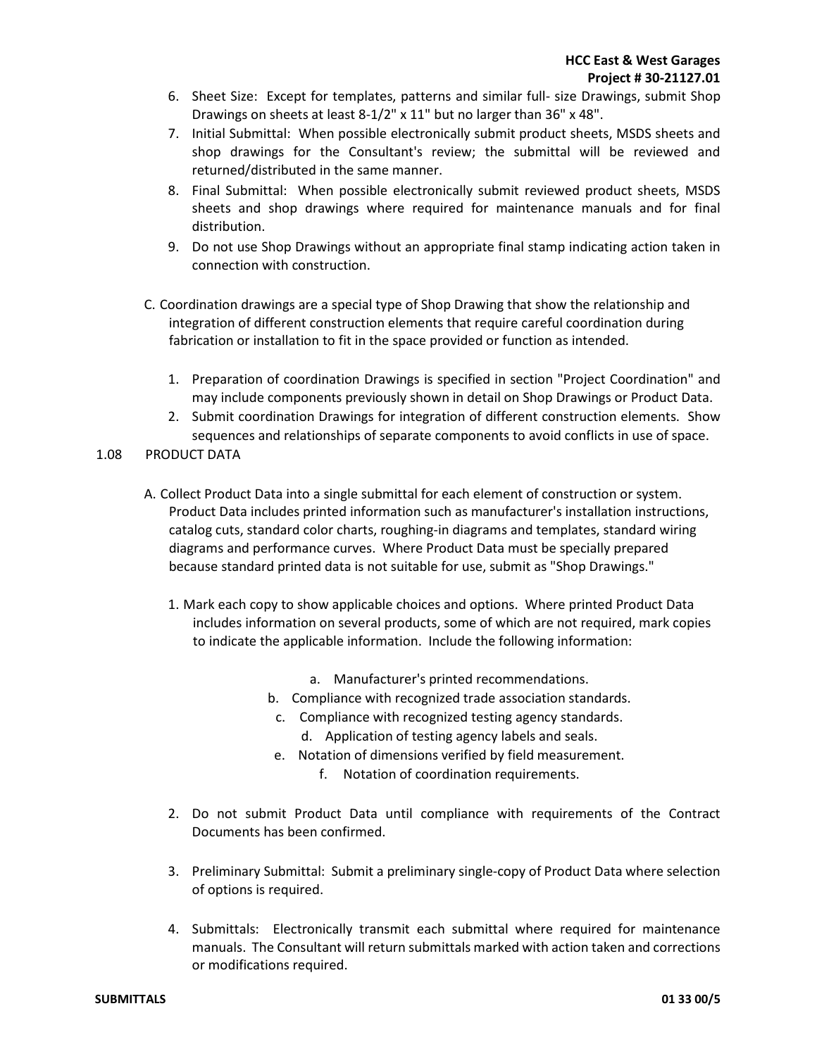6. Sheet Size: Except for templates, patterns and similar full- size Drawings, submit Shop Drawings on sheets at least 8-1/2" x 11" but no larger than 36" x 48".
7. Initial Submittal: When possible electronically submit product sheets, MSDS sheets and shop drawings for the Consultant's review; the submittal will be reviewed and returned/distributed in the same manner.
8. Final Submittal: When possible electronically submit reviewed product sheets, MSDS sheets and shop drawings where required for maintenance manuals and for final distribution.
9. Do not use Shop Drawings without an appropriate final stamp indicating action taken in connection with construction.

C. Coordination drawings are a special type of Shop Drawing that show the relationship and integration of different construction elements that require careful coordination during fabrication or installation to fit in the space provided or function as intended.

1. Preparation of coordination Drawings is specified in section "Project Coordination" and may include components previously shown in detail on Shop Drawings or Product Data.
2. Submit coordination Drawings for integration of different construction elements. Show sequences and relationships of separate components to avoid conflicts in use of space.

1.08 PRODUCT DATA

A. Collect Product Data into a single submittal for each element of construction or system. Product Data includes printed information such as manufacturer's installation instructions, catalog cuts, standard color charts, roughing-in diagrams and templates, standard wiring diagrams and performance curves. Where Product Data must be specially prepared because standard printed data is not suitable for use, submit as "Shop Drawings."

1. Mark each copy to show applicable choices and options. Where printed Product Data includes information on several products, some of which are not required, mark copies to indicate the applicable information. Include the following information:

   a. Manufacturer's printed recommendations.
   b. Compliance with recognized trade association standards.
   c. Compliance with recognized testing agency standards.
   d. Application of testing agency labels and seals.
   e. Notation of dimensions verified by field measurement.
   f. Notation of coordination requirements.

2. Do not submit Product Data until compliance with requirements of the Contract Documents has been confirmed.

3. Preliminary Submittal: Submit a preliminary single-copy of Product Data where selection of options is required.

4. Submittals: Electronically transmit each submittal where required for maintenance manuals. The Consultant will return submittals marked with action taken and corrections or modifications required.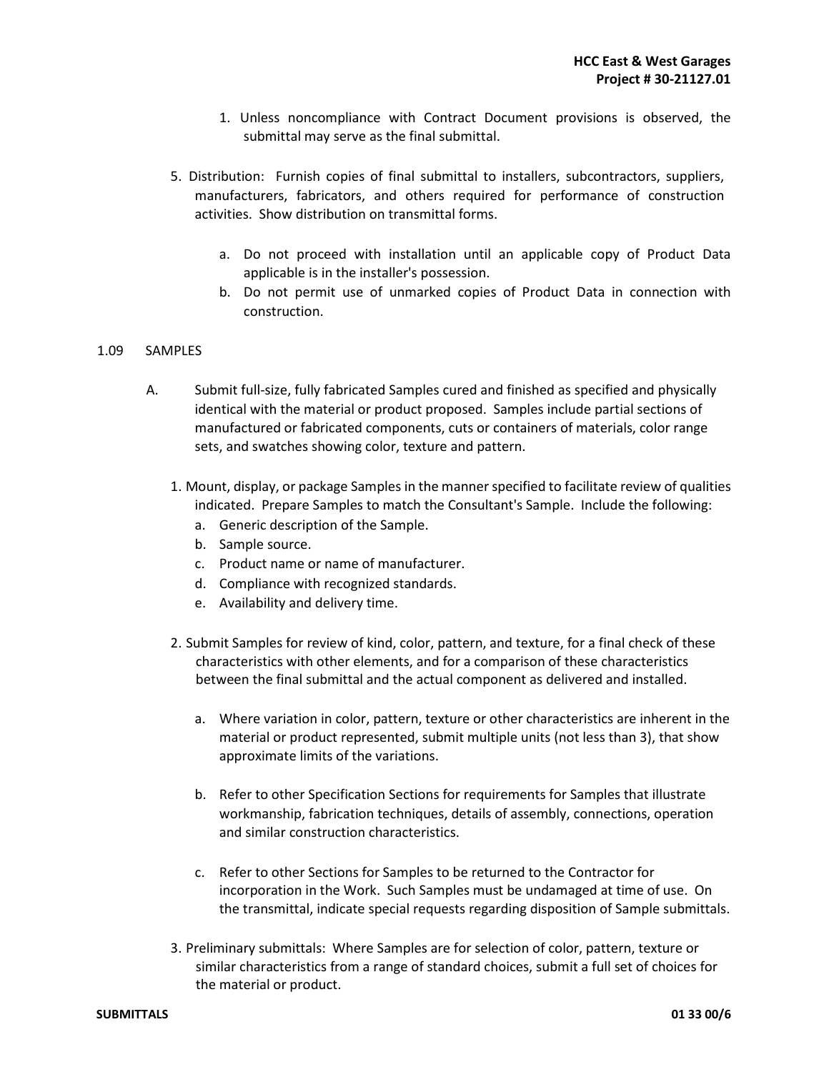1. Unless noncompliance with Contract Document provisions is observed, the submittal may serve as the final submittal.

5. Distribution: Furnish copies of final submittal to installers, subcontractors, suppliers, manufacturers, fabricators, and others required for performance of construction activities. Show distribution on transmittal forms.

   a. Do not proceed with installation until an applicable copy of Product Data applicable is in the installer's possession.
   b. Do not permit use of unmarked copies of Product Data in connection with construction.

## 1.09 SAMPLES

A. Submit full-size, fully fabricated Samples cured and finished as specified and physically identical with the material or product proposed. Samples include partial sections of manufactured or fabricated components, cuts or containers of materials, color range sets, and swatches showing color, texture and pattern.

1. Mount, display, or package Samples in the manner specified to facilitate review of qualities indicated. Prepare Samples to match the Consultant's Sample. Include the following:
   a. Generic description of the Sample.
   b. Sample source.
   c. Product name or name of manufacturer.
   d. Compliance with recognized standards.
   e. Availability and delivery time.

2. Submit Samples for review of kind, color, pattern, and texture, for a final check of these characteristics with other elements, and for a comparison of these characteristics between the final submittal and the actual component as delivered and installed.

   a. Where variation in color, pattern, texture or other characteristics are inherent in the material or product represented, submit multiple units (not less than 3), that show approximate limits of the variations.

   b. Refer to other Specification Sections for requirements for Samples that illustrate workmanship, fabrication techniques, details of assembly, connections, operation and similar construction characteristics.

   c. Refer to other Sections for Samples to be returned to the Contractor for incorporation in the Work. Such Samples must be undamaged at time of use. On the transmittal, indicate special requests regarding disposition of Sample submittals.

3. Preliminary submittals: Where Samples are for selection of color, pattern, texture or similar characteristics from a range of standard choices, submit a full set of choices for the material or product.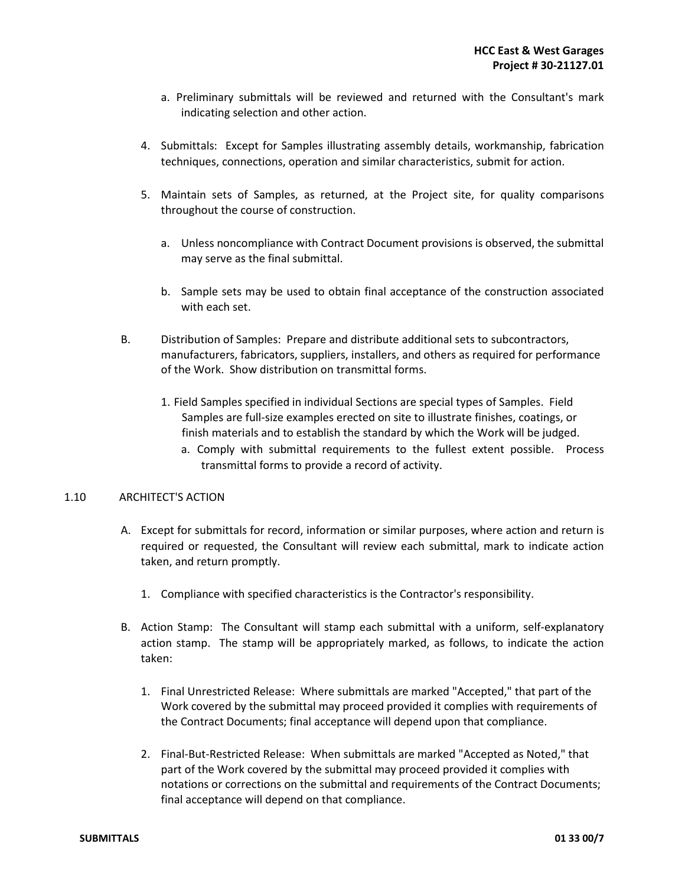a. Preliminary submittals will be reviewed and returned with the Consultant's mark indicating selection and other action.

4. Submittals: Except for Samples illustrating assembly details, workmanship, fabrication techniques, connections, operation and similar characteristics, submit for action.

5. Maintain sets of Samples, as returned, at the Project site, for quality comparisons throughout the course of construction.

   a. Unless noncompliance with Contract Document provisions is observed, the submittal may serve as the final submittal.

   b. Sample sets may be used to obtain final acceptance of the construction associated with each set.

B. Distribution of Samples: Prepare and distribute additional sets to subcontractors, manufacturers, fabricators, suppliers, installers, and others as required for performance of the Work. Show distribution on transmittal forms.

   1. Field Samples specified in individual Sections are special types of Samples. Field Samples are full-size examples erected on site to illustrate finishes, coatings, or finish materials and to establish the standard by which the Work will be judged.
      a. Comply with submittal requirements to the fullest extent possible. Process transmittal forms to provide a record of activity.

## 1.10 ARCHITECT'S ACTION

A. Except for submittals for record, information or similar purposes, where action and return is required or requested, the Consultant will review each submittal, mark to indicate action taken, and return promptly.

   1. Compliance with specified characteristics is the Contractor's responsibility.

B. Action Stamp: The Consultant will stamp each submittal with a uniform, self-explanatory action stamp. The stamp will be appropriately marked, as follows, to indicate the action taken:

   1. Final Unrestricted Release: Where submittals are marked "Accepted," that part of the Work covered by the submittal may proceed provided it complies with requirements of the Contract Documents; final acceptance will depend upon that compliance.

   2. Final-But-Restricted Release: When submittals are marked "Accepted as Noted," that part of the Work covered by the submittal may proceed provided it complies with notations or corrections on the submittal and requirements of the Contract Documents; final acceptance will depend on that compliance.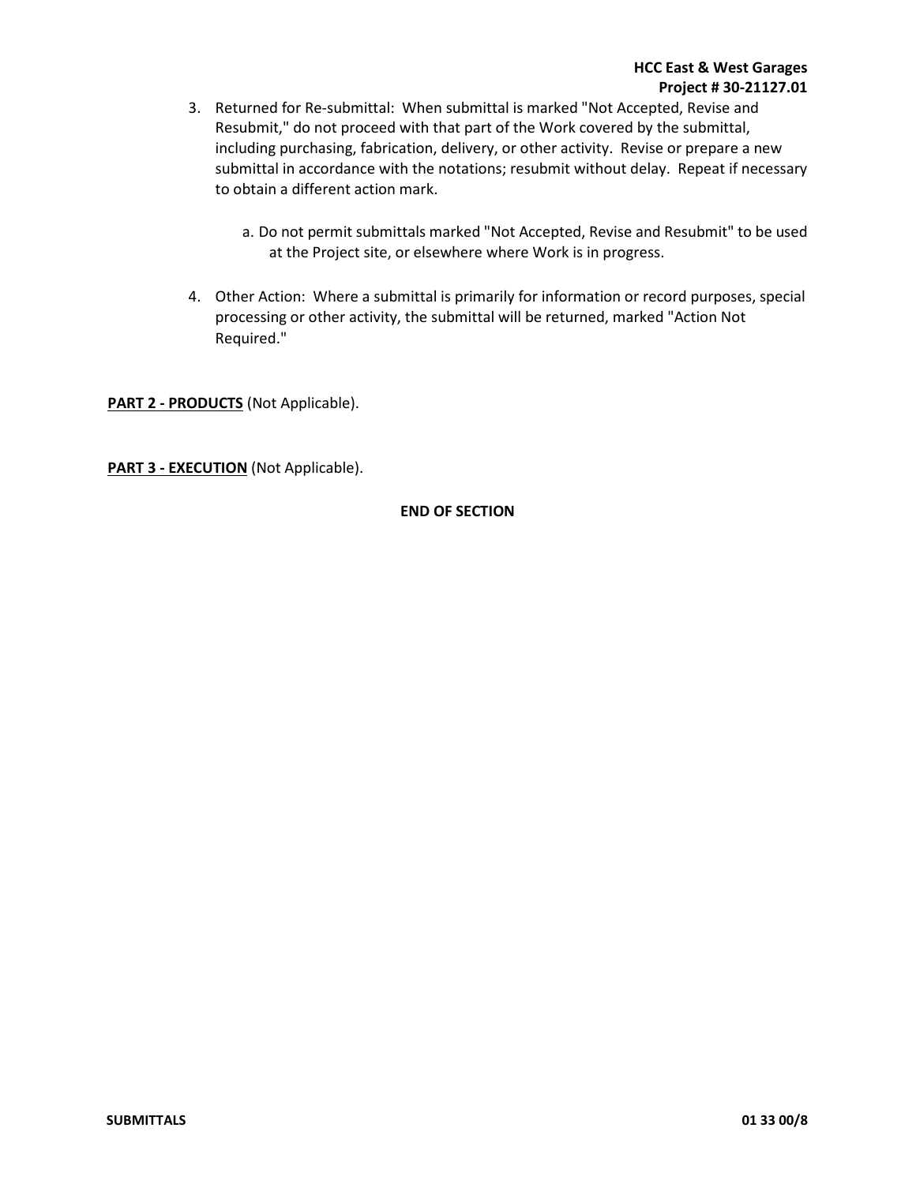3. Returned for Re-submittal: When submittal is marked "Not Accepted, Revise and Resubmit," do not proceed with that part of the Work covered by the submittal, including purchasing, fabrication, delivery, or other activity. Revise or prepare a new submittal in accordance with the notations; resubmit without delay. Repeat if necessary to obtain a different action mark.

    a. Do not permit submittals marked "Not Accepted, Revise and Resubmit" to be used at the Project site, or elsewhere where Work is in progress.

4. Other Action: Where a submittal is primarily for information or record purposes, special processing or other activity, the submittal will be returned, marked "Action Not Required."

**PART 2 - PRODUCTS** (Not Applicable).

**PART 3 - EXECUTION** (Not Applicable).

**END OF SECTION**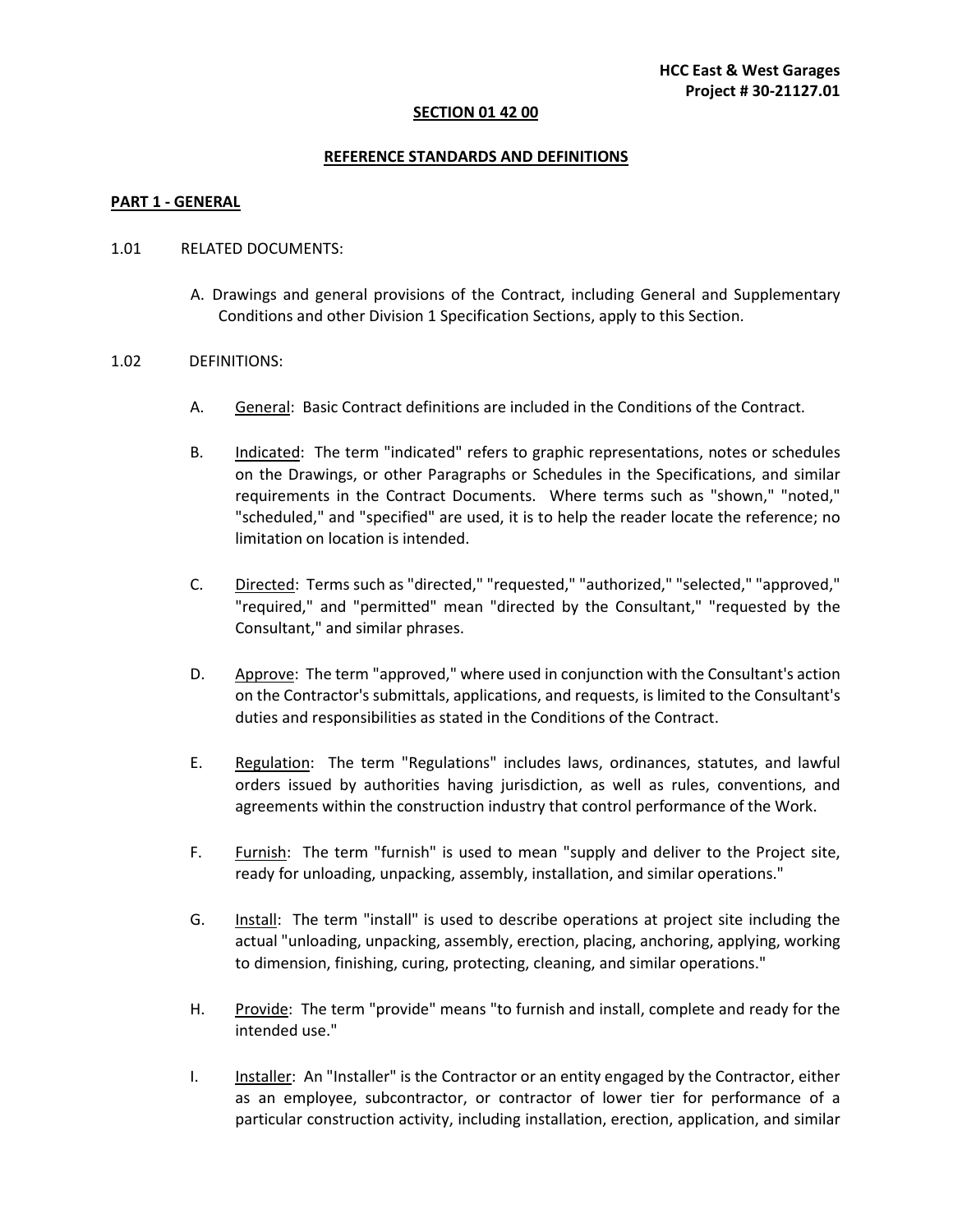## SECTION 01 42 00

## REFERENCE STANDARDS AND DEFINITIONS

### PART 1 - GENERAL

1.01 RELATED DOCUMENTS:

A. Drawings and general provisions of the Contract, including General and Supplementary Conditions and other Division 1 Specification Sections, apply to this Section.

1.02 DEFINITIONS:

A. General: Basic Contract definitions are included in the Conditions of the Contract.

B. Indicated: The term "indicated" refers to graphic representations, notes or schedules on the Drawings, or other Paragraphs or Schedules in the Specifications, and similar requirements in the Contract Documents. Where terms such as "shown," "noted," "scheduled," and "specified" are used, it is to help the reader locate the reference; no limitation on location is intended.

C. Directed: Terms such as "directed," "requested," "authorized," "selected," "approved," "required," and "permitted" mean "directed by the Consultant," "requested by the Consultant," and similar phrases.

D. Approve: The term "approved," where used in conjunction with the Consultant's action on the Contractor's submittals, applications, and requests, is limited to the Consultant's duties and responsibilities as stated in the Conditions of the Contract.

E. Regulation: The term "Regulations" includes laws, ordinances, statutes, and lawful orders issued by authorities having jurisdiction, as well as rules, conventions, and agreements within the construction industry that control performance of the Work.

F. Furnish: The term "furnish" is used to mean "supply and deliver to the Project site, ready for unloading, unpacking, assembly, installation, and similar operations."

G. Install: The term "install" is used to describe operations at project site including the actual "unloading, unpacking, assembly, erection, placing, anchoring, applying, working to dimension, finishing, curing, protecting, cleaning, and similar operations."

H. Provide: The term "provide" means "to furnish and install, complete and ready for the intended use."

I. Installer: An "Installer" is the Contractor or an entity engaged by the Contractor, either as an employee, subcontractor, or contractor of lower tier for performance of a particular construction activity, including installation, erection, application, and similar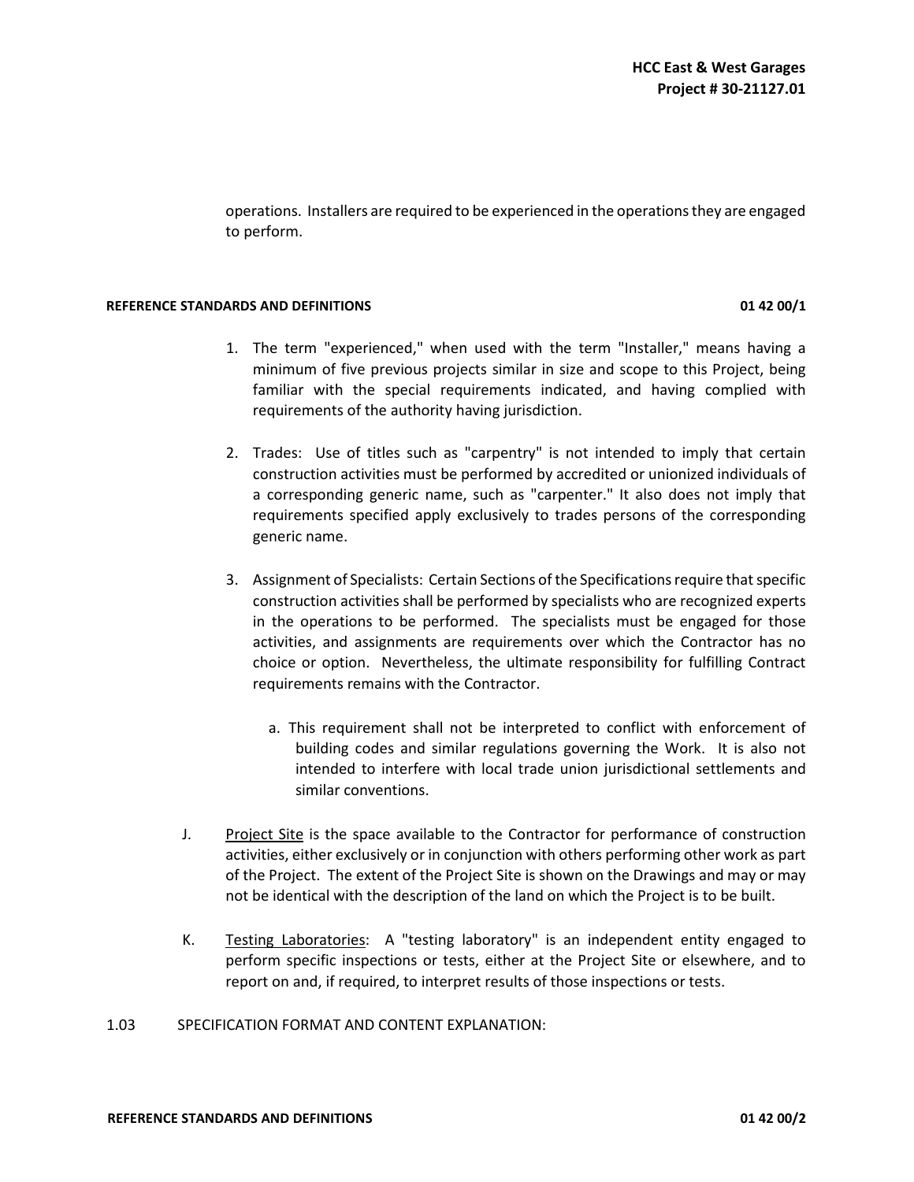operations. Installers are required to be experienced in the operations they are engaged to perform.

1. The term "experienced," when used with the term "Installer," means having a minimum of five previous projects similar in size and scope to this Project, being familiar with the special requirements indicated, and having complied with requirements of the authority having jurisdiction.

2. Trades: Use of titles such as "carpentry" is not intended to imply that certain construction activities must be performed by accredited or unionized individuals of a corresponding generic name, such as "carpenter." It also does not imply that requirements specified apply exclusively to trades persons of the corresponding generic name.

3. Assignment of Specialists: Certain Sections of the Specifications require that specific construction activities shall be performed by specialists who are recognized experts in the operations to be performed. The specialists must be engaged for those activities, and assignments are requirements over which the Contractor has no choice or option. Nevertheless, the ultimate responsibility for fulfilling Contract requirements remains with the Contractor.

   a. This requirement shall not be interpreted to conflict with enforcement of building codes and similar regulations governing the Work. It is also not intended to interfere with local trade union jurisdictional settlements and similar conventions.

J. Project Site is the space available to the Contractor for performance of construction activities, either exclusively or in conjunction with others performing other work as part of the Project. The extent of the Project Site is shown on the Drawings and may or may not be identical with the description of the land on which the Project is to be built.

K. Testing Laboratories: A "testing laboratory" is an independent entity engaged to perform specific inspections or tests, either at the Project Site or elsewhere, and to report on and, if required, to interpret results of those inspections or tests.

1.03 SPECIFICATION FORMAT AND CONTENT EXPLANATION: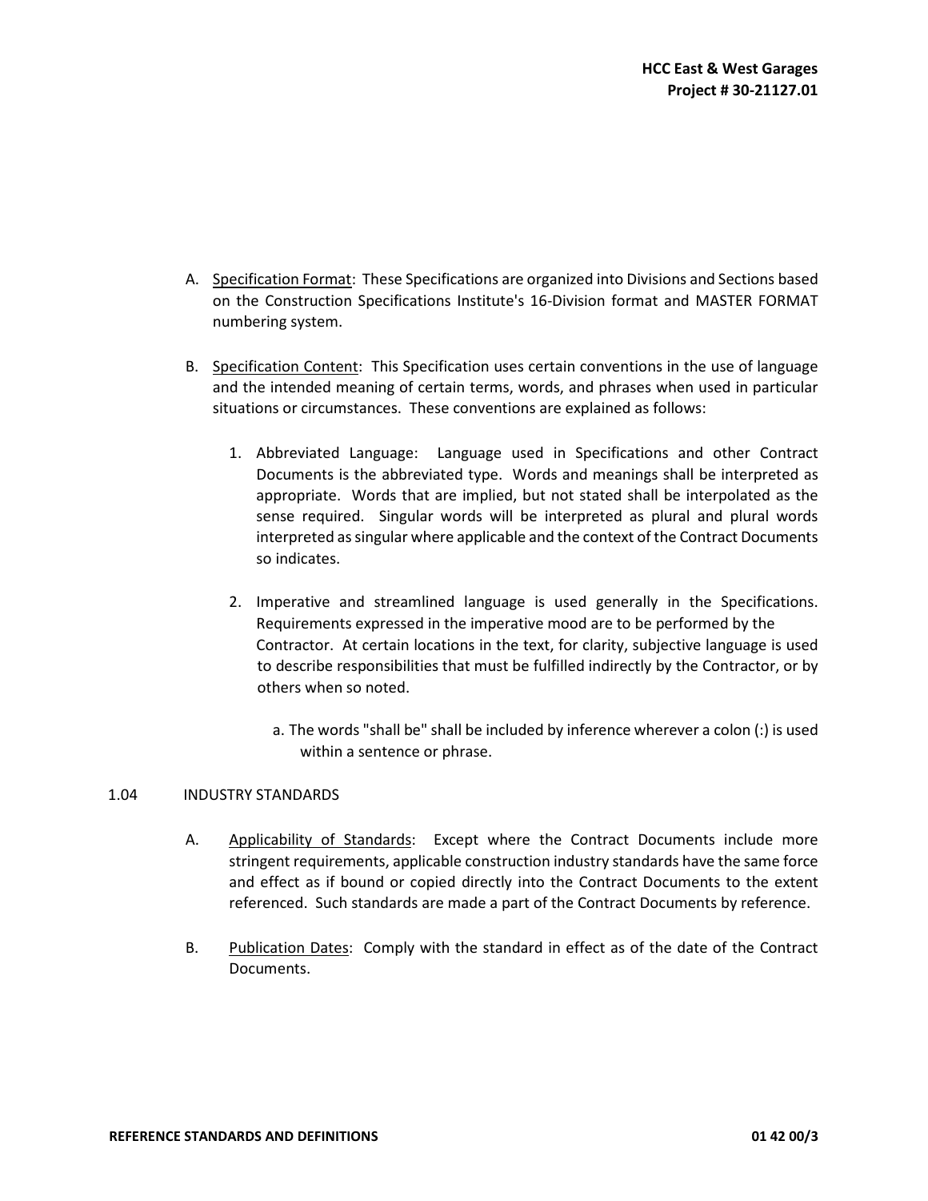A. Specification Format: These Specifications are organized into Divisions and Sections based on the Construction Specifications Institute's 16-Division format and MASTER FORMAT numbering system.

B. Specification Content: This Specification uses certain conventions in the use of language and the intended meaning of certain terms, words, and phrases when used in particular situations or circumstances. These conventions are explained as follows:

   1. Abbreviated Language: Language used in Specifications and other Contract Documents is the abbreviated type. Words and meanings shall be interpreted as appropriate. Words that are implied, but not stated shall be interpolated as the sense required. Singular words will be interpreted as plural and plural words interpreted as singular where applicable and the context of the Contract Documents so indicates.

   2. Imperative and streamlined language is used generally in the Specifications. Requirements expressed in the imperative mood are to be performed by the Contractor. At certain locations in the text, for clarity, subjective language is used to describe responsibilities that must be fulfilled indirectly by the Contractor, or by others when so noted.

      a. The words "shall be" shall be included by inference wherever a colon (:) is used within a sentence or phrase.

## 1.04 INDUSTRY STANDARDS

A. Applicability of Standards: Except where the Contract Documents include more stringent requirements, applicable construction industry standards have the same force and effect as if bound or copied directly into the Contract Documents to the extent referenced. Such standards are made a part of the Contract Documents by reference.

B. Publication Dates: Comply with the standard in effect as of the date of the Contract Documents.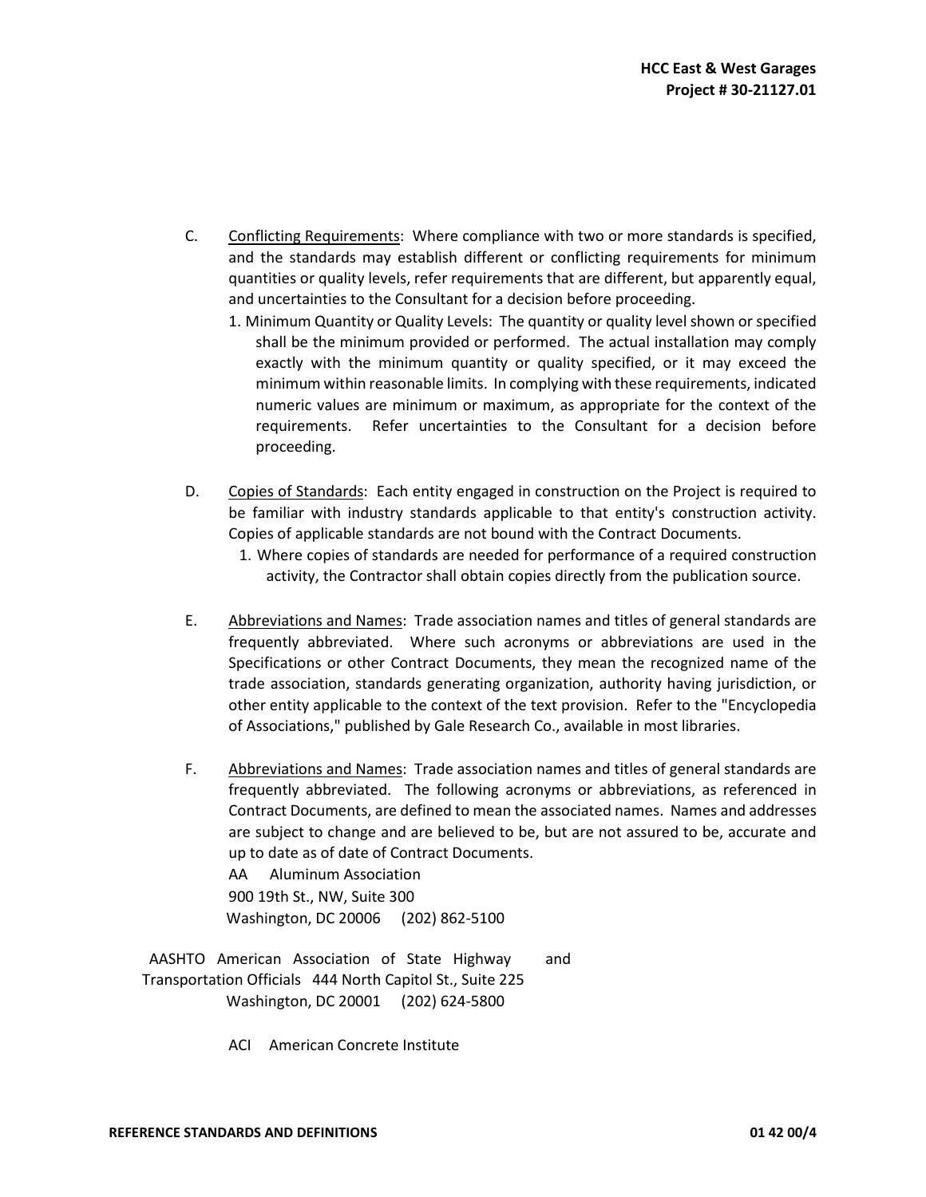C. Conflicting Requirements: Where compliance with two or more standards is specified, and the standards may establish different or conflicting requirements for minimum quantities or quality levels, refer requirements that are different, but apparently equal, and uncertainties to the Consultant for a decision before proceeding.

1. Minimum Quantity or Quality Levels: The quantity or quality level shown or specified shall be the minimum provided or performed. The actual installation may comply exactly with the minimum quantity or quality specified, or it may exceed the minimum within reasonable limits. In complying with these requirements, indicated numeric values are minimum or maximum, as appropriate for the context of the requirements. Refer uncertainties to the Consultant for a decision before proceeding.

D. Copies of Standards: Each entity engaged in construction on the Project is required to be familiar with industry standards applicable to that entity's construction activity. Copies of applicable standards are not bound with the Contract Documents.

1. Where copies of standards are needed for performance of a required construction activity, the Contractor shall obtain copies directly from the publication source.

E. Abbreviations and Names: Trade association names and titles of general standards are frequently abbreviated. Where such acronyms or abbreviations are used in the Specifications or other Contract Documents, they mean the recognized name of the trade association, standards generating organization, authority having jurisdiction, or other entity applicable to the context of the text provision. Refer to the "Encyclopedia of Associations," published by Gale Research Co., available in most libraries.

F. Abbreviations and Names: Trade association names and titles of general standards are frequently abbreviated. The following acronyms or abbreviations, as referenced in Contract Documents, are defined to mean the associated names. Names and addresses are subject to change and are believed to be, but are not assured to be, accurate and up to date as of date of Contract Documents.

AA Aluminum Association
900 19th St., NW, Suite 300
Washington, DC 20006 (202) 862-5100

AASHTO American Association of State Highway and Transportation Officials 444 North Capitol St., Suite 225
Washington, DC 20001 (202) 624-5800

ACI American Concrete Institute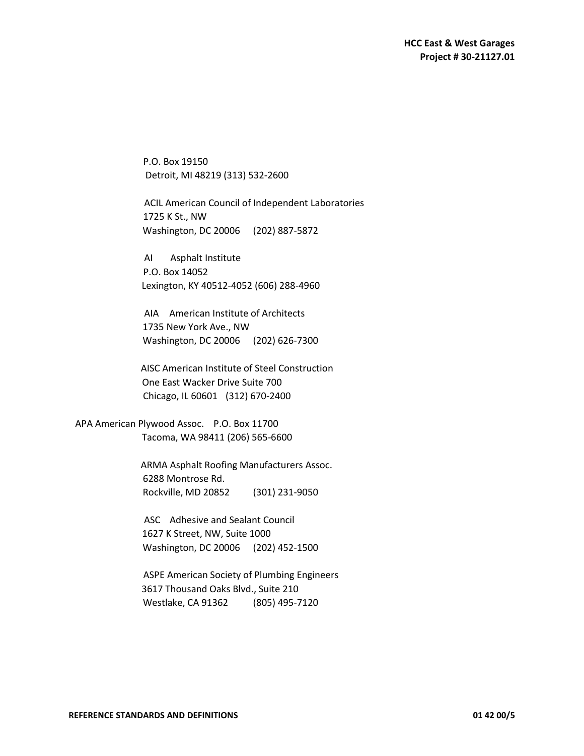P.O. Box 19150
Detroit, MI 48219 (313) 532-2600

ACIL American Council of Independent Laboratories
1725 K St., NW
Washington, DC 20006 (202) 887-5872

AI Asphalt Institute
P.O. Box 14052
Lexington, KY 40512-4052 (606) 288-4960

AIA American Institute of Architects
1735 New York Ave., NW
Washington, DC 20006 (202) 626-7300

AISC American Institute of Steel Construction
One East Wacker Drive Suite 700
Chicago, IL 60601 (312) 670-2400

APA American Plywood Assoc. P.O. Box 11700
Tacoma, WA 98411 (206) 565-6600

ARMA Asphalt Roofing Manufacturers Assoc.
6288 Montrose Rd.
Rockville, MD 20852 (301) 231-9050

ASC Adhesive and Sealant Council
1627 K Street, NW, Suite 1000
Washington, DC 20006 (202) 452-1500

ASPE American Society of Plumbing Engineers
3617 Thousand Oaks Blvd., Suite 210
Westlake, CA 91362 (805) 495-7120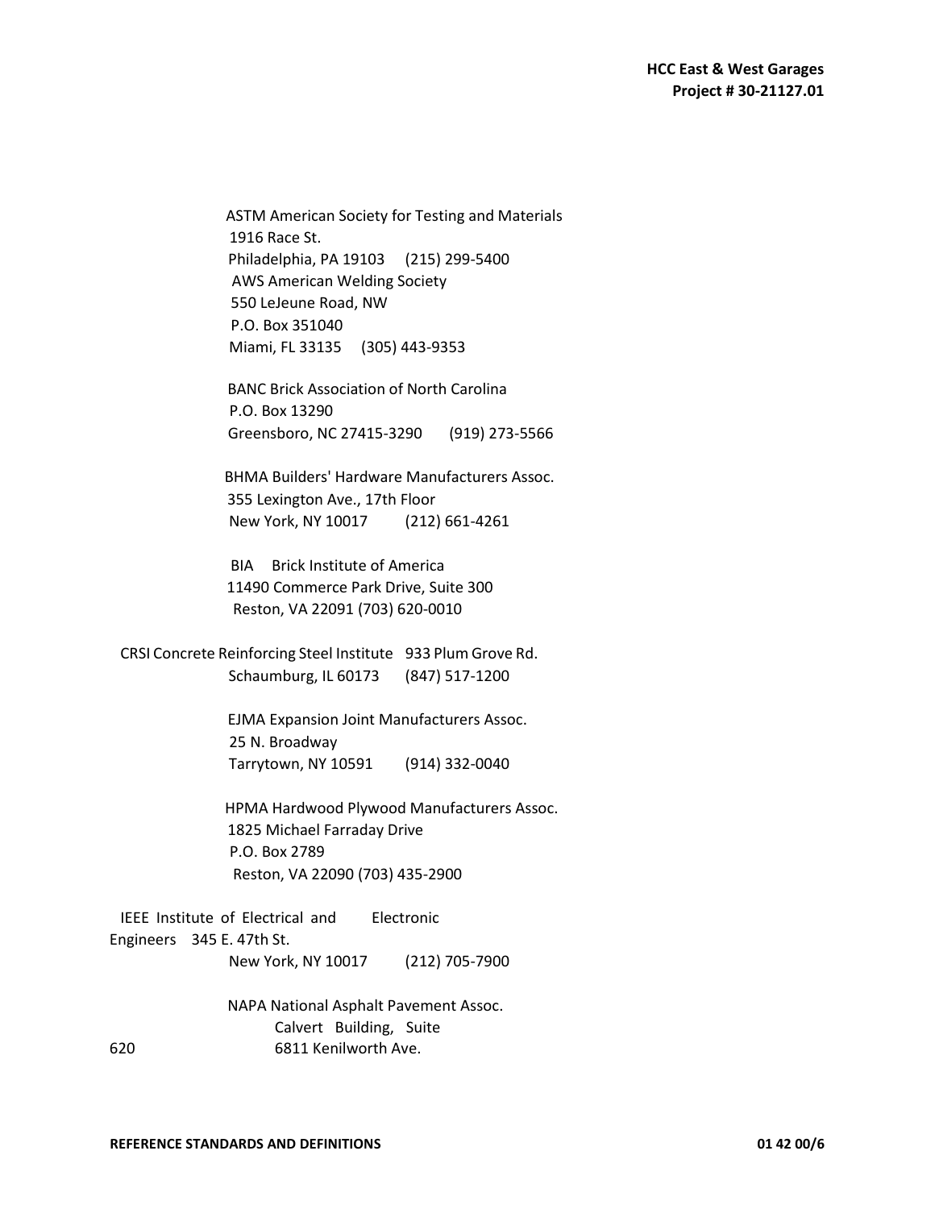ASTM American Society for Testing and Materials
1916 Race St.
Philadelphia, PA 19103 (215) 299-5400

AWS American Welding Society
550 LeJeune Road, NW
P.O. Box 351040
Miami, FL 33135 (305) 443-9353

BANC Brick Association of North Carolina
P.O. Box 13290
Greensboro, NC 27415-3290 (919) 273-5566

BHMA Builders' Hardware Manufacturers Assoc.
355 Lexington Ave., 17th Floor
New York, NY 10017 (212) 661-4261

BIA Brick Institute of America
11490 Commerce Park Drive, Suite 300
Reston, VA 22091 (703) 620-0010

CRSI Concrete Reinforcing Steel Institute 933 Plum Grove Rd.
Schaumburg, IL 60173 (847) 517-1200

EJMA Expansion Joint Manufacturers Assoc.
25 N. Broadway
Tarrytown, NY 10591 (914) 332-0040

HPMA Hardwood Plywood Manufacturers Assoc.
1825 Michael Farraday Drive
P.O. Box 2789
Reston, VA 22090 (703) 435-2900

IEEE Institute of Electrical and Electronic Engineers 345 E. 47th St.
New York, NY 10017 (212) 705-7900

NAPA National Asphalt Pavement Assoc.
Calvert Building, Suite 620
6811 Kenilworth Ave.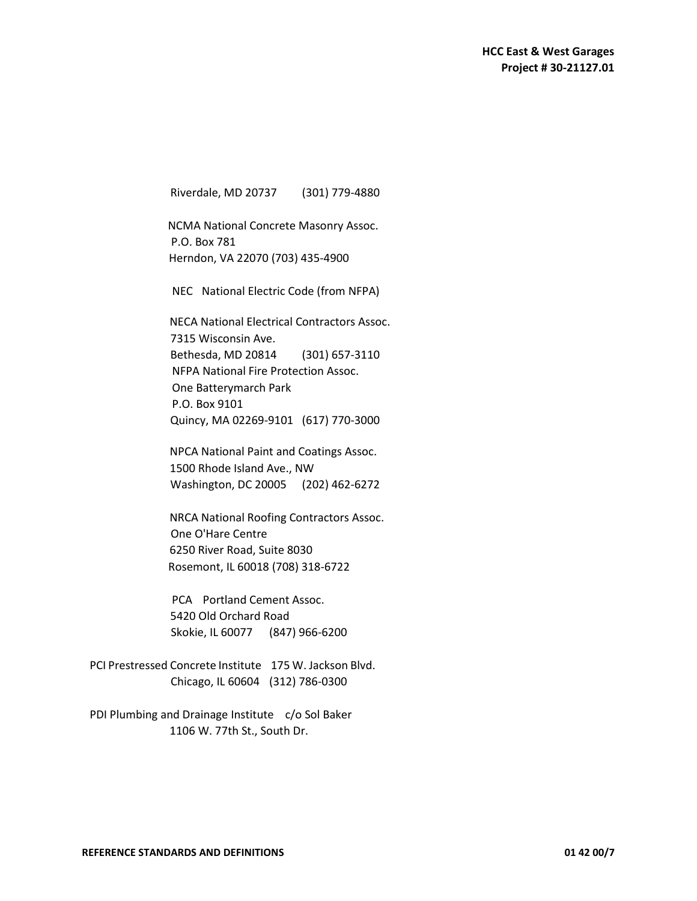Riverdale, MD 20737 (301) 779-4880

NCMA National Concrete Masonry Assoc.
P.O. Box 781
Herndon, VA 22070 (703) 435-4900

NEC National Electric Code (from NFPA)

NECA National Electrical Contractors Assoc.
7315 Wisconsin Ave.
Bethesda, MD 20814 (301) 657-3110
NFPA National Fire Protection Assoc.
One Batterymarch Park
P.O. Box 9101
Quincy, MA 02269-9101 (617) 770-3000

NPCA National Paint and Coatings Assoc.
1500 Rhode Island Ave., NW
Washington, DC 20005 (202) 462-6272

NRCA National Roofing Contractors Assoc.
One O'Hare Centre
6250 River Road, Suite 8030
Rosemont, IL 60018 (708) 318-6722

PCA Portland Cement Assoc.
5420 Old Orchard Road
Skokie, IL 60077 (847) 966-6200

PCI Prestressed Concrete Institute 175 W. Jackson Blvd.
Chicago, IL 60604 (312) 786-0300

PDI Plumbing and Drainage Institute c/o Sol Baker
1106 W. 77th St., South Dr.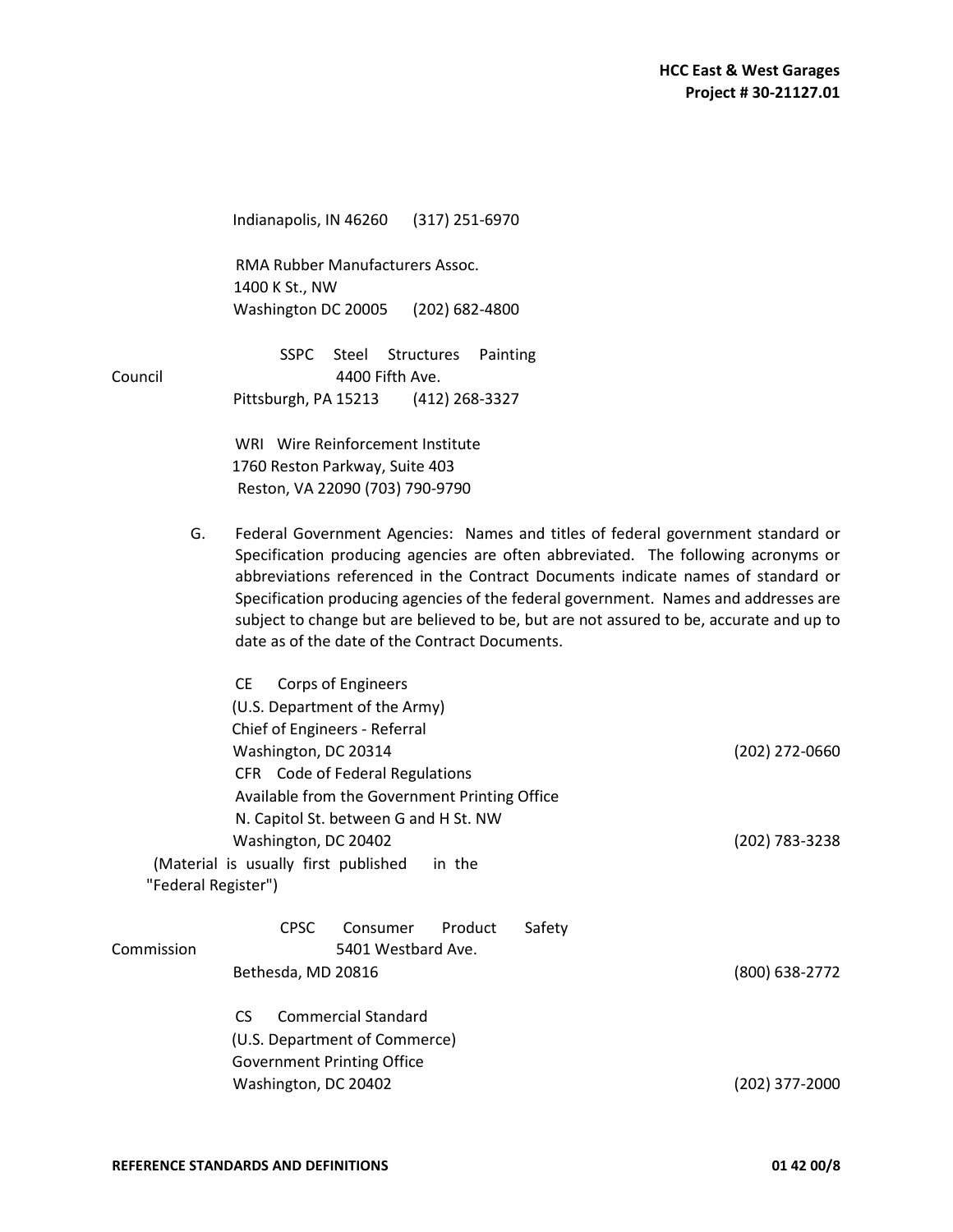Indianapolis, IN 46260 (317) 251-6970

RMA Rubber Manufacturers Assoc.
1400 K St., NW
Washington DC 20005 (202) 682-4800

SSPC Steel Structures Painting Council
4400 Fifth Ave.
Pittsburgh, PA 15213 (412) 268-3327

WRI Wire Reinforcement Institute
1760 Reston Parkway, Suite 403
Reston, VA 22090 (703) 790-9790

G. Federal Government Agencies: Names and titles of federal government standard or Specification producing agencies are often abbreviated. The following acronyms or abbreviations referenced in the Contract Documents indicate names of standard or Specification producing agencies of the federal government. Names and addresses are subject to change but are believed to be, but are not assured to be, accurate and up to date as of the date of the Contract Documents.

CE Corps of Engineers
(U.S. Department of the Army)
Chief of Engineers - Referral
Washington, DC 20314 (202) 272-0660

CFR Code of Federal Regulations
Available from the Government Printing Office
N. Capitol St. between G and H St. NW
Washington, DC 20402 (202) 783-3238
(Material is usually first published in the "Federal Register")

CPSC Consumer Product Safety Commission
5401 Westbard Ave.
Bethesda, MD 20816 (800) 638-2772

CS Commercial Standard
(U.S. Department of Commerce)
Government Printing Office
Washington, DC 20402 (202) 377-2000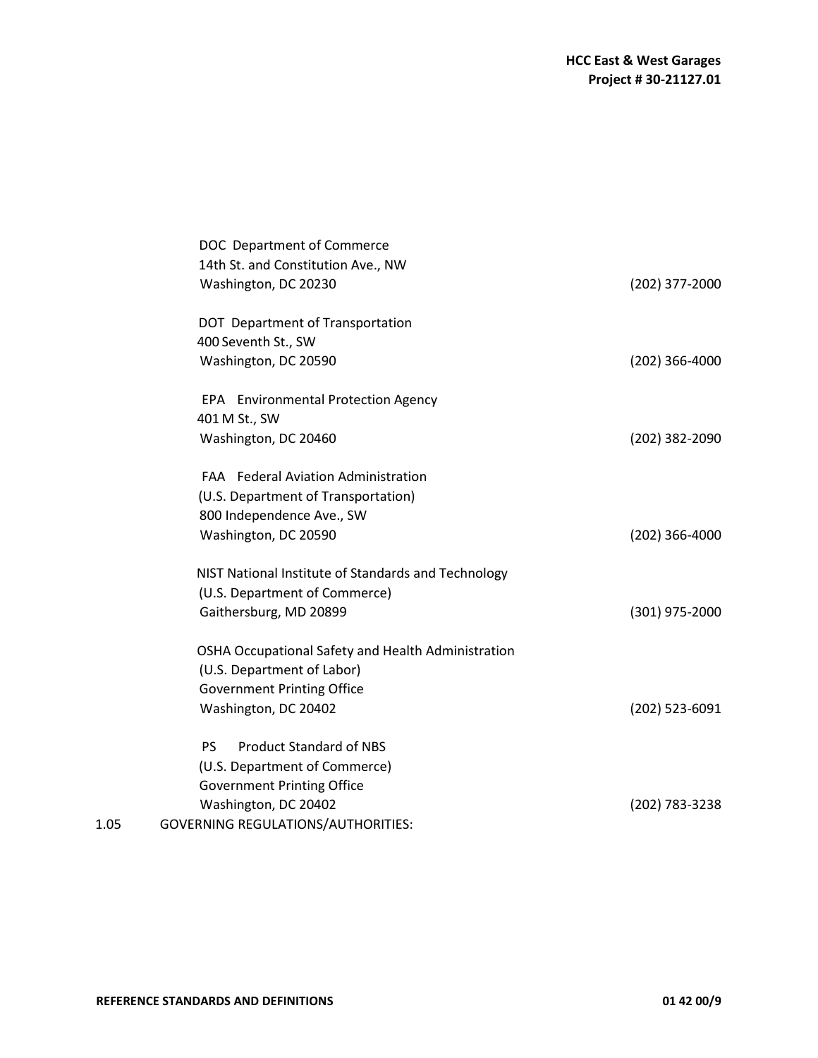DOC Department of Commerce
14th St. and Constitution Ave., NW
Washington, DC 20230 (202) 377-2000

DOT Department of Transportation
400 Seventh St., SW
Washington, DC 20590 (202) 366-4000

EPA Environmental Protection Agency
401 M St., SW
Washington, DC 20460 (202) 382-2090

FAA Federal Aviation Administration
(U.S. Department of Transportation)
800 Independence Ave., SW
Washington, DC 20590 (202) 366-4000

NIST National Institute of Standards and Technology
(U.S. Department of Commerce)
Gaithersburg, MD 20899 (301) 975-2000

OSHA Occupational Safety and Health Administration
(U.S. Department of Labor)
Government Printing Office
Washington, DC 20402 (202) 523-6091

PS Product Standard of NBS
(U.S. Department of Commerce)
Government Printing Office
Washington, DC 20402 (202) 783-3238

1.05 GOVERNING REGULATIONS/AUTHORITIES: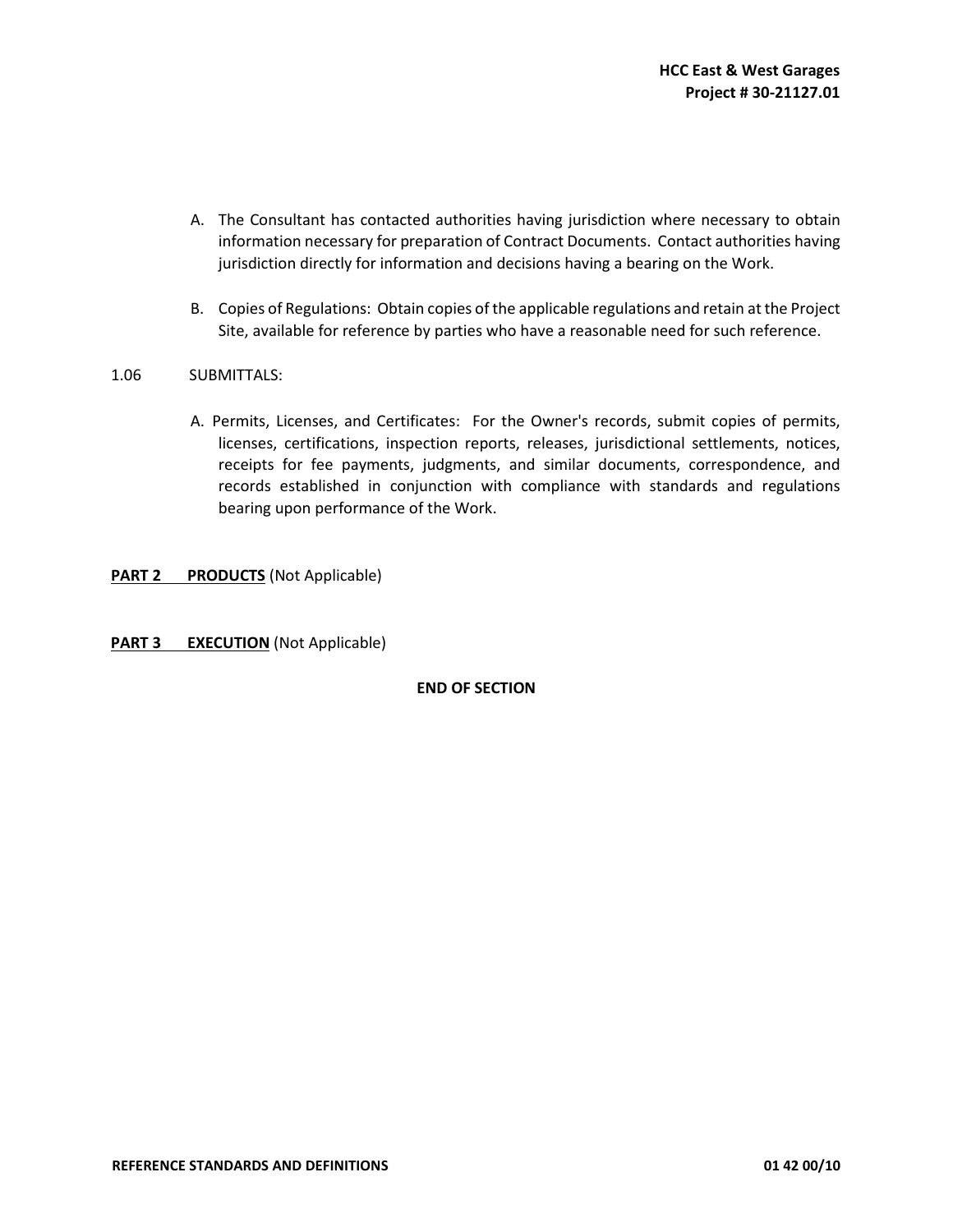A. The Consultant has contacted authorities having jurisdiction where necessary to obtain information necessary for preparation of Contract Documents. Contact authorities having jurisdiction directly for information and decisions having a bearing on the Work.

B. Copies of Regulations: Obtain copies of the applicable regulations and retain at the Project Site, available for reference by parties who have a reasonable need for such reference.

1.06 SUBMITTALS:

A. Permits, Licenses, and Certificates: For the Owner's records, submit copies of permits, licenses, certifications, inspection reports, releases, jurisdictional settlements, notices, receipts for fee payments, judgments, and similar documents, correspondence, and records established in conjunction with compliance with standards and regulations bearing upon performance of the Work.

**PART 2 <u>PRODUCTS</u>** (Not Applicable)

**PART 3 <u>EXECUTION</u>** (Not Applicable)

**END OF SECTION**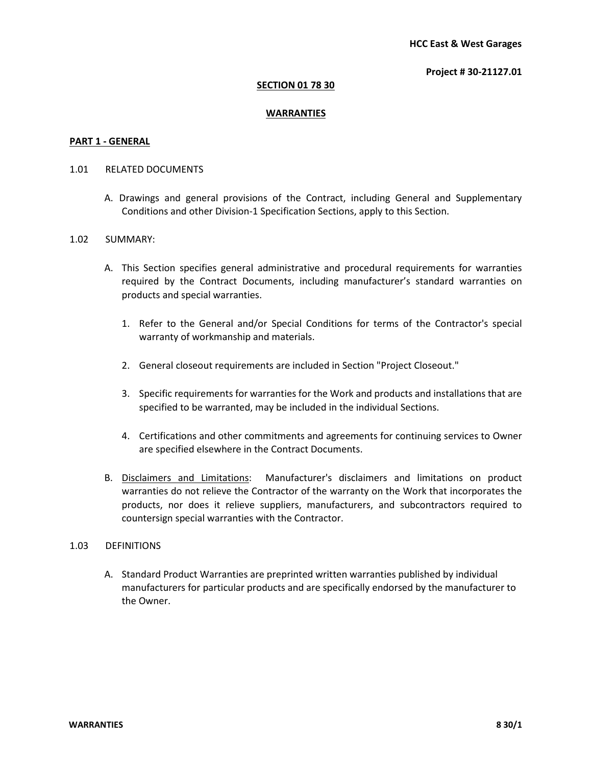## SECTION 01 78 30

## WARRANTIES

### PART 1 - GENERAL

1.01 RELATED DOCUMENTS

A. Drawings and general provisions of the Contract, including General and Supplementary Conditions and other Division-1 Specification Sections, apply to this Section.

1.02 SUMMARY:

A. This Section specifies general administrative and procedural requirements for warranties required by the Contract Documents, including manufacturer's standard warranties on products and special warranties.

1. Refer to the General and/or Special Conditions for terms of the Contractor's special warranty of workmanship and materials.

2. General closeout requirements are included in Section "Project Closeout."

3. Specific requirements for warranties for the Work and products and installations that are specified to be warranted, may be included in the individual Sections.

4. Certifications and other commitments and agreements for continuing services to Owner are specified elsewhere in the Contract Documents.

B. Disclaimers and Limitations: Manufacturer's disclaimers and limitations on product warranties do not relieve the Contractor of the warranty on the Work that incorporates the products, nor does it relieve suppliers, manufacturers, and subcontractors required to countersign special warranties with the Contractor.

1.03 DEFINITIONS

A. Standard Product Warranties are preprinted written warranties published by individual manufacturers for particular products and are specifically endorsed by the manufacturer to the Owner.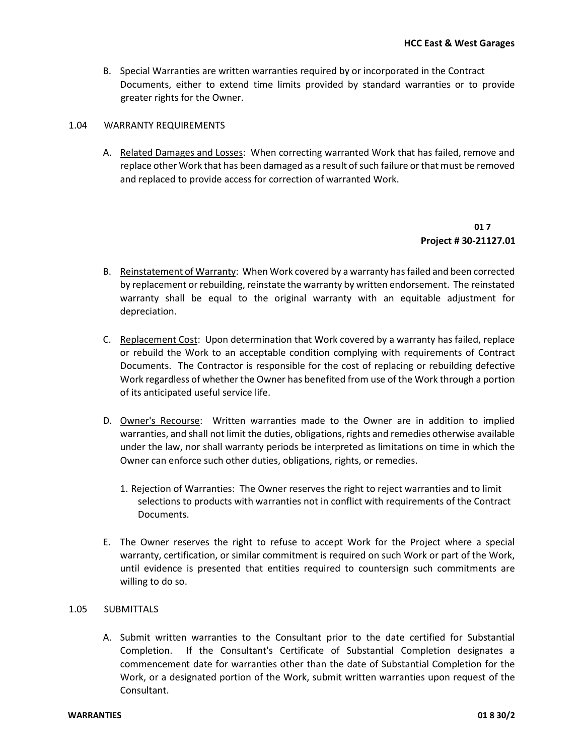B. Special Warranties are written warranties required by or incorporated in the Contract Documents, either to extend time limits provided by standard warranties or to provide greater rights for the Owner.

1.04 WARRANTY REQUIREMENTS

A. Related Damages and Losses: When correcting warranted Work that has failed, remove and replace other Work that has been damaged as a result of such failure or that must be removed and replaced to provide access for correction of warranted Work.

B. Reinstatement of Warranty: When Work covered by a warranty has failed and been corrected by replacement or rebuilding, reinstate the warranty by written endorsement. The reinstated warranty shall be equal to the original warranty with an equitable adjustment for depreciation.

C. Replacement Cost: Upon determination that Work covered by a warranty has failed, replace or rebuild the Work to an acceptable condition complying with requirements of Contract Documents. The Contractor is responsible for the cost of replacing or rebuilding defective Work regardless of whether the Owner has benefited from use of the Work through a portion of its anticipated useful service life.

D. Owner's Recourse: Written warranties made to the Owner are in addition to implied warranties, and shall not limit the duties, obligations, rights and remedies otherwise available under the law, nor shall warranty periods be interpreted as limitations on time in which the Owner can enforce such other duties, obligations, rights, or remedies.

1. Rejection of Warranties: The Owner reserves the right to reject warranties and to limit selections to products with warranties not in conflict with requirements of the Contract Documents.

E. The Owner reserves the right to refuse to accept Work for the Project where a special warranty, certification, or similar commitment is required on such Work or part of the Work, until evidence is presented that entities required to countersign such commitments are willing to do so.

1.05 SUBMITTALS

A. Submit written warranties to the Consultant prior to the date certified for Substantial Completion. If the Consultant's Certificate of Substantial Completion designates a commencement date for warranties other than the date of Substantial Completion for the Work, or a designated portion of the Work, submit written warranties upon request of the Consultant.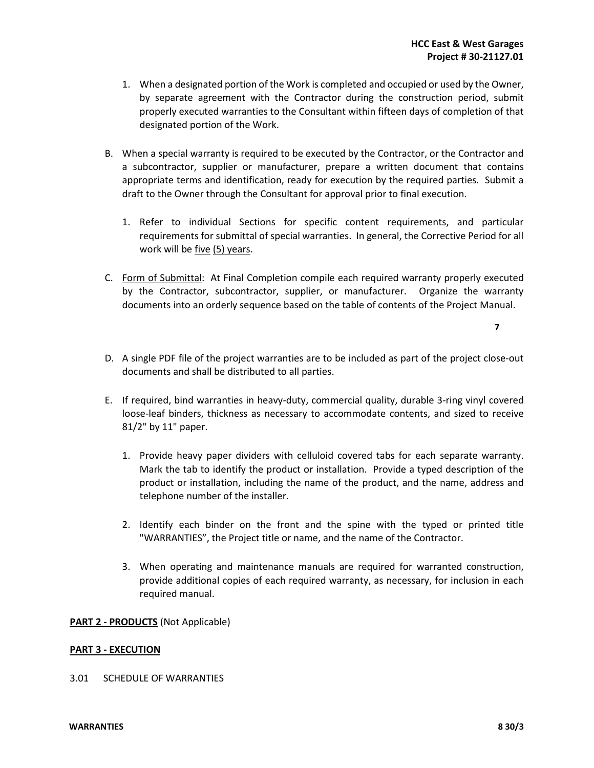1. When a designated portion of the Work is completed and occupied or used by the Owner, by separate agreement with the Contractor during the construction period, submit properly executed warranties to the Consultant within fifteen days of completion of that designated portion of the Work.

B. When a special warranty is required to be executed by the Contractor, or the Contractor and a subcontractor, supplier or manufacturer, prepare a written document that contains appropriate terms and identification, ready for execution by the required parties. Submit a draft to the Owner through the Consultant for approval prior to final execution.

   1. Refer to individual Sections for specific content requirements, and particular requirements for submittal of special warranties. In general, the Corrective Period for all work will be <u>five</u> <u>(5) years</u>.

C. <u>Form of Submittal</u>: At Final Completion compile each required warranty properly executed by the Contractor, subcontractor, supplier, or manufacturer. Organize the warranty documents into an orderly sequence based on the table of contents of the Project Manual.

D. A single PDF file of the project warranties are to be included as part of the project close-out documents and shall be distributed to all parties.

E. If required, bind warranties in heavy-duty, commercial quality, durable 3-ring vinyl covered loose-leaf binders, thickness as necessary to accommodate contents, and sized to receive 81/2" by 11" paper.

   1. Provide heavy paper dividers with celluloid covered tabs for each separate warranty. Mark the tab to identify the product or installation. Provide a typed description of the product or installation, including the name of the product, and the name, address and telephone number of the installer.

   2. Identify each binder on the front and the spine with the typed or printed title "WARRANTIES", the Project title or name, and the name of the Contractor.

   3. When operating and maintenance manuals are required for warranted construction, provide additional copies of each required warranty, as necessary, for inclusion in each required manual.

**<u>PART 2 - PRODUCTS</u>** (Not Applicable)

**<u>PART 3 - EXECUTION</u>**

3.01 SCHEDULE OF WARRANTIES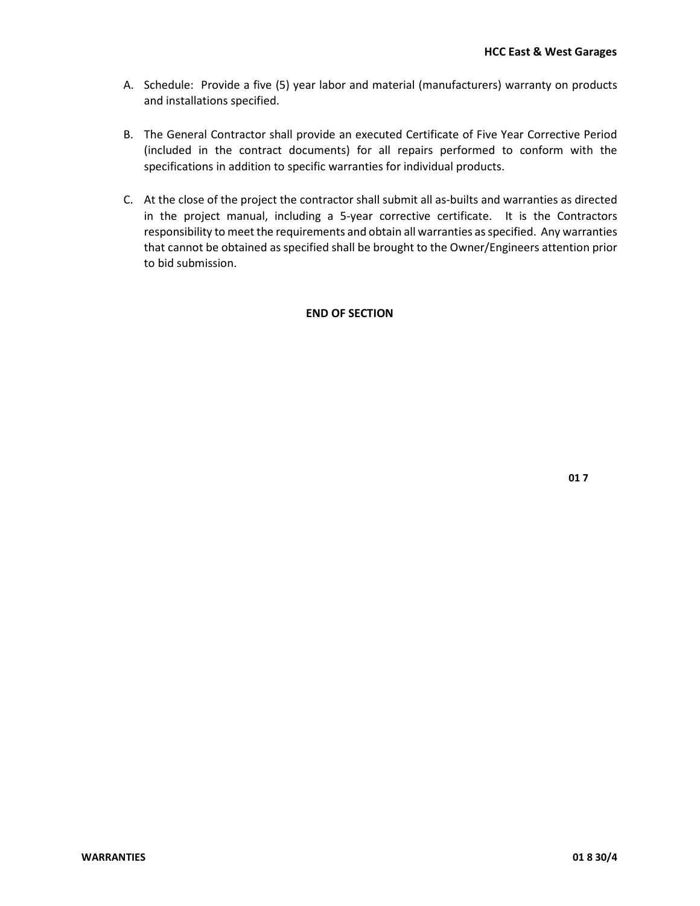A. Schedule: Provide a five (5) year labor and material (manufacturers) warranty on products and installations specified.

B. The General Contractor shall provide an executed Certificate of Five Year Corrective Period (included in the contract documents) for all repairs performed to conform with the specifications in addition to specific warranties for individual products.

C. At the close of the project the contractor shall submit all as-builts and warranties as directed in the project manual, including a 5-year corrective certificate. It is the Contractors responsibility to meet the requirements and obtain all warranties as specified. Any warranties that cannot be obtained as specified shall be brought to the Owner/Engineers attention prior to bid submission.

**END OF SECTION**

**01 7**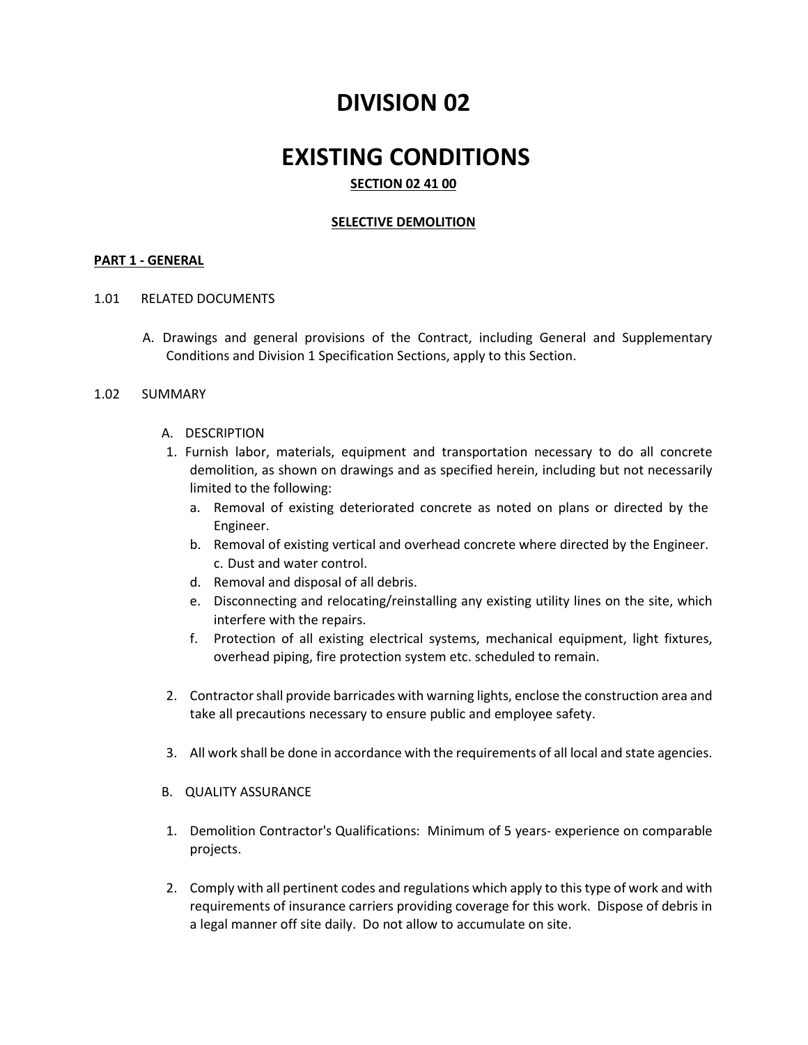# DIVISION 02

# EXISTING CONDITIONS

**SECTION 02 41 00**

**SELECTIVE DEMOLITION**

**PART 1 - GENERAL**

1.01 RELATED DOCUMENTS

A. Drawings and general provisions of the Contract, including General and Supplementary Conditions and Division 1 Specification Sections, apply to this Section.

1.02 SUMMARY

A. DESCRIPTION

1. Furnish labor, materials, equipment and transportation necessary to do all concrete demolition, as shown on drawings and as specified herein, including but not necessarily limited to the following:
   a. Removal of existing deteriorated concrete as noted on plans or directed by the Engineer.
   b. Removal of existing vertical and overhead concrete where directed by the Engineer.
   c. Dust and water control.
   d. Removal and disposal of all debris.
   e. Disconnecting and relocating/reinstalling any existing utility lines on the site, which interfere with the repairs.
   f. Protection of all existing electrical systems, mechanical equipment, light fixtures, overhead piping, fire protection system etc. scheduled to remain.

2. Contractor shall provide barricades with warning lights, enclose the construction area and take all precautions necessary to ensure public and employee safety.

3. All work shall be done in accordance with the requirements of all local and state agencies.

B. QUALITY ASSURANCE

1. Demolition Contractor's Qualifications: Minimum of 5 years- experience on comparable projects.

2. Comply with all pertinent codes and regulations which apply to this type of work and with requirements of insurance carriers providing coverage for this work. Dispose of debris in a legal manner off site daily. Do not allow to accumulate on site.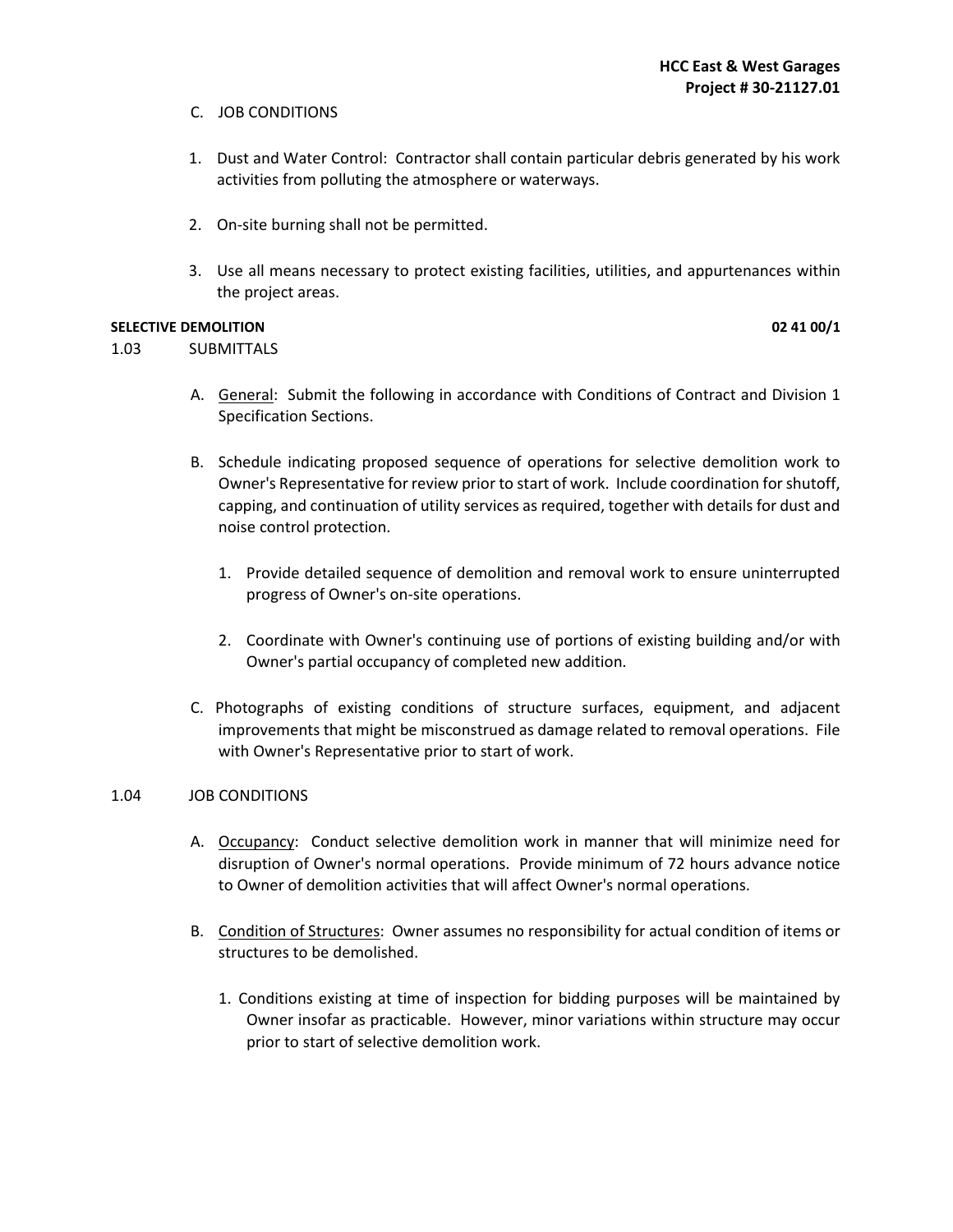C. JOB CONDITIONS

1. Dust and Water Control: Contractor shall contain particular debris generated by his work activities from polluting the atmosphere or waterways.

2. On-site burning shall not be permitted.

3. Use all means necessary to protect existing facilities, utilities, and appurtenances within the project areas.

1.03 SUBMITTALS

A. General: Submit the following in accordance with Conditions of Contract and Division 1 Specification Sections.

B. Schedule indicating proposed sequence of operations for selective demolition work to Owner's Representative for review prior to start of work. Include coordination for shutoff, capping, and continuation of utility services as required, together with details for dust and noise control protection.

   1. Provide detailed sequence of demolition and removal work to ensure uninterrupted progress of Owner's on-site operations.

   2. Coordinate with Owner's continuing use of portions of existing building and/or with Owner's partial occupancy of completed new addition.

C. Photographs of existing conditions of structure surfaces, equipment, and adjacent improvements that might be misconstrued as damage related to removal operations. File with Owner's Representative prior to start of work.

1.04 JOB CONDITIONS

A. Occupancy: Conduct selective demolition work in manner that will minimize need for disruption of Owner's normal operations. Provide minimum of 72 hours advance notice to Owner of demolition activities that will affect Owner's normal operations.

B. Condition of Structures: Owner assumes no responsibility for actual condition of items or structures to be demolished.

   1. Conditions existing at time of inspection for bidding purposes will be maintained by Owner insofar as practicable. However, minor variations within structure may occur prior to start of selective demolition work.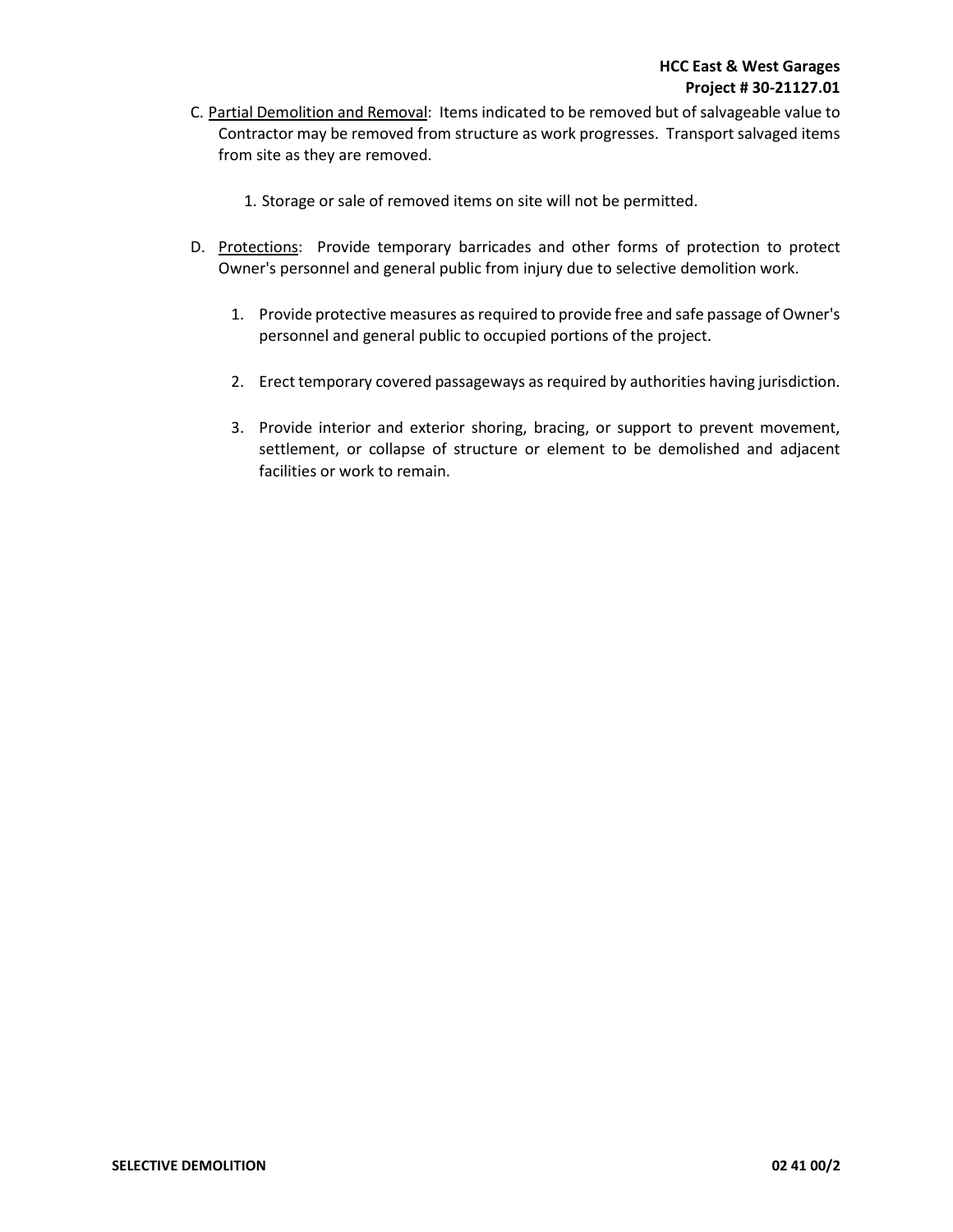C. Partial Demolition and Removal: Items indicated to be removed but of salvageable value to Contractor may be removed from structure as work progresses. Transport salvaged items from site as they are removed.

1. Storage or sale of removed items on site will not be permitted.

D. Protections: Provide temporary barricades and other forms of protection to protect Owner's personnel and general public from injury due to selective demolition work.

1. Provide protective measures as required to provide free and safe passage of Owner's personnel and general public to occupied portions of the project.

2. Erect temporary covered passageways as required by authorities having jurisdiction.

3. Provide interior and exterior shoring, bracing, or support to prevent movement, settlement, or collapse of structure or element to be demolished and adjacent facilities or work to remain.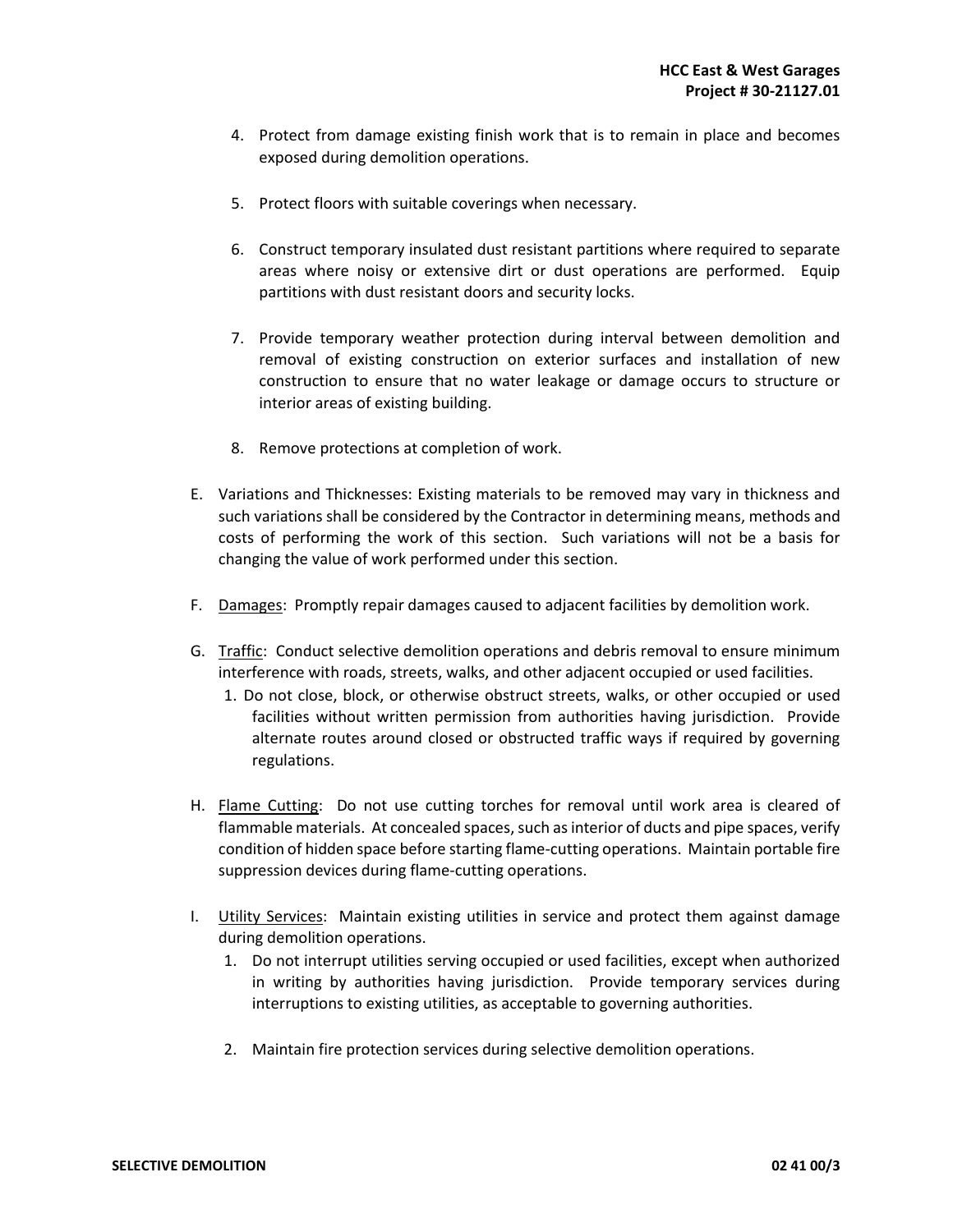4. Protect from damage existing finish work that is to remain in place and becomes exposed during demolition operations.

5. Protect floors with suitable coverings when necessary.

6. Construct temporary insulated dust resistant partitions where required to separate areas where noisy or extensive dirt or dust operations are performed. Equip partitions with dust resistant doors and security locks.

7. Provide temporary weather protection during interval between demolition and removal of existing construction on exterior surfaces and installation of new construction to ensure that no water leakage or damage occurs to structure or interior areas of existing building.

8. Remove protections at completion of work.

E. Variations and Thicknesses: Existing materials to be removed may vary in thickness and such variations shall be considered by the Contractor in determining means, methods and costs of performing the work of this section. Such variations will not be a basis for changing the value of work performed under this section.

F. Damages: Promptly repair damages caused to adjacent facilities by demolition work.

G. Traffic: Conduct selective demolition operations and debris removal to ensure minimum interference with roads, streets, walks, and other adjacent occupied or used facilities.
   1. Do not close, block, or otherwise obstruct streets, walks, or other occupied or used facilities without written permission from authorities having jurisdiction. Provide alternate routes around closed or obstructed traffic ways if required by governing regulations.

H. Flame Cutting: Do not use cutting torches for removal until work area is cleared of flammable materials. At concealed spaces, such as interior of ducts and pipe spaces, verify condition of hidden space before starting flame-cutting operations. Maintain portable fire suppression devices during flame-cutting operations.

I. Utility Services: Maintain existing utilities in service and protect them against damage during demolition operations.
   1. Do not interrupt utilities serving occupied or used facilities, except when authorized in writing by authorities having jurisdiction. Provide temporary services during interruptions to existing utilities, as acceptable to governing authorities.

   2. Maintain fire protection services during selective demolition operations.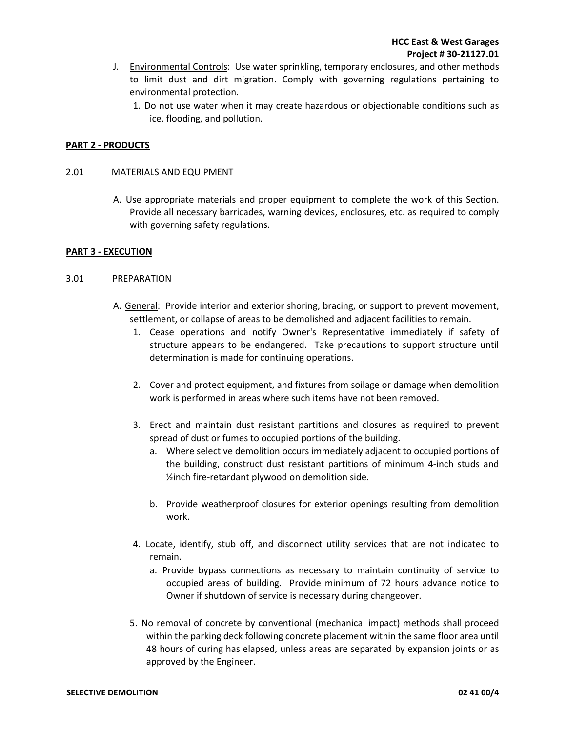J. Environmental Controls: Use water sprinkling, temporary enclosures, and other methods to limit dust and dirt migration. Comply with governing regulations pertaining to environmental protection.

   1. Do not use water when it may create hazardous or objectionable conditions such as ice, flooding, and pollution.

## PART 2 - PRODUCTS

2.01 MATERIALS AND EQUIPMENT

A. Use appropriate materials and proper equipment to complete the work of this Section. Provide all necessary barricades, warning devices, enclosures, etc. as required to comply with governing safety regulations.

## PART 3 - EXECUTION

3.01 PREPARATION

A. General: Provide interior and exterior shoring, bracing, or support to prevent movement, settlement, or collapse of areas to be demolished and adjacent facilities to remain.

   1. Cease operations and notify Owner's Representative immediately if safety of structure appears to be endangered. Take precautions to support structure until determination is made for continuing operations.

   2. Cover and protect equipment, and fixtures from soilage or damage when demolition work is performed in areas where such items have not been removed.

   3. Erect and maintain dust resistant partitions and closures as required to prevent spread of dust or fumes to occupied portions of the building.

      a. Where selective demolition occurs immediately adjacent to occupied portions of the building, construct dust resistant partitions of minimum 4-inch studs and ½inch fire-retardant plywood on demolition side.

      b. Provide weatherproof closures for exterior openings resulting from demolition work.

   4. Locate, identify, stub off, and disconnect utility services that are not indicated to remain.

      a. Provide bypass connections as necessary to maintain continuity of service to occupied areas of building. Provide minimum of 72 hours advance notice to Owner if shutdown of service is necessary during changeover.

   5. No removal of concrete by conventional (mechanical impact) methods shall proceed within the parking deck following concrete placement within the same floor area until 48 hours of curing has elapsed, unless areas are separated by expansion joints or as approved by the Engineer.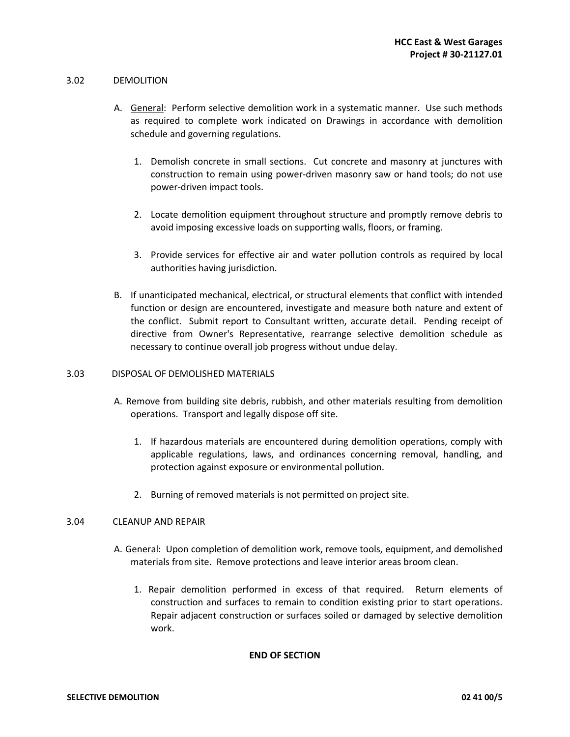## 3.02 DEMOLITION

A. General: Perform selective demolition work in a systematic manner. Use such methods as required to complete work indicated on Drawings in accordance with demolition schedule and governing regulations.

   1. Demolish concrete in small sections. Cut concrete and masonry at junctures with construction to remain using power-driven masonry saw or hand tools; do not use power-driven impact tools.

   2. Locate demolition equipment throughout structure and promptly remove debris to avoid imposing excessive loads on supporting walls, floors, or framing.

   3. Provide services for effective air and water pollution controls as required by local authorities having jurisdiction.

B. If unanticipated mechanical, electrical, or structural elements that conflict with intended function or design are encountered, investigate and measure both nature and extent of the conflict. Submit report to Consultant written, accurate detail. Pending receipt of directive from Owner's Representative, rearrange selective demolition schedule as necessary to continue overall job progress without undue delay.

## 3.03 DISPOSAL OF DEMOLISHED MATERIALS

A. Remove from building site debris, rubbish, and other materials resulting from demolition operations. Transport and legally dispose off site.

   1. If hazardous materials are encountered during demolition operations, comply with applicable regulations, laws, and ordinances concerning removal, handling, and protection against exposure or environmental pollution.

   2. Burning of removed materials is not permitted on project site.

## 3.04 CLEANUP AND REPAIR

A. General: Upon completion of demolition work, remove tools, equipment, and demolished materials from site. Remove protections and leave interior areas broom clean.

   1. Repair demolition performed in excess of that required. Return elements of construction and surfaces to remain to condition existing prior to start operations. Repair adjacent construction or surfaces soiled or damaged by selective demolition work.

**END OF SECTION**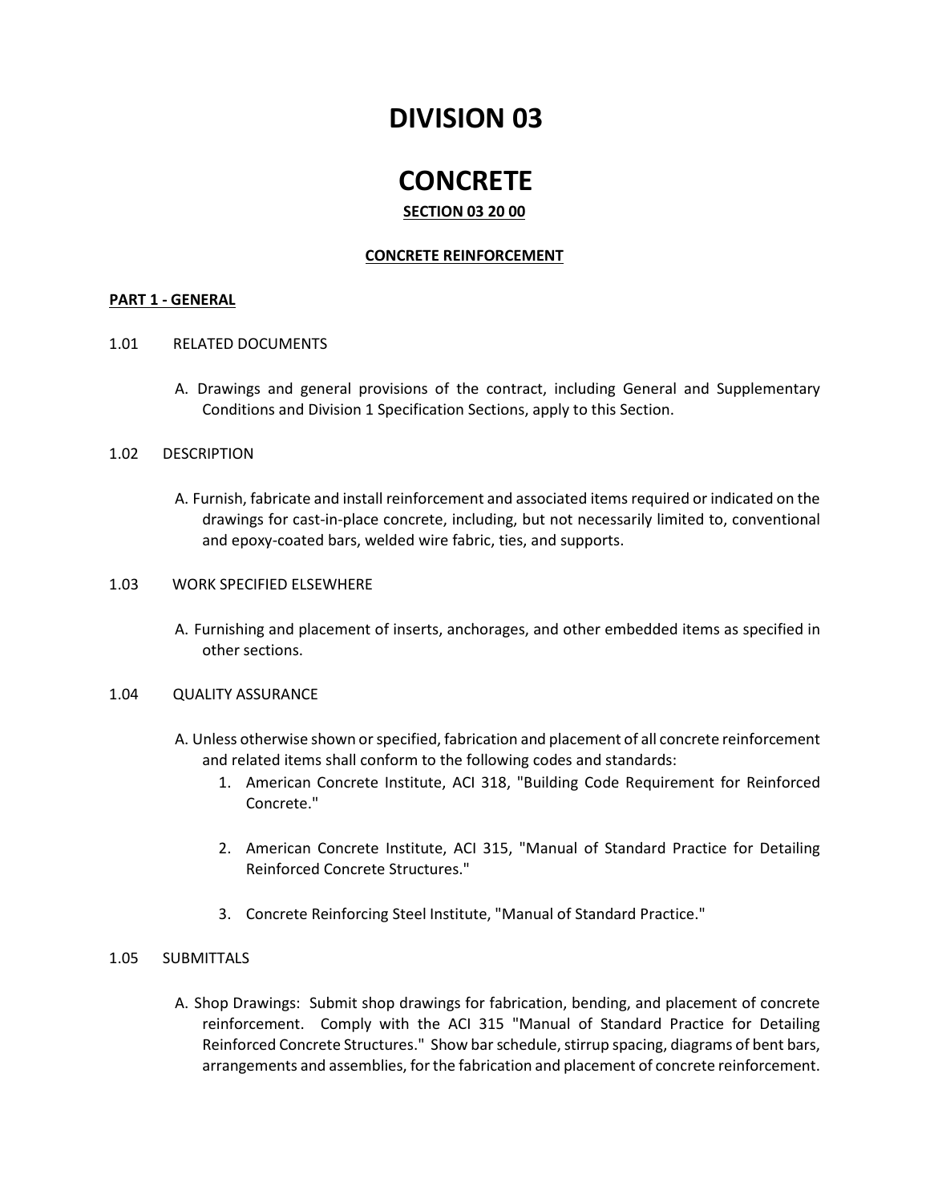# DIVISION 03

# CONCRETE

## SECTION 03 20 00

## CONCRETE REINFORCEMENT

### PART 1 - GENERAL

1.01 RELATED DOCUMENTS

A. Drawings and general provisions of the contract, including General and Supplementary Conditions and Division 1 Specification Sections, apply to this Section.

1.02 DESCRIPTION

A. Furnish, fabricate and install reinforcement and associated items required or indicated on the drawings for cast-in-place concrete, including, but not necessarily limited to, conventional and epoxy-coated bars, welded wire fabric, ties, and supports.

1.03 WORK SPECIFIED ELSEWHERE

A. Furnishing and placement of inserts, anchorages, and other embedded items as specified in other sections.

1.04 QUALITY ASSURANCE

A. Unless otherwise shown or specified, fabrication and placement of all concrete reinforcement and related items shall conform to the following codes and standards:

1. American Concrete Institute, ACI 318, "Building Code Requirement for Reinforced Concrete."

2. American Concrete Institute, ACI 315, "Manual of Standard Practice for Detailing Reinforced Concrete Structures."

3. Concrete Reinforcing Steel Institute, "Manual of Standard Practice."

1.05 SUBMITTALS

A. Shop Drawings: Submit shop drawings for fabrication, bending, and placement of concrete reinforcement. Comply with the ACI 315 "Manual of Standard Practice for Detailing Reinforced Concrete Structures." Show bar schedule, stirrup spacing, diagrams of bent bars, arrangements and assemblies, for the fabrication and placement of concrete reinforcement.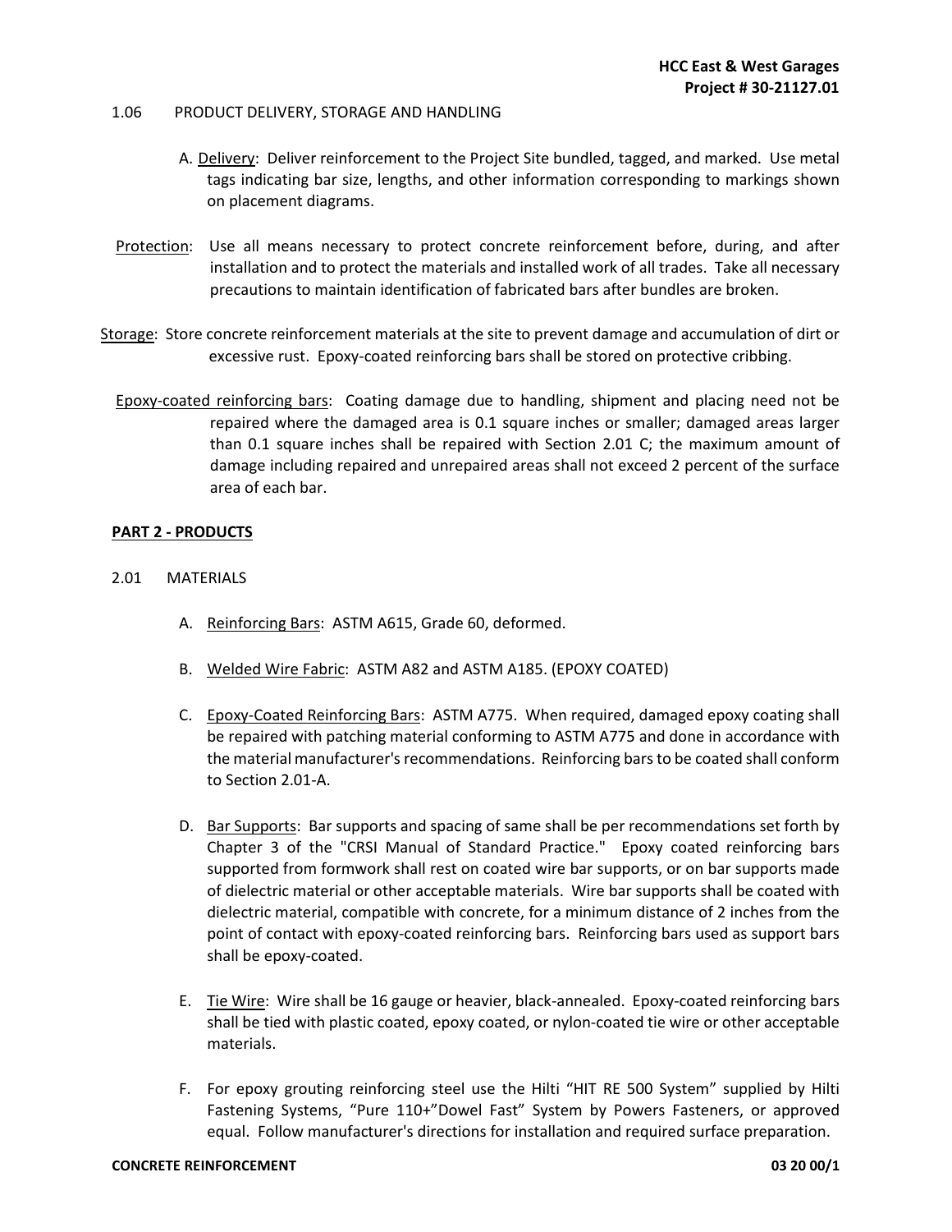1.06 PRODUCT DELIVERY, STORAGE AND HANDLING

A. Delivery: Deliver reinforcement to the Project Site bundled, tagged, and marked. Use metal tags indicating bar size, lengths, and other information corresponding to markings shown on placement diagrams.

Protection: Use all means necessary to protect concrete reinforcement before, during, and after installation and to protect the materials and installed work of all trades. Take all necessary precautions to maintain identification of fabricated bars after bundles are broken.

Storage: Store concrete reinforcement materials at the site to prevent damage and accumulation of dirt or excessive rust. Epoxy-coated reinforcing bars shall be stored on protective cribbing.

Epoxy-coated reinforcing bars: Coating damage due to handling, shipment and placing need not be repaired where the damaged area is 0.1 square inches or smaller; damaged areas larger than 0.1 square inches shall be repaired with Section 2.01 C; the maximum amount of damage including repaired and unrepaired areas shall not exceed 2 percent of the surface area of each bar.

## PART 2 - PRODUCTS

2.01 MATERIALS

A. Reinforcing Bars: ASTM A615, Grade 60, deformed.

B. Welded Wire Fabric: ASTM A82 and ASTM A185. (EPOXY COATED)

C. Epoxy-Coated Reinforcing Bars: ASTM A775. When required, damaged epoxy coating shall be repaired with patching material conforming to ASTM A775 and done in accordance with the material manufacturer's recommendations. Reinforcing bars to be coated shall conform to Section 2.01-A.

D. Bar Supports: Bar supports and spacing of same shall be per recommendations set forth by Chapter 3 of the "CRSI Manual of Standard Practice." Epoxy coated reinforcing bars supported from formwork shall rest on coated wire bar supports, or on bar supports made of dielectric material or other acceptable materials. Wire bar supports shall be coated with dielectric material, compatible with concrete, for a minimum distance of 2 inches from the point of contact with epoxy-coated reinforcing bars. Reinforcing bars used as support bars shall be epoxy-coated.

E. Tie Wire: Wire shall be 16 gauge or heavier, black-annealed. Epoxy-coated reinforcing bars shall be tied with plastic coated, epoxy coated, or nylon-coated tie wire or other acceptable materials.

F. For epoxy grouting reinforcing steel use the Hilti "HIT RE 500 System" supplied by Hilti Fastening Systems, "Pure 110+"Dowel Fast" System by Powers Fasteners, or approved equal. Follow manufacturer's directions for installation and required surface preparation.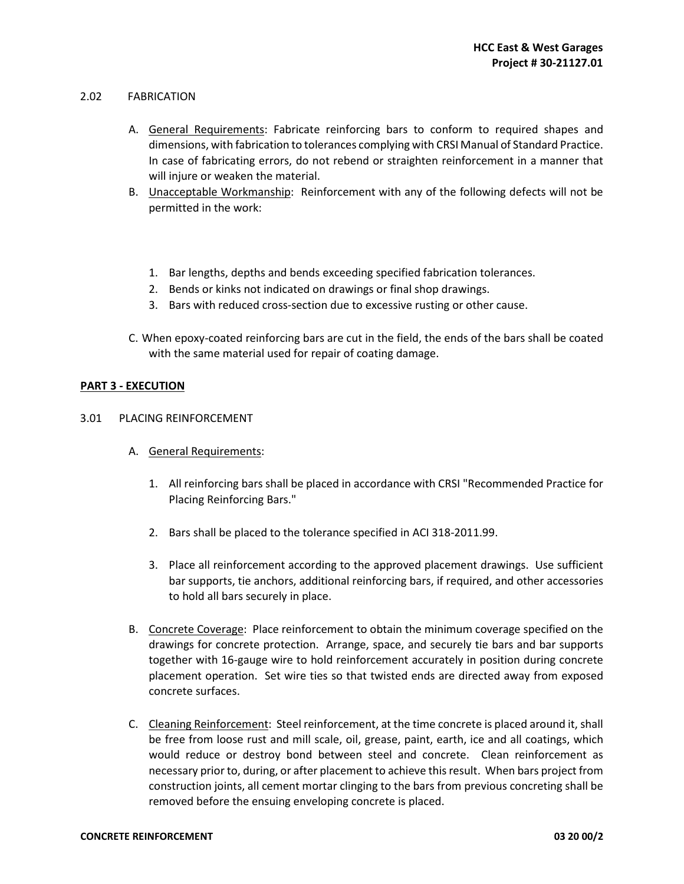2.02 FABRICATION

A. Underline General Requirements: Fabricate reinforcing bars to conform to required shapes and dimensions, with fabrication to tolerances complying with CRSI Manual of Standard Practice. In case of fabricating errors, do not rebend or straighten reinforcement in a manner that will injure or weaken the material.

B. Unacceptable Workmanship: Reinforcement with any of the following defects will not be permitted in the work:

   1. Bar lengths, depths and bends exceeding specified fabrication tolerances.
   2. Bends or kinks not indicated on drawings or final shop drawings.
   3. Bars with reduced cross-section due to excessive rusting or other cause.

C. When epoxy-coated reinforcing bars are cut in the field, the ends of the bars shall be coated with the same material used for repair of coating damage.

**PART 3 - EXECUTION**

3.01 PLACING REINFORCEMENT

A. General Requirements:

   1. All reinforcing bars shall be placed in accordance with CRSI "Recommended Practice for Placing Reinforcing Bars."

   2. Bars shall be placed to the tolerance specified in ACI 318-2011.99.

   3. Place all reinforcement according to the approved placement drawings. Use sufficient bar supports, tie anchors, additional reinforcing bars, if required, and other accessories to hold all bars securely in place.

B. Concrete Coverage: Place reinforcement to obtain the minimum coverage specified on the drawings for concrete protection. Arrange, space, and securely tie bars and bar supports together with 16-gauge wire to hold reinforcement accurately in position during concrete placement operation. Set wire ties so that twisted ends are directed away from exposed concrete surfaces.

C. Cleaning Reinforcement: Steel reinforcement, at the time concrete is placed around it, shall be free from loose rust and mill scale, oil, grease, paint, earth, ice and all coatings, which would reduce or destroy bond between steel and concrete. Clean reinforcement as necessary prior to, during, or after placement to achieve this result. When bars project from construction joints, all cement mortar clinging to the bars from previous concreting shall be removed before the ensuing enveloping concrete is placed.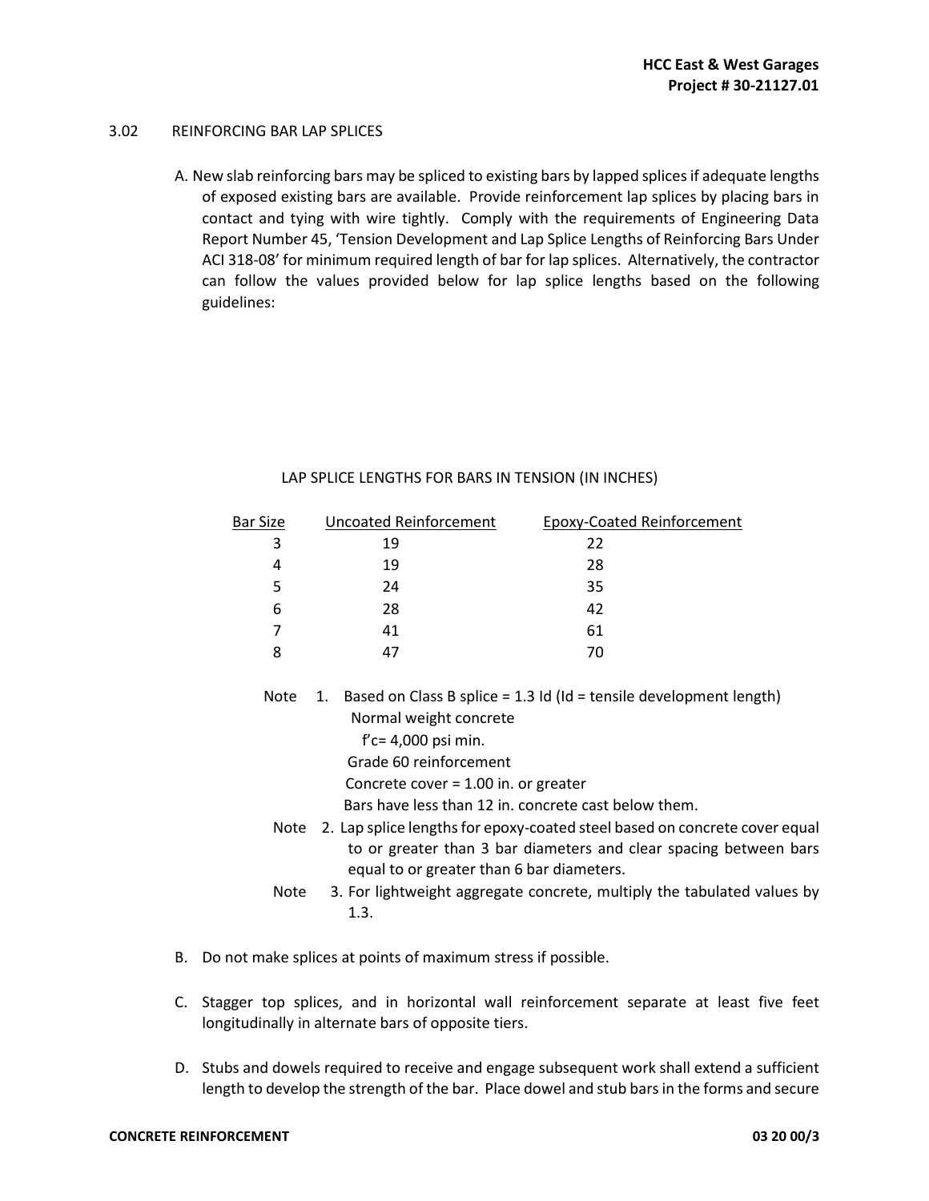### 3.02 REINFORCING BAR LAP SPLICES

A. New slab reinforcing bars may be spliced to existing bars by lapped splices if adequate lengths of exposed existing bars are available. Provide reinforcement lap splices by placing bars in contact and tying with wire tightly. Comply with the requirements of Engineering Data Report Number 45, 'Tension Development and Lap Splice Lengths of Reinforcing Bars Under ACI 318-08' for minimum required length of bar for lap splices. Alternatively, the contractor can follow the values provided below for lap splice lengths based on the following guidelines:

LAP SPLICE LENGTHS FOR BARS IN TENSION (IN INCHES)

| Bar Size | Uncoated Reinforcement | Epoxy-Coated Reinforcement |
|---|---|---|
| 3 | 19 | 22 |
| 4 | 19 | 28 |
| 5 | 24 | 35 |
| 6 | 28 | 42 |
| 7 | 41 | 61 |
| 8 | 47 | 70 |

Note 1. Based on Class B splice = 1.3 ld (ld = tensile development length)
Normal weight concrete
f'c= 4,000 psi min.
Grade 60 reinforcement
Concrete cover = 1.00 in. or greater
Bars have less than 12 in. concrete cast below them.

Note 2. Lap splice lengths for epoxy-coated steel based on concrete cover equal to or greater than 3 bar diameters and clear spacing between bars equal to or greater than 6 bar diameters.

Note 3. For lightweight aggregate concrete, multiply the tabulated values by 1.3.

B. Do not make splices at points of maximum stress if possible.

C. Stagger top splices, and in horizontal wall reinforcement separate at least five feet longitudinally in alternate bars of opposite tiers.

D. Stubs and dowels required to receive and engage subsequent work shall extend a sufficient length to develop the strength of the bar. Place dowel and stub bars in the forms and secure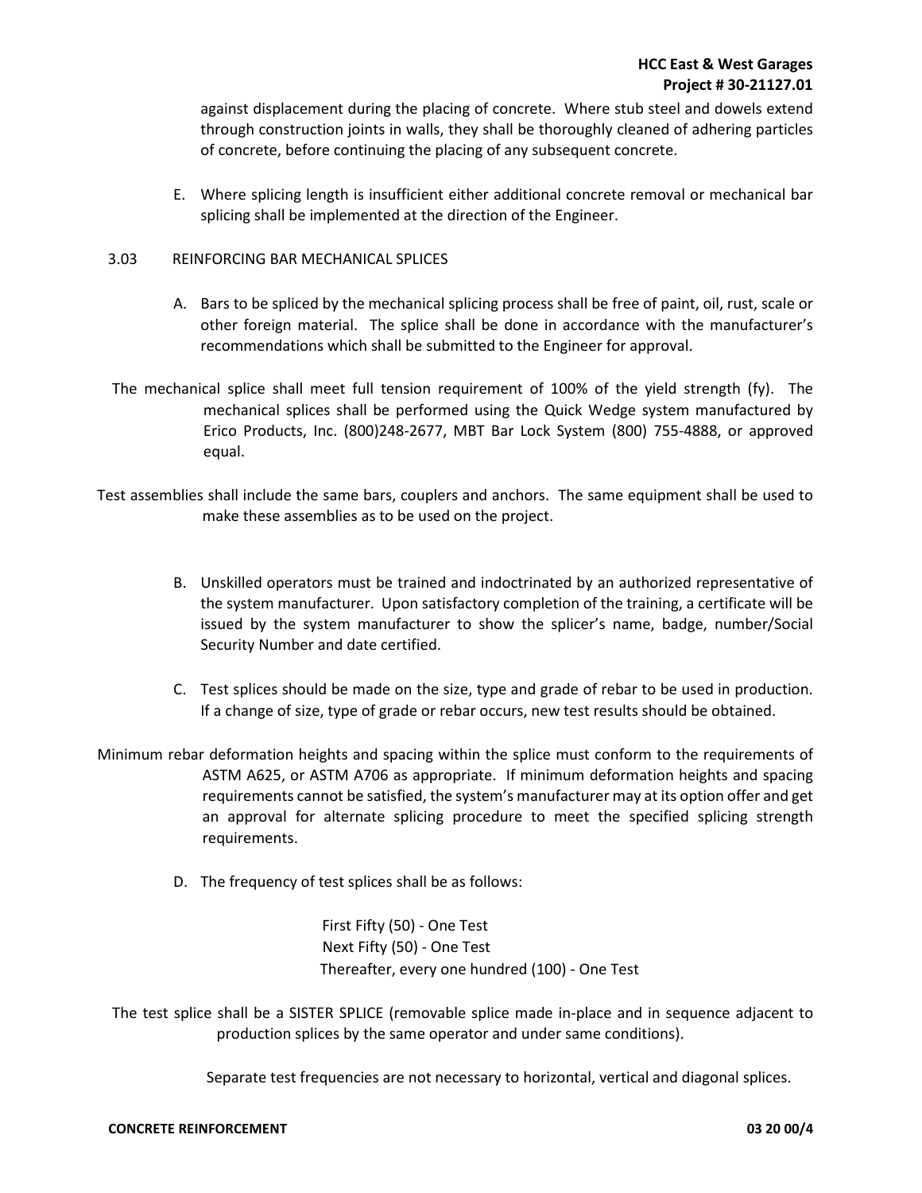against displacement during the placing of concrete. Where stub steel and dowels extend through construction joints in walls, they shall be thoroughly cleaned of adhering particles of concrete, before continuing the placing of any subsequent concrete.

E. Where splicing length is insufficient either additional concrete removal or mechanical bar splicing shall be implemented at the direction of the Engineer.

3.03 REINFORCING BAR MECHANICAL SPLICES

A. Bars to be spliced by the mechanical splicing process shall be free of paint, oil, rust, scale or other foreign material. The splice shall be done in accordance with the manufacturer's recommendations which shall be submitted to the Engineer for approval.

The mechanical splice shall meet full tension requirement of 100% of the yield strength (fy). The mechanical splices shall be performed using the Quick Wedge system manufactured by Erico Products, Inc. (800)248-2677, MBT Bar Lock System (800) 755-4888, or approved equal.

Test assemblies shall include the same bars, couplers and anchors. The same equipment shall be used to make these assemblies as to be used on the project.

B. Unskilled operators must be trained and indoctrinated by an authorized representative of the system manufacturer. Upon satisfactory completion of the training, a certificate will be issued by the system manufacturer to show the splicer's name, badge, number/Social Security Number and date certified.

C. Test splices should be made on the size, type and grade of rebar to be used in production. If a change of size, type of grade or rebar occurs, new test results should be obtained.

Minimum rebar deformation heights and spacing within the splice must conform to the requirements of ASTM A625, or ASTM A706 as appropriate. If minimum deformation heights and spacing requirements cannot be satisfied, the system's manufacturer may at its option offer and get an approval for alternate splicing procedure to meet the specified splicing strength requirements.

D. The frequency of test splices shall be as follows:

First Fifty (50) - One Test
Next Fifty (50) - One Test
Thereafter, every one hundred (100) - One Test

The test splice shall be a SISTER SPLICE (removable splice made in-place and in sequence adjacent to production splices by the same operator and under same conditions).

Separate test frequencies are not necessary to horizontal, vertical and diagonal splices.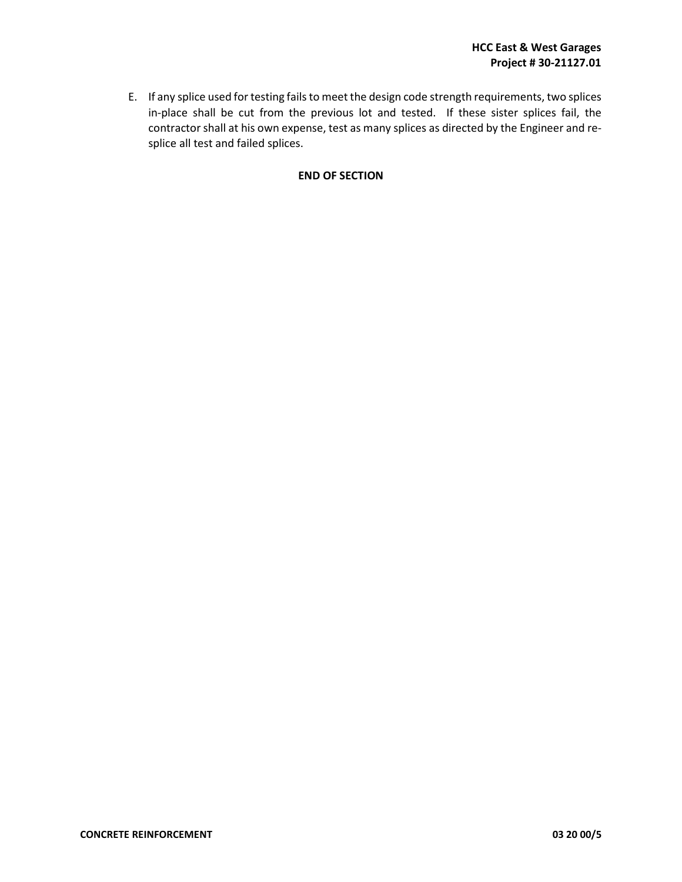E. If any splice used for testing fails to meet the design code strength requirements, two splices in-place shall be cut from the previous lot and tested. If these sister splices fail, the contractor shall at his own expense, test as many splices as directed by the Engineer and re-splice all test and failed splices.

**END OF SECTION**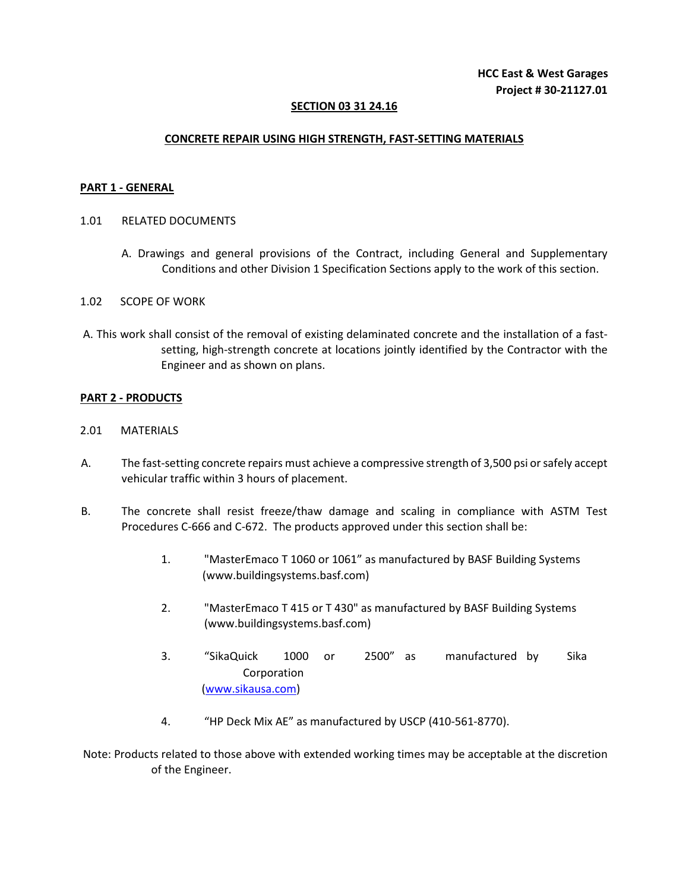## SECTION 03 31 24.16

## CONCRETE REPAIR USING HIGH STRENGTH, FAST-SETTING MATERIALS

### PART 1 - GENERAL

1.01 RELATED DOCUMENTS

A. Drawings and general provisions of the Contract, including General and Supplementary Conditions and other Division 1 Specification Sections apply to the work of this section.

1.02 SCOPE OF WORK

A. This work shall consist of the removal of existing delaminated concrete and the installation of a fast-setting, high-strength concrete at locations jointly identified by the Contractor with the Engineer and as shown on plans.

### PART 2 - PRODUCTS

2.01 MATERIALS

A. The fast-setting concrete repairs must achieve a compressive strength of 3,500 psi or safely accept vehicular traffic within 3 hours of placement.

B. The concrete shall resist freeze/thaw damage and scaling in compliance with ASTM Test Procedures C-666 and C-672. The products approved under this section shall be:

1. "MasterEmaco T 1060 or 1061" as manufactured by BASF Building Systems (www.buildingsystems.basf.com)

2. "MasterEmaco T 415 or T 430" as manufactured by BASF Building Systems (www.buildingsystems.basf.com)

3. "SikaQuick 1000 or 2500" as manufactured by Sika Corporation (www.sikausa.com)

4. "HP Deck Mix AE" as manufactured by USCP (410-561-8770).

Note: Products related to those above with extended working times may be acceptable at the discretion of the Engineer.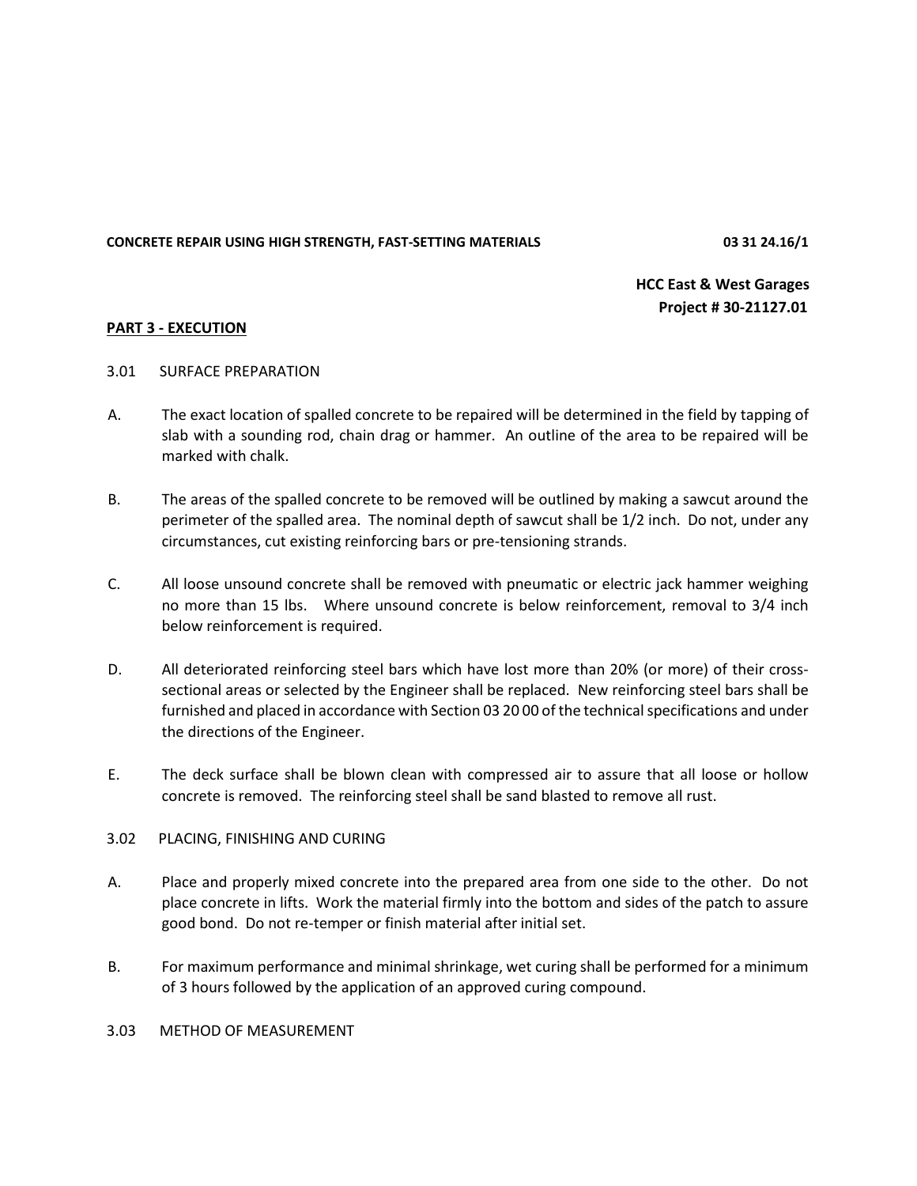## PART 3 - EXECUTION

### 3.01 SURFACE PREPARATION

A. The exact location of spalled concrete to be repaired will be determined in the field by tapping of slab with a sounding rod, chain drag or hammer. An outline of the area to be repaired will be marked with chalk.

B. The areas of the spalled concrete to be removed will be outlined by making a sawcut around the perimeter of the spalled area. The nominal depth of sawcut shall be 1/2 inch. Do not, under any circumstances, cut existing reinforcing bars or pre-tensioning strands.

C. All loose unsound concrete shall be removed with pneumatic or electric jack hammer weighing no more than 15 lbs. Where unsound concrete is below reinforcement, removal to 3/4 inch below reinforcement is required.

D. All deteriorated reinforcing steel bars which have lost more than 20% (or more) of their cross-sectional areas or selected by the Engineer shall be replaced. New reinforcing steel bars shall be furnished and placed in accordance with Section 03 20 00 of the technical specifications and under the directions of the Engineer.

E. The deck surface shall be blown clean with compressed air to assure that all loose or hollow concrete is removed. The reinforcing steel shall be sand blasted to remove all rust.

### 3.02 PLACING, FINISHING AND CURING

A. Place and properly mixed concrete into the prepared area from one side to the other. Do not place concrete in lifts. Work the material firmly into the bottom and sides of the patch to assure good bond. Do not re-temper or finish material after initial set.

B. For maximum performance and minimal shrinkage, wet curing shall be performed for a minimum of 3 hours followed by the application of an approved curing compound.

### 3.03 METHOD OF MEASUREMENT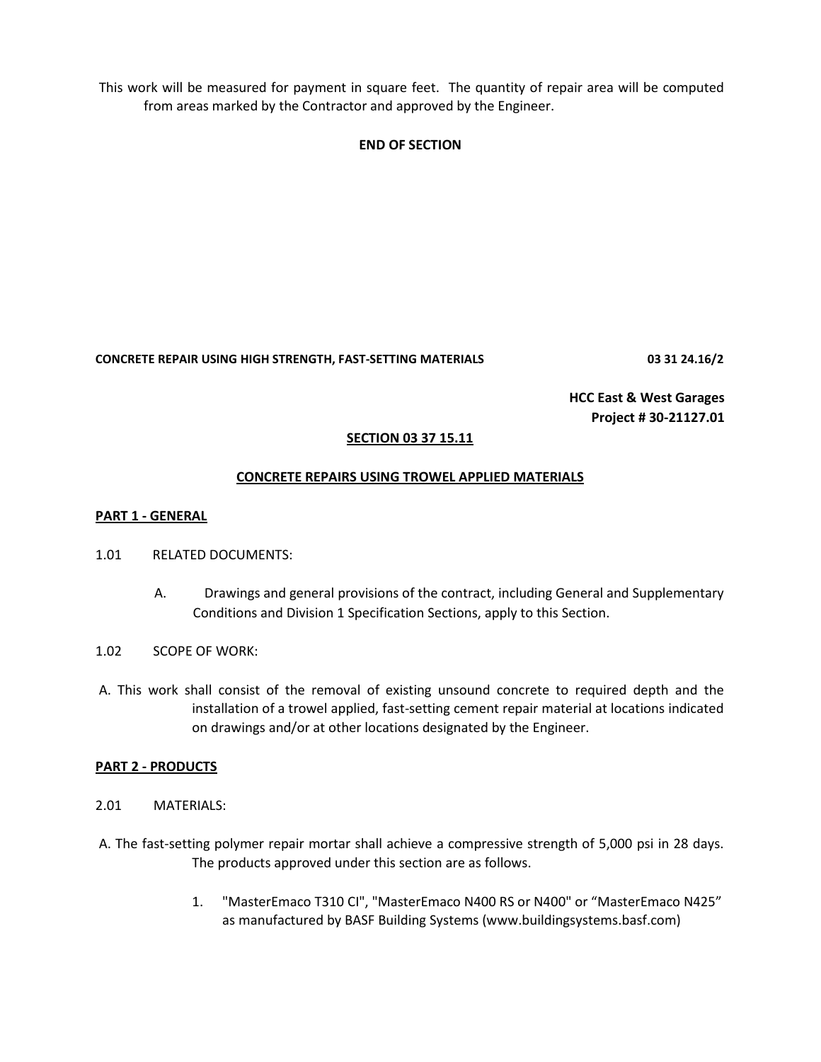This work will be measured for payment in square feet. The quantity of repair area will be computed from areas marked by the Contractor and approved by the Engineer.

**END OF SECTION**

**HCC East & West Garages**
**Project # 30-21127.01**

## SECTION 03 37 15.11

## CONCRETE REPAIRS USING TROWEL APPLIED MATERIALS

### PART 1 - GENERAL

1.01 RELATED DOCUMENTS:

A. Drawings and general provisions of the contract, including General and Supplementary Conditions and Division 1 Specification Sections, apply to this Section.

1.02 SCOPE OF WORK:

A. This work shall consist of the removal of existing unsound concrete to required depth and the installation of a trowel applied, fast-setting cement repair material at locations indicated on drawings and/or at other locations designated by the Engineer.

### PART 2 - PRODUCTS

2.01 MATERIALS:

A. The fast-setting polymer repair mortar shall achieve a compressive strength of 5,000 psi in 28 days. The products approved under this section are as follows.

1. "MasterEmaco T310 CI", "MasterEmaco N400 RS or N400" or "MasterEmaco N425" as manufactured by BASF Building Systems (www.buildingsystems.basf.com)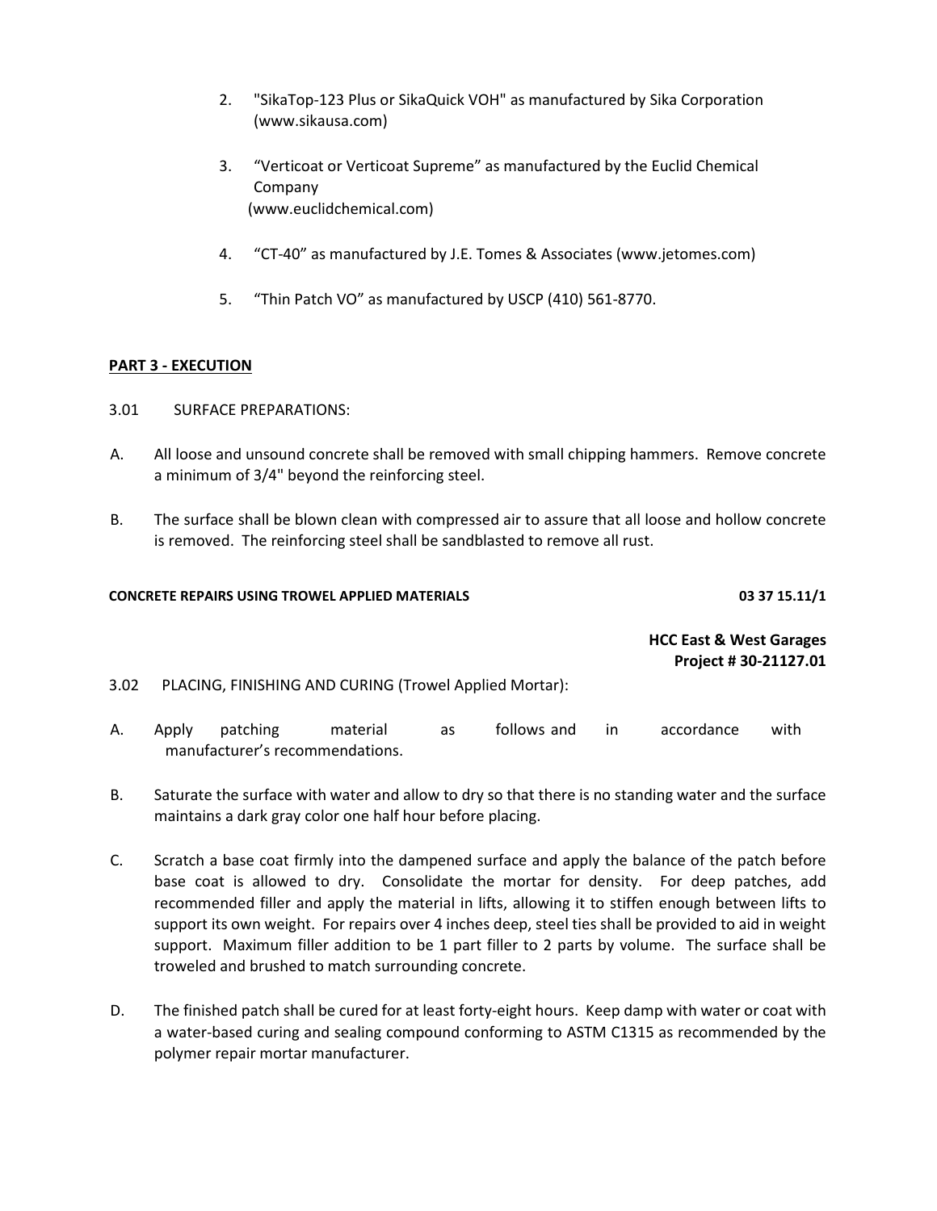2. "SikaTop-123 Plus or SikaQuick VOH" as manufactured by Sika Corporation (www.sikausa.com)

3. "Verticoat or Verticoat Supreme" as manufactured by the Euclid Chemical Company (www.euclidchemical.com)

4. "CT-40" as manufactured by J.E. Tomes & Associates (www.jetomes.com)

5. "Thin Patch VO" as manufactured by USCP (410) 561-8770.

## PART 3 - EXECUTION

### 3.01 SURFACE PREPARATIONS:

A. All loose and unsound concrete shall be removed with small chipping hammers. Remove concrete a minimum of 3/4" beyond the reinforcing steel.

B. The surface shall be blown clean with compressed air to assure that all loose and hollow concrete is removed. The reinforcing steel shall be sandblasted to remove all rust.

### 3.02 PLACING, FINISHING AND CURING (Trowel Applied Mortar):

A. Apply patching material as follows and in accordance with manufacturer's recommendations.

B. Saturate the surface with water and allow to dry so that there is no standing water and the surface maintains a dark gray color one half hour before placing.

C. Scratch a base coat firmly into the dampened surface and apply the balance of the patch before base coat is allowed to dry. Consolidate the mortar for density. For deep patches, add recommended filler and apply the material in lifts, allowing it to stiffen enough between lifts to support its own weight. For repairs over 4 inches deep, steel ties shall be provided to aid in weight support. Maximum filler addition to be 1 part filler to 2 parts by volume. The surface shall be troweled and brushed to match surrounding concrete.

D. The finished patch shall be cured for at least forty-eight hours. Keep damp with water or coat with a water-based curing and sealing compound conforming to ASTM C1315 as recommended by the polymer repair mortar manufacturer.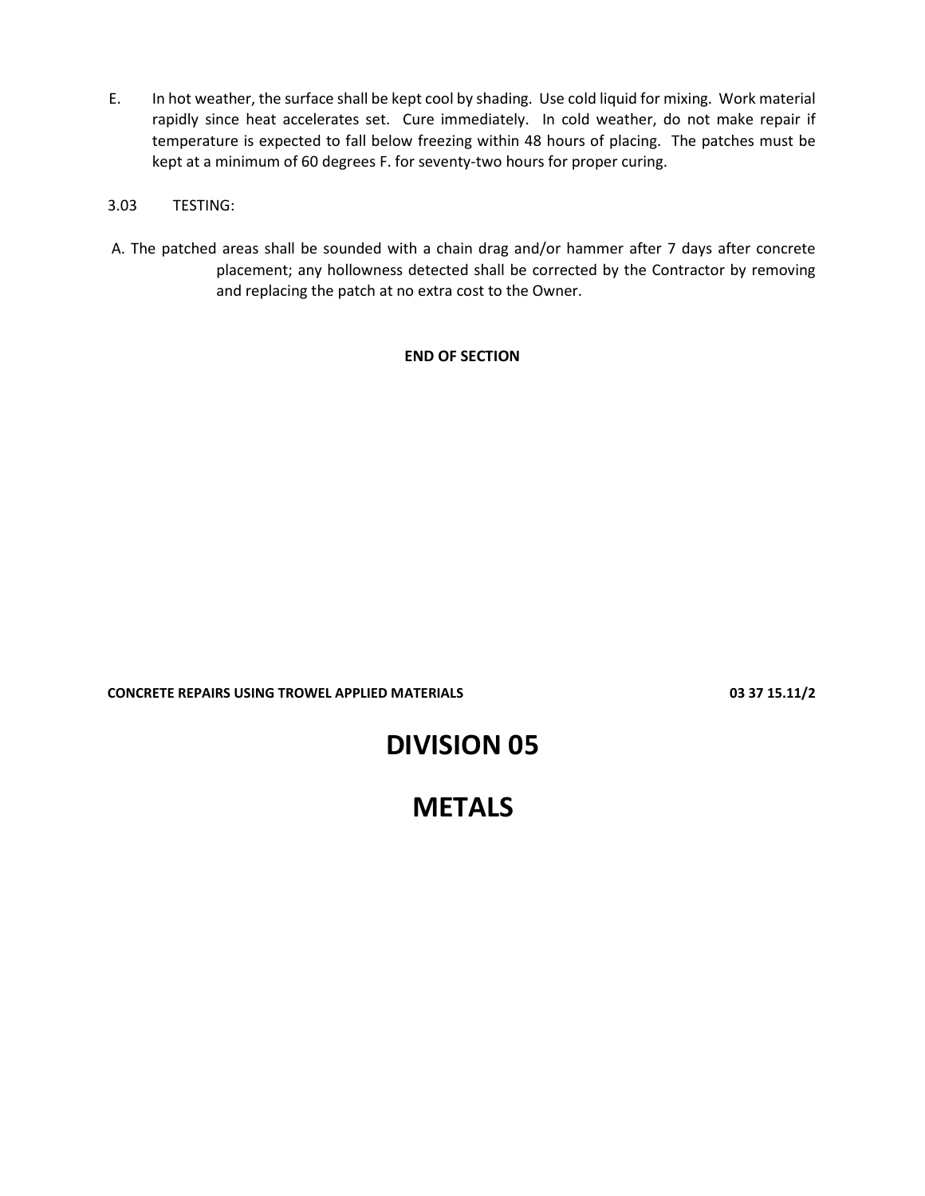E. In hot weather, the surface shall be kept cool by shading. Use cold liquid for mixing. Work material rapidly since heat accelerates set. Cure immediately. In cold weather, do not make repair if temperature is expected to fall below freezing within 48 hours of placing. The patches must be kept at a minimum of 60 degrees F. for seventy-two hours for proper curing.

3.03 TESTING:

A. The patched areas shall be sounded with a chain drag and/or hammer after 7 days after concrete placement; any hollowness detected shall be corrected by the Contractor by removing and replacing the patch at no extra cost to the Owner.

**END OF SECTION**

# DIVISION 05

# METALS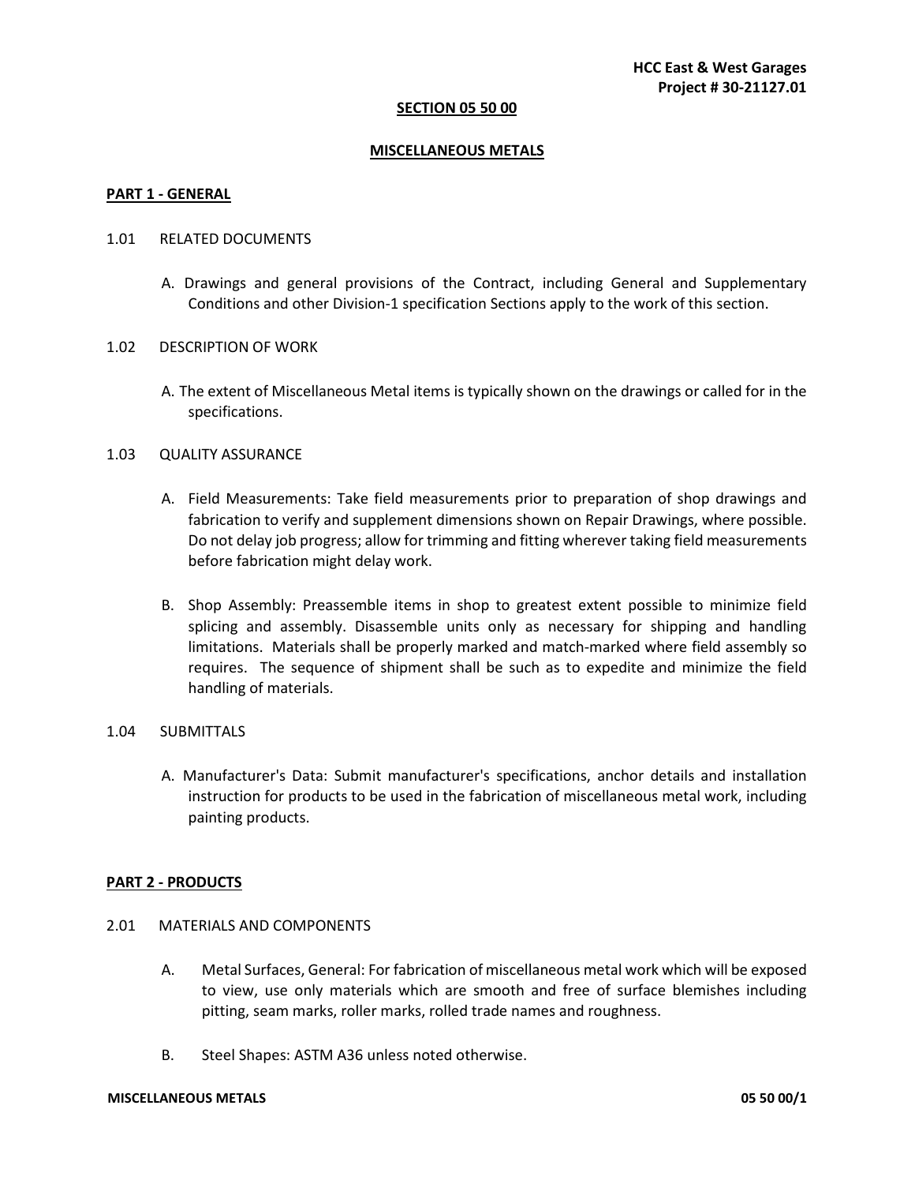## SECTION 05 50 00

## MISCELLANEOUS METALS

### PART 1 - GENERAL

1.01 RELATED DOCUMENTS

A. Drawings and general provisions of the Contract, including General and Supplementary Conditions and other Division-1 specification Sections apply to the work of this section.

1.02 DESCRIPTION OF WORK

A. The extent of Miscellaneous Metal items is typically shown on the drawings or called for in the specifications.

1.03 QUALITY ASSURANCE

A. Field Measurements: Take field measurements prior to preparation of shop drawings and fabrication to verify and supplement dimensions shown on Repair Drawings, where possible. Do not delay job progress; allow for trimming and fitting wherever taking field measurements before fabrication might delay work.

B. Shop Assembly: Preassemble items in shop to greatest extent possible to minimize field splicing and assembly. Disassemble units only as necessary for shipping and handling limitations. Materials shall be properly marked and match-marked where field assembly so requires. The sequence of shipment shall be such as to expedite and minimize the field handling of materials.

1.04 SUBMITTALS

A. Manufacturer's Data: Submit manufacturer's specifications, anchor details and installation instruction for products to be used in the fabrication of miscellaneous metal work, including painting products.

### PART 2 - PRODUCTS

2.01 MATERIALS AND COMPONENTS

A. Metal Surfaces, General: For fabrication of miscellaneous metal work which will be exposed to view, use only materials which are smooth and free of surface blemishes including pitting, seam marks, roller marks, rolled trade names and roughness.

B. Steel Shapes: ASTM A36 unless noted otherwise.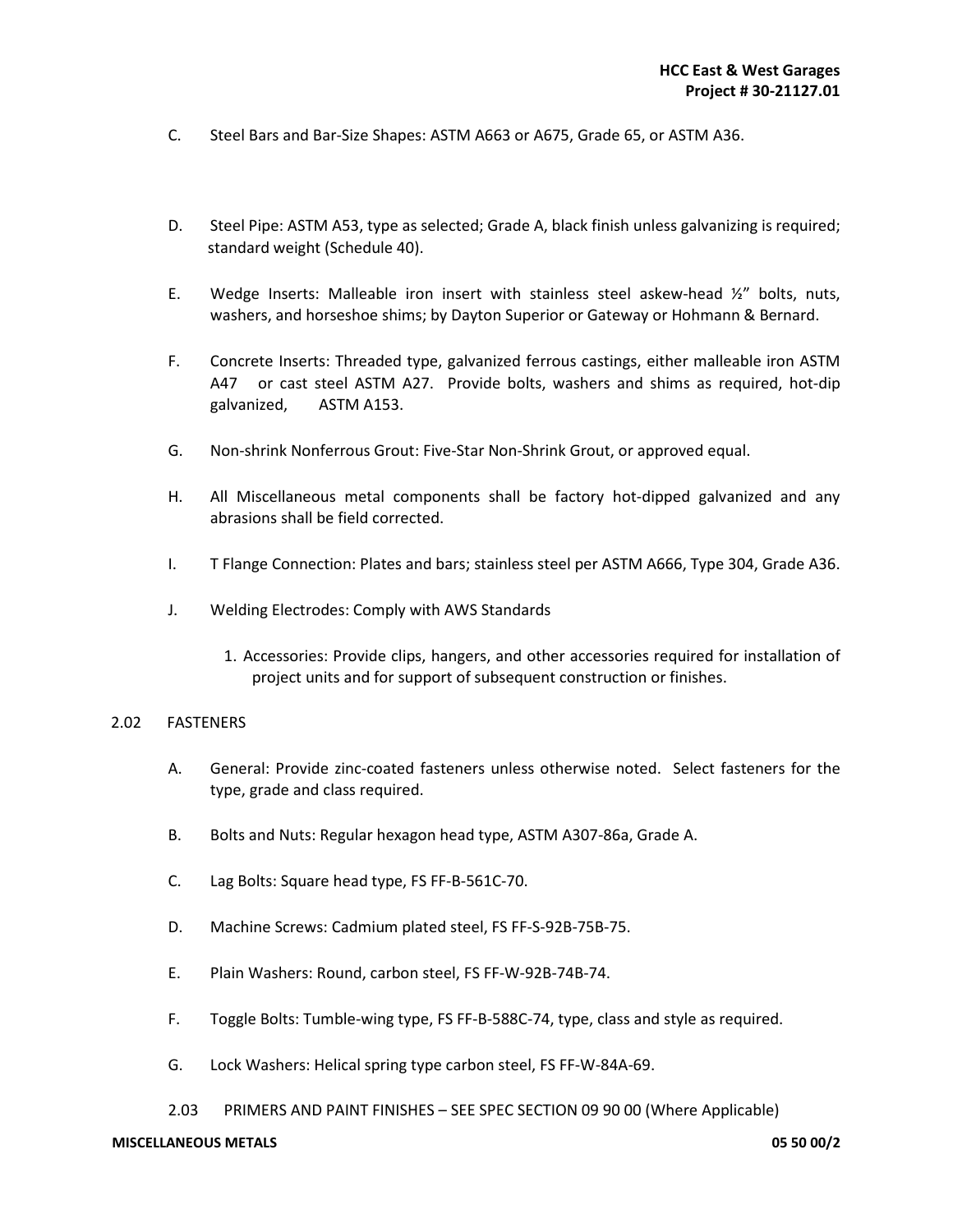C. Steel Bars and Bar-Size Shapes: ASTM A663 or A675, Grade 65, or ASTM A36.

D. Steel Pipe: ASTM A53, type as selected; Grade A, black finish unless galvanizing is required; standard weight (Schedule 40).

E. Wedge Inserts: Malleable iron insert with stainless steel askew-head ½" bolts, nuts, washers, and horseshoe shims; by Dayton Superior or Gateway or Hohmann & Bernard.

F. Concrete Inserts: Threaded type, galvanized ferrous castings, either malleable iron ASTM A47 or cast steel ASTM A27. Provide bolts, washers and shims as required, hot-dip galvanized, ASTM A153.

G. Non-shrink Nonferrous Grout: Five-Star Non-Shrink Grout, or approved equal.

H. All Miscellaneous metal components shall be factory hot-dipped galvanized and any abrasions shall be field corrected.

I. T Flange Connection: Plates and bars; stainless steel per ASTM A666, Type 304, Grade A36.

J. Welding Electrodes: Comply with AWS Standards

1. Accessories: Provide clips, hangers, and other accessories required for installation of project units and for support of subsequent construction or finishes.

## 2.02 FASTENERS

A. General: Provide zinc-coated fasteners unless otherwise noted. Select fasteners for the type, grade and class required.

B. Bolts and Nuts: Regular hexagon head type, ASTM A307-86a, Grade A.

C. Lag Bolts: Square head type, FS FF-B-561C-70.

D. Machine Screws: Cadmium plated steel, FS FF-S-92B-75B-75.

E. Plain Washers: Round, carbon steel, FS FF-W-92B-74B-74.

F. Toggle Bolts: Tumble-wing type, FS FF-B-588C-74, type, class and style as required.

G. Lock Washers: Helical spring type carbon steel, FS FF-W-84A-69.

## 2.03 PRIMERS AND PAINT FINISHES – SEE SPEC SECTION 09 90 00 (Where Applicable)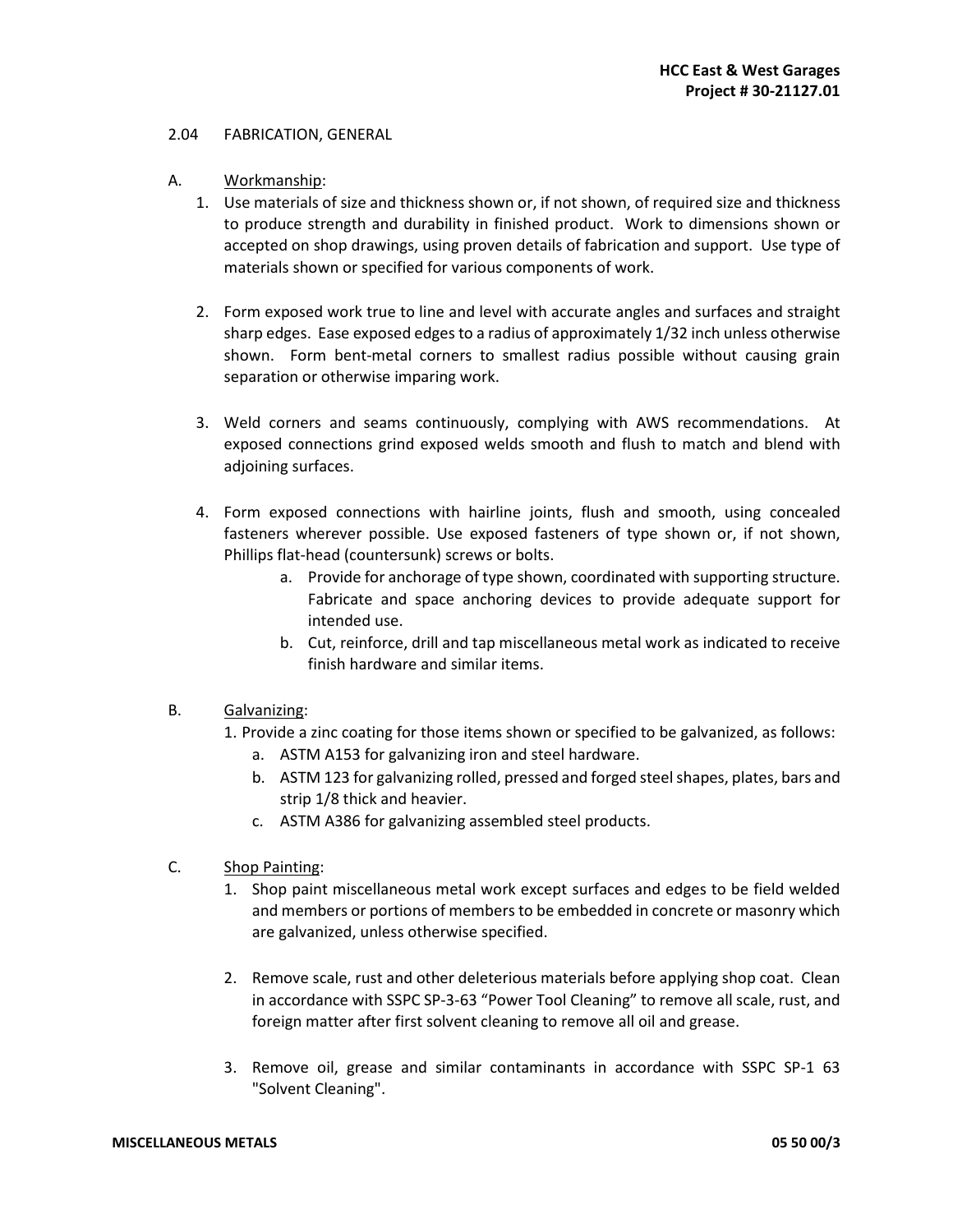2.04 FABRICATION, GENERAL

A. Workmanship:

1. Use materials of size and thickness shown or, if not shown, of required size and thickness to produce strength and durability in finished product. Work to dimensions shown or accepted on shop drawings, using proven details of fabrication and support. Use type of materials shown or specified for various components of work.

2. Form exposed work true to line and level with accurate angles and surfaces and straight sharp edges. Ease exposed edges to a radius of approximately 1/32 inch unless otherwise shown. Form bent-metal corners to smallest radius possible without causing grain separation or otherwise imparing work.

3. Weld corners and seams continuously, complying with AWS recommendations. At exposed connections grind exposed welds smooth and flush to match and blend with adjoining surfaces.

4. Form exposed connections with hairline joints, flush and smooth, using concealed fasteners wherever possible. Use exposed fasteners of type shown or, if not shown, Phillips flat-head (countersunk) screws or bolts.
   a. Provide for anchorage of type shown, coordinated with supporting structure. Fabricate and space anchoring devices to provide adequate support for intended use.
   b. Cut, reinforce, drill and tap miscellaneous metal work as indicated to receive finish hardware and similar items.

B. Galvanizing:

1. Provide a zinc coating for those items shown or specified to be galvanized, as follows:
   a. ASTM A153 for galvanizing iron and steel hardware.
   b. ASTM 123 for galvanizing rolled, pressed and forged steel shapes, plates, bars and strip 1/8 thick and heavier.
   c. ASTM A386 for galvanizing assembled steel products.

C. Shop Painting:

1. Shop paint miscellaneous metal work except surfaces and edges to be field welded and members or portions of members to be embedded in concrete or masonry which are galvanized, unless otherwise specified.

2. Remove scale, rust and other deleterious materials before applying shop coat. Clean in accordance with SSPC SP-3-63 "Power Tool Cleaning" to remove all scale, rust, and foreign matter after first solvent cleaning to remove all oil and grease.

3. Remove oil, grease and similar contaminants in accordance with SSPC SP-1 63 "Solvent Cleaning".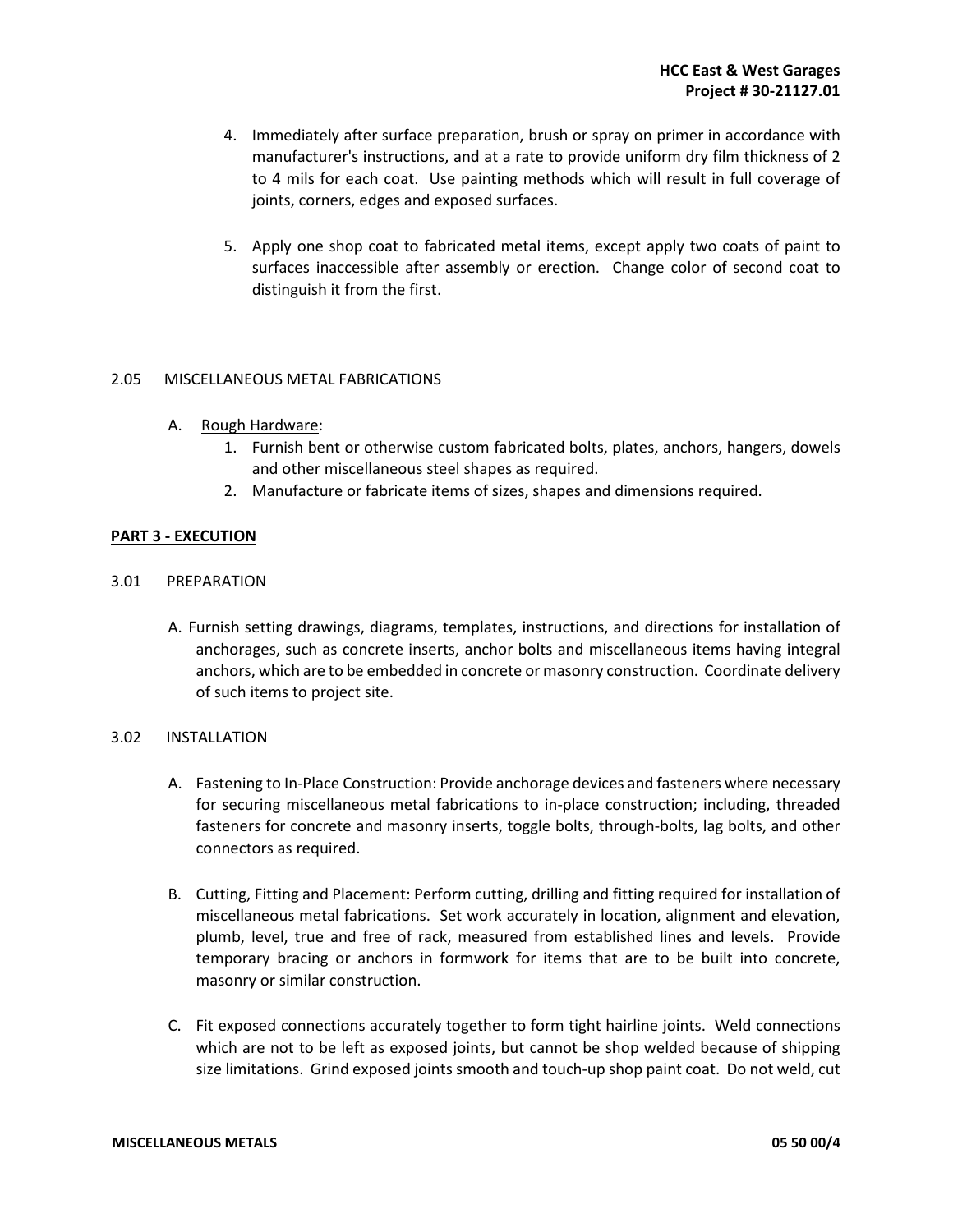4. Immediately after surface preparation, brush or spray on primer in accordance with manufacturer's instructions, and at a rate to provide uniform dry film thickness of 2 to 4 mils for each coat. Use painting methods which will result in full coverage of joints, corners, edges and exposed surfaces.

5. Apply one shop coat to fabricated metal items, except apply two coats of paint to surfaces inaccessible after assembly or erection. Change color of second coat to distinguish it from the first.

2.05 MISCELLANEOUS METAL FABRICATIONS

A. Rough Hardware:
   1. Furnish bent or otherwise custom fabricated bolts, plates, anchors, hangers, dowels and other miscellaneous steel shapes as required.
   2. Manufacture or fabricate items of sizes, shapes and dimensions required.

**PART 3 - EXECUTION**

3.01 PREPARATION

A. Furnish setting drawings, diagrams, templates, instructions, and directions for installation of anchorages, such as concrete inserts, anchor bolts and miscellaneous items having integral anchors, which are to be embedded in concrete or masonry construction. Coordinate delivery of such items to project site.

3.02 INSTALLATION

A. Fastening to In-Place Construction: Provide anchorage devices and fasteners where necessary for securing miscellaneous metal fabrications to in-place construction; including, threaded fasteners for concrete and masonry inserts, toggle bolts, through-bolts, lag bolts, and other connectors as required.

B. Cutting, Fitting and Placement: Perform cutting, drilling and fitting required for installation of miscellaneous metal fabrications. Set work accurately in location, alignment and elevation, plumb, level, true and free of rack, measured from established lines and levels. Provide temporary bracing or anchors in formwork for items that are to be built into concrete, masonry or similar construction.

C. Fit exposed connections accurately together to form tight hairline joints. Weld connections which are not to be left as exposed joints, but cannot be shop welded because of shipping size limitations. Grind exposed joints smooth and touch-up shop paint coat. Do not weld, cut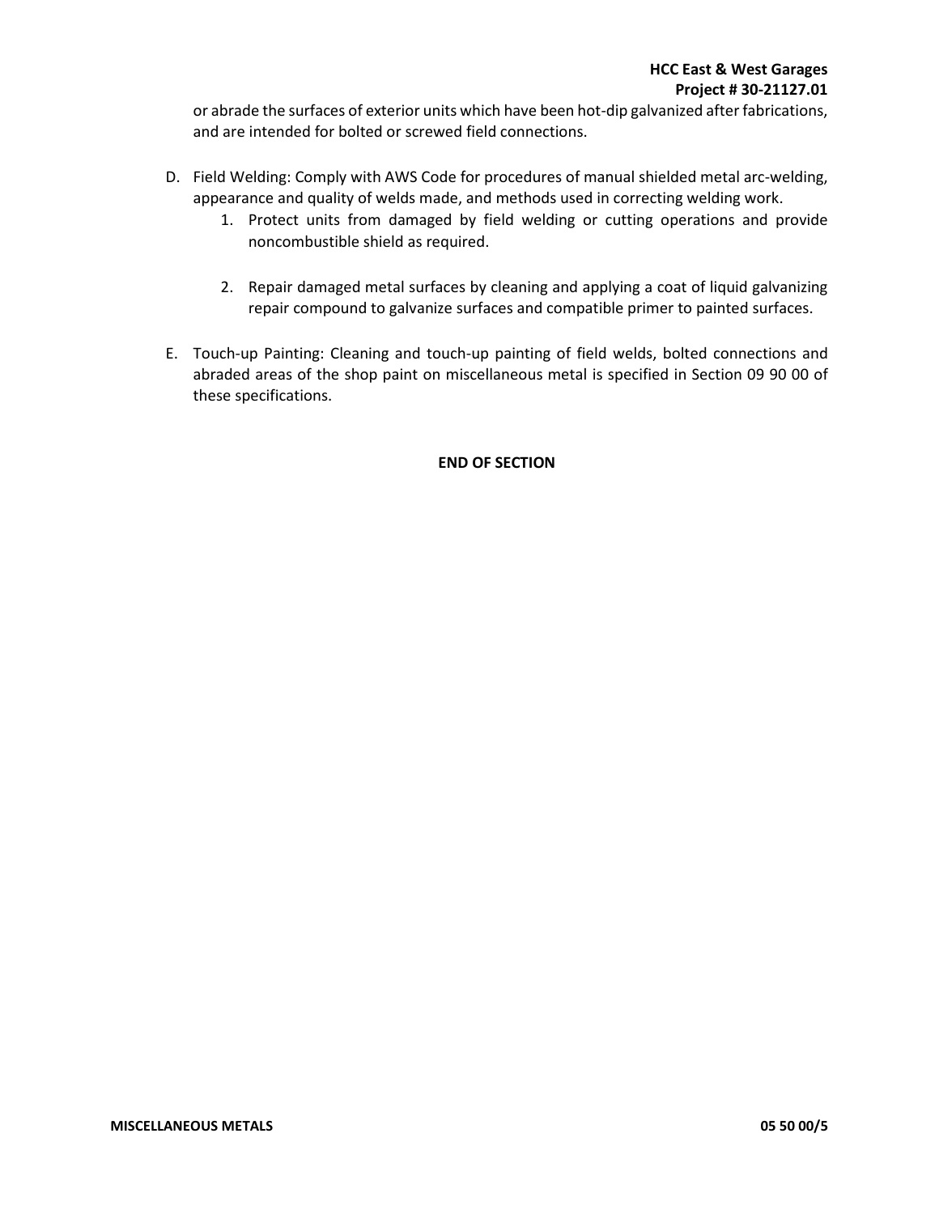or abrade the surfaces of exterior units which have been hot-dip galvanized after fabrications, and are intended for bolted or screwed field connections.

D. Field Welding: Comply with AWS Code for procedures of manual shielded metal arc-welding, appearance and quality of welds made, and methods used in correcting welding work.
   1. Protect units from damaged by field welding or cutting operations and provide noncombustible shield as required.

   2. Repair damaged metal surfaces by cleaning and applying a coat of liquid galvanizing repair compound to galvanize surfaces and compatible primer to painted surfaces.

E. Touch-up Painting: Cleaning and touch-up painting of field welds, bolted connections and abraded areas of the shop paint on miscellaneous metal is specified in Section 09 90 00 of these specifications.

**END OF SECTION**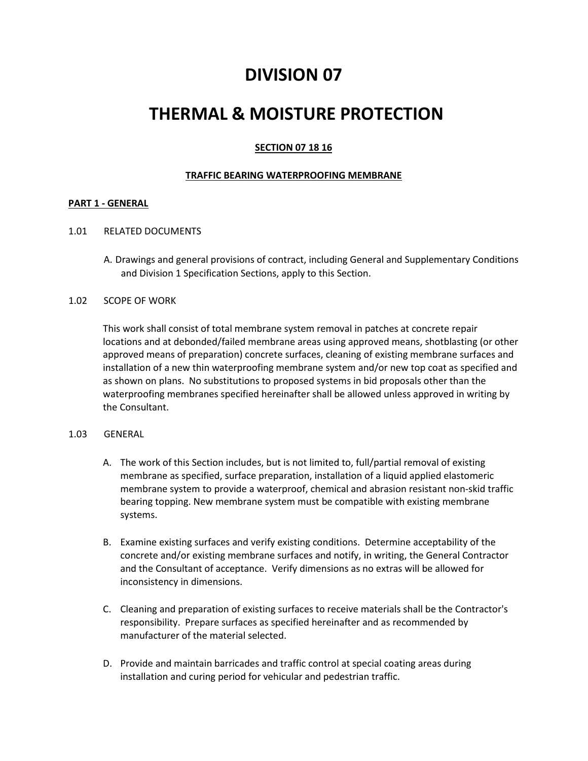# DIVISION 07

# THERMAL & MOISTURE PROTECTION

### SECTION 07 18 16

### TRAFFIC BEARING WATERPROOFING MEMBRANE

**PART 1 - GENERAL**

1.01 RELATED DOCUMENTS

A. Drawings and general provisions of contract, including General and Supplementary Conditions and Division 1 Specification Sections, apply to this Section.

1.02 SCOPE OF WORK

This work shall consist of total membrane system removal in patches at concrete repair locations and at debonded/failed membrane areas using approved means, shotblasting (or other approved means of preparation) concrete surfaces, cleaning of existing membrane surfaces and installation of a new thin waterproofing membrane system and/or new top coat as specified and as shown on plans. No substitutions to proposed systems in bid proposals other than the waterproofing membranes specified hereinafter shall be allowed unless approved in writing by the Consultant.

1.03 GENERAL

A. The work of this Section includes, but is not limited to, full/partial removal of existing membrane as specified, surface preparation, installation of a liquid applied elastomeric membrane system to provide a waterproof, chemical and abrasion resistant non-skid traffic bearing topping. New membrane system must be compatible with existing membrane systems.

B. Examine existing surfaces and verify existing conditions. Determine acceptability of the concrete and/or existing membrane surfaces and notify, in writing, the General Contractor and the Consultant of acceptance. Verify dimensions as no extras will be allowed for inconsistency in dimensions.

C. Cleaning and preparation of existing surfaces to receive materials shall be the Contractor's responsibility. Prepare surfaces as specified hereinafter and as recommended by manufacturer of the material selected.

D. Provide and maintain barricades and traffic control at special coating areas during installation and curing period for vehicular and pedestrian traffic.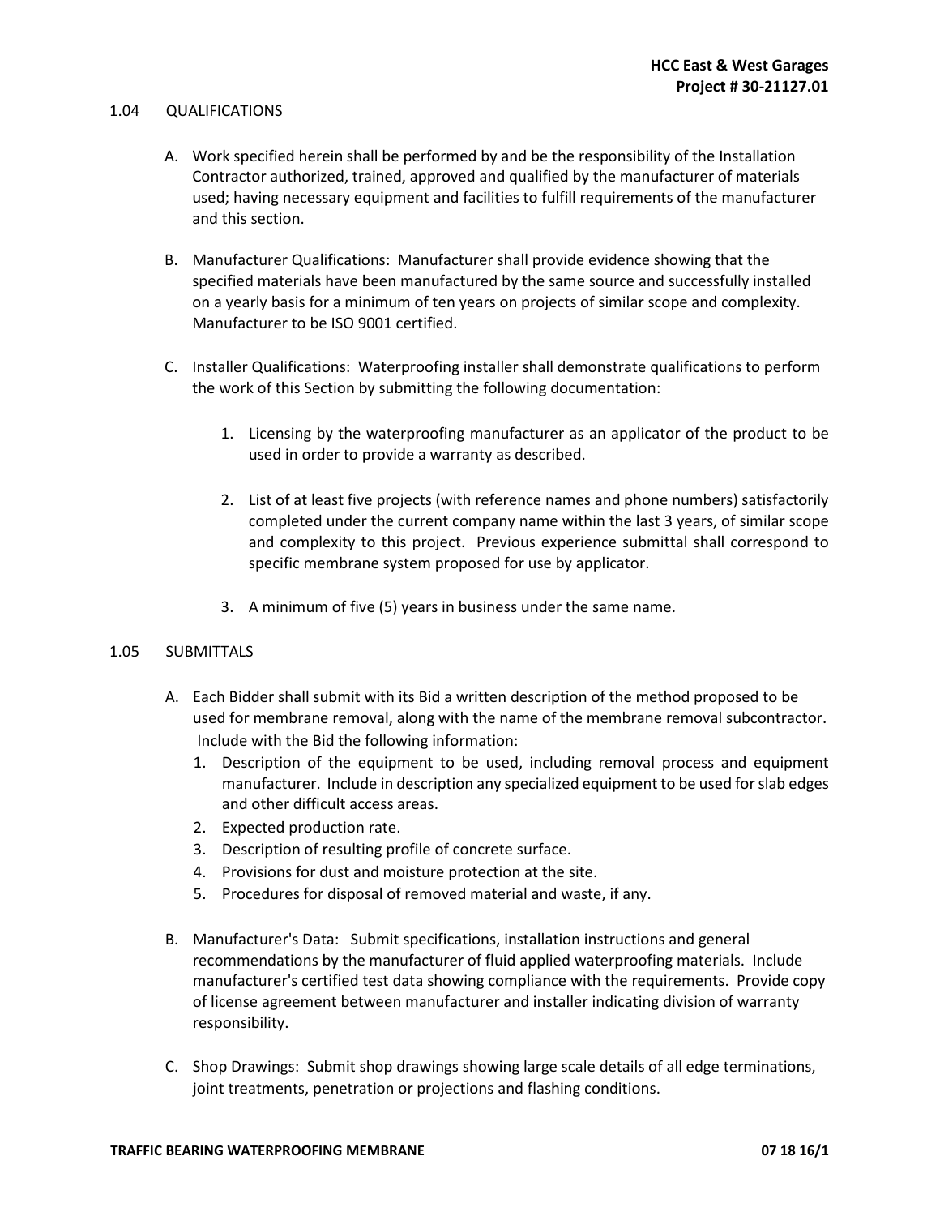## 1.04 QUALIFICATIONS

A. Work specified herein shall be performed by and be the responsibility of the Installation Contractor authorized, trained, approved and qualified by the manufacturer of materials used; having necessary equipment and facilities to fulfill requirements of the manufacturer and this section.

B. Manufacturer Qualifications: Manufacturer shall provide evidence showing that the specified materials have been manufactured by the same source and successfully installed on a yearly basis for a minimum of ten years on projects of similar scope and complexity. Manufacturer to be ISO 9001 certified.

C. Installer Qualifications: Waterproofing installer shall demonstrate qualifications to perform the work of this Section by submitting the following documentation:

   1. Licensing by the waterproofing manufacturer as an applicator of the product to be used in order to provide a warranty as described.

   2. List of at least five projects (with reference names and phone numbers) satisfactorily completed under the current company name within the last 3 years, of similar scope and complexity to this project. Previous experience submittal shall correspond to specific membrane system proposed for use by applicator.

   3. A minimum of five (5) years in business under the same name.

## 1.05 SUBMITTALS

A. Each Bidder shall submit with its Bid a written description of the method proposed to be used for membrane removal, along with the name of the membrane removal subcontractor. Include with the Bid the following information:
   1. Description of the equipment to be used, including removal process and equipment manufacturer. Include in description any specialized equipment to be used for slab edges and other difficult access areas.
   2. Expected production rate.
   3. Description of resulting profile of concrete surface.
   4. Provisions for dust and moisture protection at the site.
   5. Procedures for disposal of removed material and waste, if any.

B. Manufacturer's Data: Submit specifications, installation instructions and general recommendations by the manufacturer of fluid applied waterproofing materials. Include manufacturer's certified test data showing compliance with the requirements. Provide copy of license agreement between manufacturer and installer indicating division of warranty responsibility.

C. Shop Drawings: Submit shop drawings showing large scale details of all edge terminations, joint treatments, penetration or projections and flashing conditions.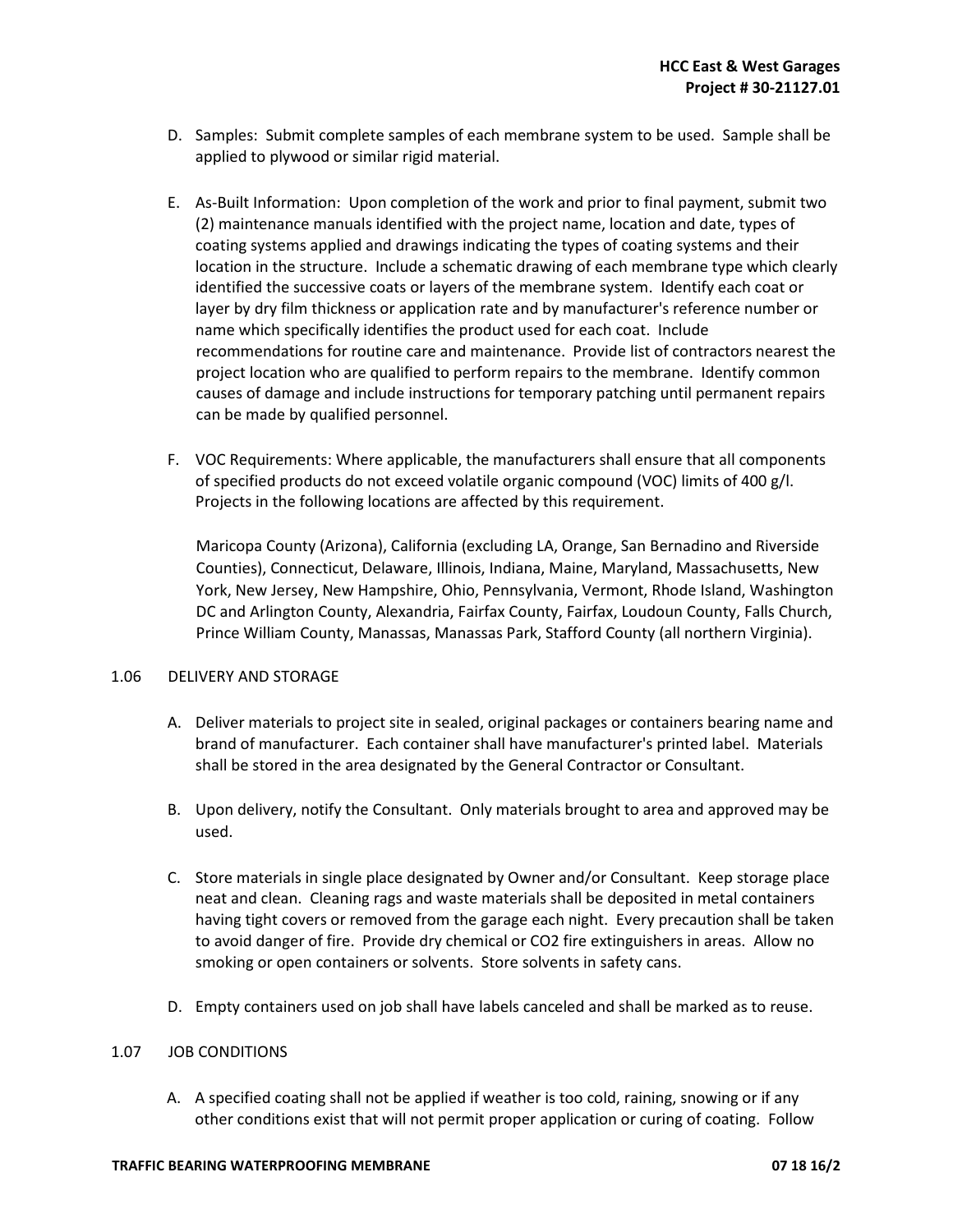D. Samples: Submit complete samples of each membrane system to be used. Sample shall be applied to plywood or similar rigid material.

E. As-Built Information: Upon completion of the work and prior to final payment, submit two (2) maintenance manuals identified with the project name, location and date, types of coating systems applied and drawings indicating the types of coating systems and their location in the structure. Include a schematic drawing of each membrane type which clearly identified the successive coats or layers of the membrane system. Identify each coat or layer by dry film thickness or application rate and by manufacturer's reference number or name which specifically identifies the product used for each coat. Include recommendations for routine care and maintenance. Provide list of contractors nearest the project location who are qualified to perform repairs to the membrane. Identify common causes of damage and include instructions for temporary patching until permanent repairs can be made by qualified personnel.

F. VOC Requirements: Where applicable, the manufacturers shall ensure that all components of specified products do not exceed volatile organic compound (VOC) limits of 400 g/l. Projects in the following locations are affected by this requirement.

   Maricopa County (Arizona), California (excluding LA, Orange, San Bernadino and Riverside Counties), Connecticut, Delaware, Illinois, Indiana, Maine, Maryland, Massachusetts, New York, New Jersey, New Hampshire, Ohio, Pennsylvania, Vermont, Rhode Island, Washington DC and Arlington County, Alexandria, Fairfax County, Fairfax, Loudoun County, Falls Church, Prince William County, Manassas, Manassas Park, Stafford County (all northern Virginia).

## 1.06 DELIVERY AND STORAGE

A. Deliver materials to project site in sealed, original packages or containers bearing name and brand of manufacturer. Each container shall have manufacturer's printed label. Materials shall be stored in the area designated by the General Contractor or Consultant.

B. Upon delivery, notify the Consultant. Only materials brought to area and approved may be used.

C. Store materials in single place designated by Owner and/or Consultant. Keep storage place neat and clean. Cleaning rags and waste materials shall be deposited in metal containers having tight covers or removed from the garage each night. Every precaution shall be taken to avoid danger of fire. Provide dry chemical or CO2 fire extinguishers in areas. Allow no smoking or open containers or solvents. Store solvents in safety cans.

D. Empty containers used on job shall have labels canceled and shall be marked as to reuse.

## 1.07 JOB CONDITIONS

A. A specified coating shall not be applied if weather is too cold, raining, snowing or if any other conditions exist that will not permit proper application or curing of coating. Follow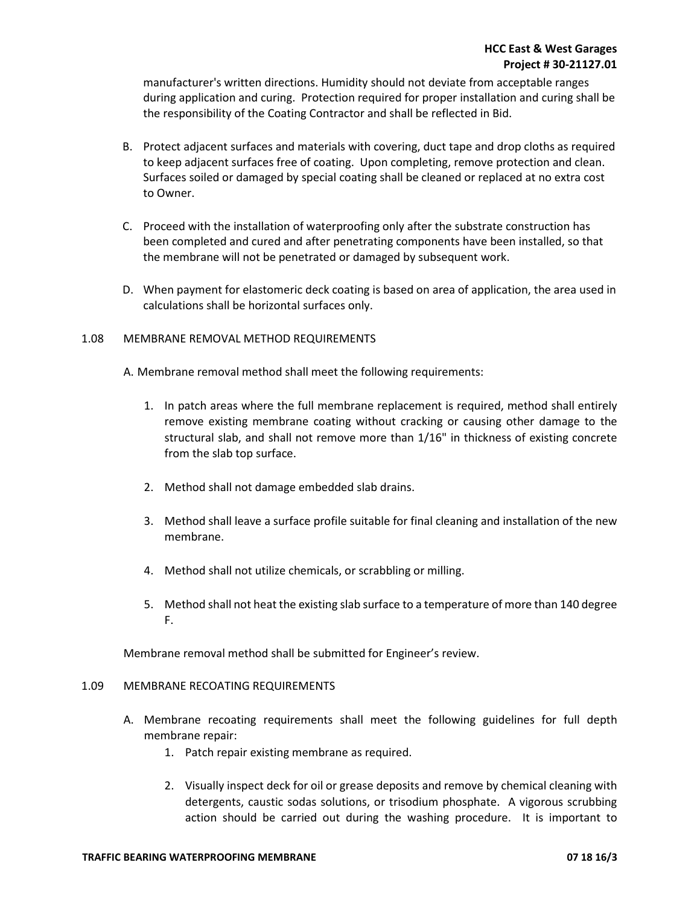manufacturer's written directions. Humidity should not deviate from acceptable ranges during application and curing. Protection required for proper installation and curing shall be the responsibility of the Coating Contractor and shall be reflected in Bid.

B. Protect adjacent surfaces and materials with covering, duct tape and drop cloths as required to keep adjacent surfaces free of coating. Upon completing, remove protection and clean. Surfaces soiled or damaged by special coating shall be cleaned or replaced at no extra cost to Owner.

C. Proceed with the installation of waterproofing only after the substrate construction has been completed and cured and after penetrating components have been installed, so that the membrane will not be penetrated or damaged by subsequent work.

D. When payment for elastomeric deck coating is based on area of application, the area used in calculations shall be horizontal surfaces only.

## 1.08 MEMBRANE REMOVAL METHOD REQUIREMENTS

A. Membrane removal method shall meet the following requirements:

1. In patch areas where the full membrane replacement is required, method shall entirely remove existing membrane coating without cracking or causing other damage to the structural slab, and shall not remove more than 1/16" in thickness of existing concrete from the slab top surface.

2. Method shall not damage embedded slab drains.

3. Method shall leave a surface profile suitable for final cleaning and installation of the new membrane.

4. Method shall not utilize chemicals, or scrabbling or milling.

5. Method shall not heat the existing slab surface to a temperature of more than 140 degree F.

Membrane removal method shall be submitted for Engineer's review.

## 1.09 MEMBRANE RECOATING REQUIREMENTS

A. Membrane recoating requirements shall meet the following guidelines for full depth membrane repair:

1. Patch repair existing membrane as required.

2. Visually inspect deck for oil or grease deposits and remove by chemical cleaning with detergents, caustic sodas solutions, or trisodium phosphate. A vigorous scrubbing action should be carried out during the washing procedure. It is important to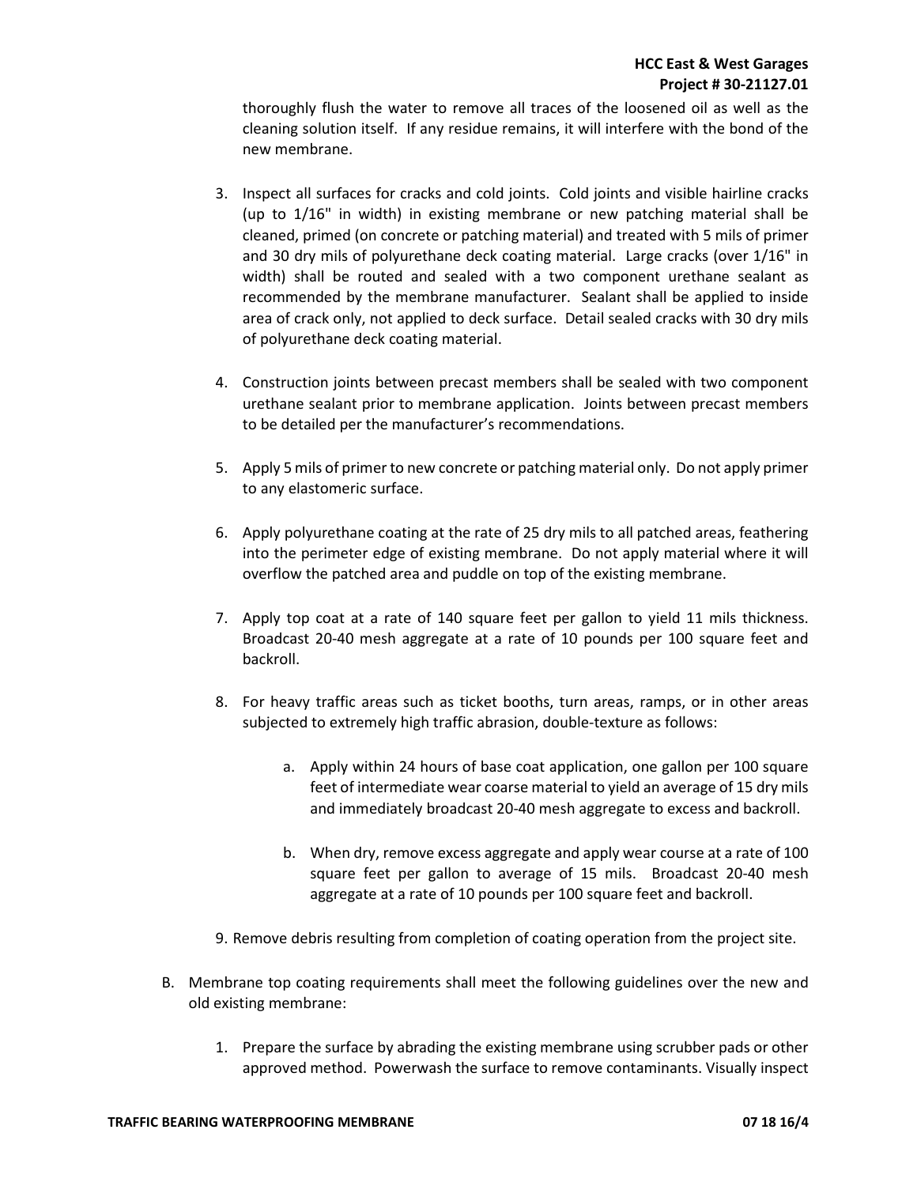thoroughly flush the water to remove all traces of the loosened oil as well as the cleaning solution itself. If any residue remains, it will interfere with the bond of the new membrane.

3. Inspect all surfaces for cracks and cold joints. Cold joints and visible hairline cracks (up to 1/16" in width) in existing membrane or new patching material shall be cleaned, primed (on concrete or patching material) and treated with 5 mils of primer and 30 dry mils of polyurethane deck coating material. Large cracks (over 1/16" in width) shall be routed and sealed with a two component urethane sealant as recommended by the membrane manufacturer. Sealant shall be applied to inside area of crack only, not applied to deck surface. Detail sealed cracks with 30 dry mils of polyurethane deck coating material.

4. Construction joints between precast members shall be sealed with two component urethane sealant prior to membrane application. Joints between precast members to be detailed per the manufacturer's recommendations.

5. Apply 5 mils of primer to new concrete or patching material only. Do not apply primer to any elastomeric surface.

6. Apply polyurethane coating at the rate of 25 dry mils to all patched areas, feathering into the perimeter edge of existing membrane. Do not apply material where it will overflow the patched area and puddle on top of the existing membrane.

7. Apply top coat at a rate of 140 square feet per gallon to yield 11 mils thickness. Broadcast 20-40 mesh aggregate at a rate of 10 pounds per 100 square feet and backroll.

8. For heavy traffic areas such as ticket booths, turn areas, ramps, or in other areas subjected to extremely high traffic abrasion, double-texture as follows:

    a. Apply within 24 hours of base coat application, one gallon per 100 square feet of intermediate wear coarse material to yield an average of 15 dry mils and immediately broadcast 20-40 mesh aggregate to excess and backroll.

    b. When dry, remove excess aggregate and apply wear course at a rate of 100 square feet per gallon to average of 15 mils. Broadcast 20-40 mesh aggregate at a rate of 10 pounds per 100 square feet and backroll.

9. Remove debris resulting from completion of coating operation from the project site.

B. Membrane top coating requirements shall meet the following guidelines over the new and old existing membrane:

    1. Prepare the surface by abrading the existing membrane using scrubber pads or other approved method. Powerwash the surface to remove contaminants. Visually inspect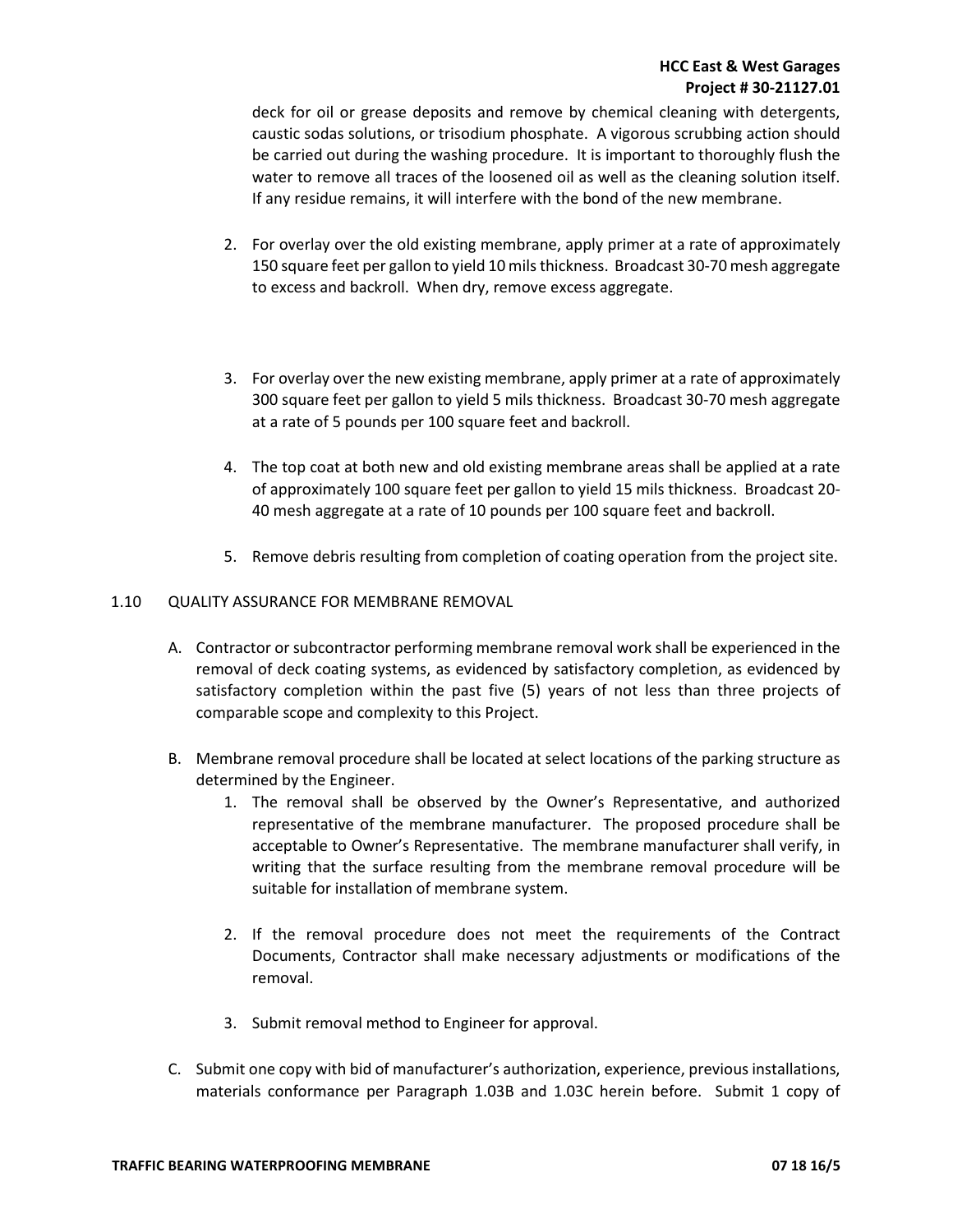deck for oil or grease deposits and remove by chemical cleaning with detergents, caustic sodas solutions, or trisodium phosphate. A vigorous scrubbing action should be carried out during the washing procedure. It is important to thoroughly flush the water to remove all traces of the loosened oil as well as the cleaning solution itself. If any residue remains, it will interfere with the bond of the new membrane.

2. For overlay over the old existing membrane, apply primer at a rate of approximately 150 square feet per gallon to yield 10 mils thickness. Broadcast 30-70 mesh aggregate to excess and backroll. When dry, remove excess aggregate.

3. For overlay over the new existing membrane, apply primer at a rate of approximately 300 square feet per gallon to yield 5 mils thickness. Broadcast 30-70 mesh aggregate at a rate of 5 pounds per 100 square feet and backroll.

4. The top coat at both new and old existing membrane areas shall be applied at a rate of approximately 100 square feet per gallon to yield 15 mils thickness. Broadcast 20-40 mesh aggregate at a rate of 10 pounds per 100 square feet and backroll.

5. Remove debris resulting from completion of coating operation from the project site.

## 1.10 QUALITY ASSURANCE FOR MEMBRANE REMOVAL

A. Contractor or subcontractor performing membrane removal work shall be experienced in the removal of deck coating systems, as evidenced by satisfactory completion, as evidenced by satisfactory completion within the past five (5) years of not less than three projects of comparable scope and complexity to this Project.

B. Membrane removal procedure shall be located at select locations of the parking structure as determined by the Engineer.

   1. The removal shall be observed by the Owner's Representative, and authorized representative of the membrane manufacturer. The proposed procedure shall be acceptable to Owner's Representative. The membrane manufacturer shall verify, in writing that the surface resulting from the membrane removal procedure will be suitable for installation of membrane system.

   2. If the removal procedure does not meet the requirements of the Contract Documents, Contractor shall make necessary adjustments or modifications of the removal.

   3. Submit removal method to Engineer for approval.

C. Submit one copy with bid of manufacturer's authorization, experience, previous installations, materials conformance per Paragraph 1.03B and 1.03C herein before. Submit 1 copy of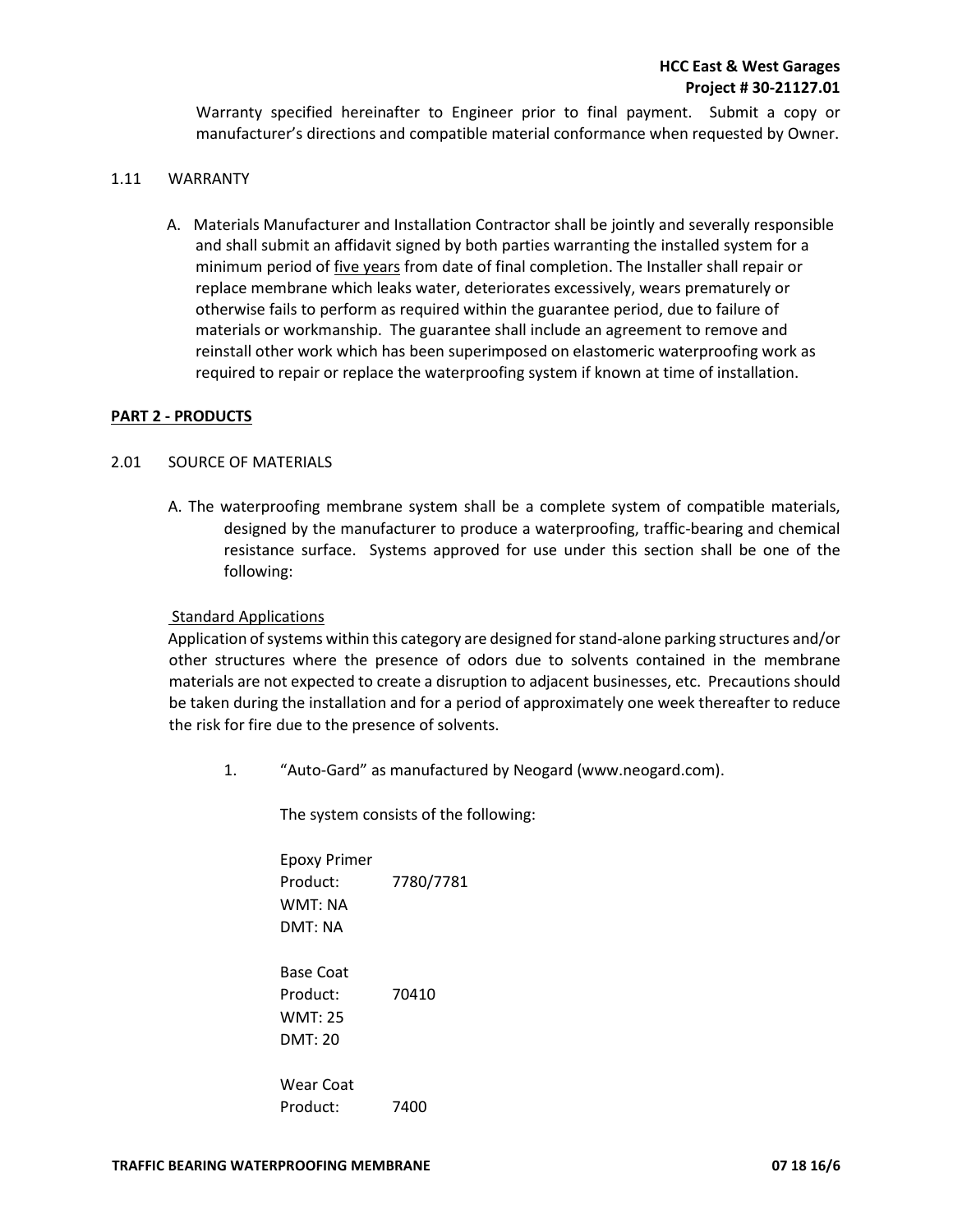Warranty specified hereinafter to Engineer prior to final payment. Submit a copy or manufacturer's directions and compatible material conformance when requested by Owner.

1.11 WARRANTY

A. Materials Manufacturer and Installation Contractor shall be jointly and severally responsible and shall submit an affidavit signed by both parties warranting the installed system for a minimum period of <u>five years</u> from date of final completion. The Installer shall repair or replace membrane which leaks water, deteriorates excessively, wears prematurely or otherwise fails to perform as required within the guarantee period, due to failure of materials or workmanship. The guarantee shall include an agreement to remove and reinstall other work which has been superimposed on elastomeric waterproofing work as required to repair or replace the waterproofing system if known at time of installation.

## PART 2 - PRODUCTS

2.01 SOURCE OF MATERIALS

A. The waterproofing membrane system shall be a complete system of compatible materials, designed by the manufacturer to produce a waterproofing, traffic-bearing and chemical resistance surface. Systems approved for use under this section shall be one of the following:

<u>Standard Applications</u>

Application of systems within this category are designed for stand-alone parking structures and/or other structures where the presence of odors due to solvents contained in the membrane materials are not expected to create a disruption to adjacent businesses, etc. Precautions should be taken during the installation and for a period of approximately one week thereafter to reduce the risk for fire due to the presence of solvents.

1. "Auto-Gard" as manufactured by Neogard (www.neogard.com).

   The system consists of the following:

   Epoxy Primer
   Product: 7780/7781
   WMT: NA
   DMT: NA

   Base Coat
   Product: 70410
   WMT: 25
   DMT: 20

   Wear Coat
   Product: 7400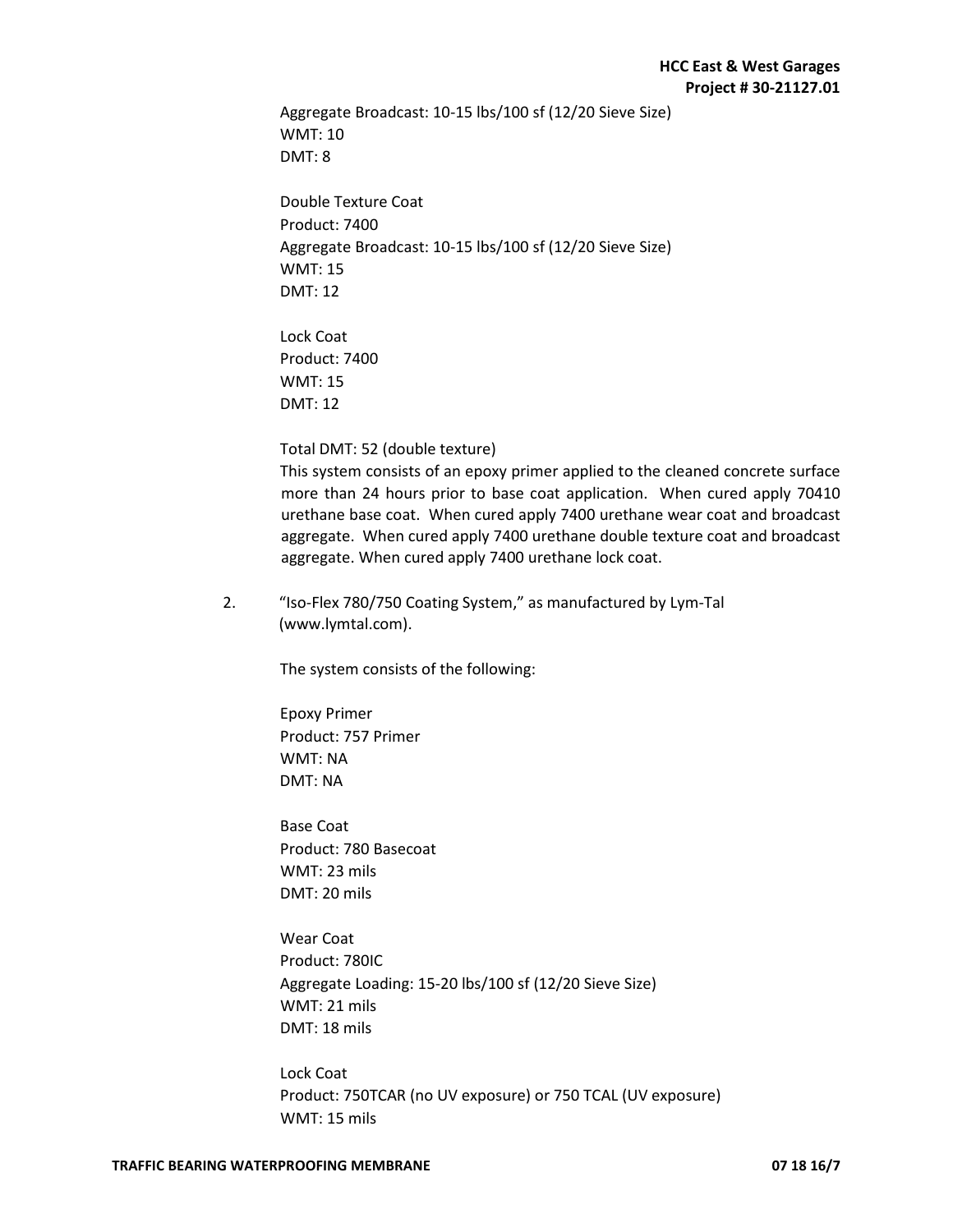Aggregate Broadcast: 10-15 lbs/100 sf (12/20 Sieve Size)
WMT: 10
DMT: 8

Double Texture Coat
Product: 7400
Aggregate Broadcast: 10-15 lbs/100 sf (12/20 Sieve Size)
WMT: 15
DMT: 12

Lock Coat
Product: 7400
WMT: 15
DMT: 12

Total DMT: 52 (double texture)
This system consists of an epoxy primer applied to the cleaned concrete surface more than 24 hours prior to base coat application. When cured apply 70410 urethane base coat. When cured apply 7400 urethane wear coat and broadcast aggregate. When cured apply 7400 urethane double texture coat and broadcast aggregate. When cured apply 7400 urethane lock coat.

2. "Iso-Flex 780/750 Coating System," as manufactured by Lym-Tal (www.lymtal.com).

The system consists of the following:

Epoxy Primer
Product: 757 Primer
WMT: NA
DMT: NA

Base Coat
Product: 780 Basecoat
WMT: 23 mils
DMT: 20 mils

Wear Coat
Product: 780IC
Aggregate Loading: 15-20 lbs/100 sf (12/20 Sieve Size)
WMT: 21 mils
DMT: 18 mils

Lock Coat
Product: 750TCAR (no UV exposure) or 750 TCAL (UV exposure)
WMT: 15 mils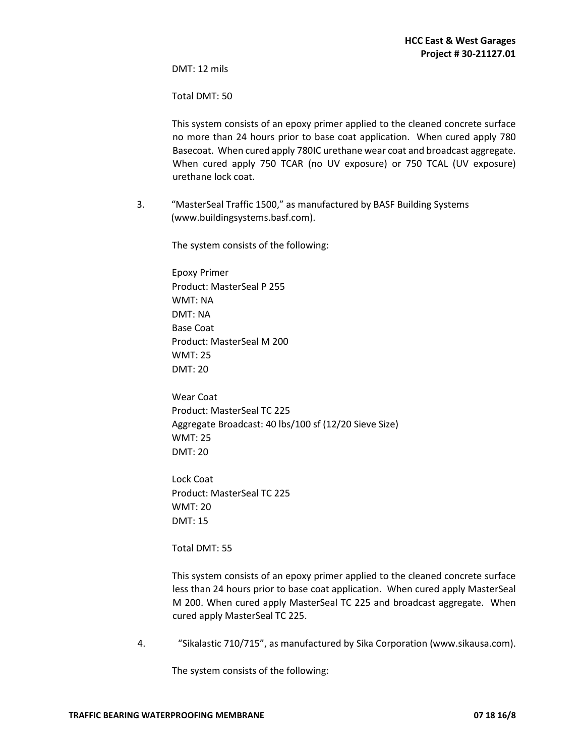DMT: 12 mils

Total DMT: 50

This system consists of an epoxy primer applied to the cleaned concrete surface no more than 24 hours prior to base coat application. When cured apply 780 Basecoat. When cured apply 780IC urethane wear coat and broadcast aggregate. When cured apply 750 TCAR (no UV exposure) or 750 TCAL (UV exposure) urethane lock coat.

3. "MasterSeal Traffic 1500," as manufactured by BASF Building Systems (www.buildingsystems.basf.com).

   The system consists of the following:

   Epoxy Primer
   Product: MasterSeal P 255
   WMT: NA
   DMT: NA
   Base Coat
   Product: MasterSeal M 200
   WMT: 25
   DMT: 20

   Wear Coat
   Product: MasterSeal TC 225
   Aggregate Broadcast: 40 lbs/100 sf (12/20 Sieve Size)
   WMT: 25
   DMT: 20

   Lock Coat
   Product: MasterSeal TC 225
   WMT: 20
   DMT: 15

   Total DMT: 55

   This system consists of an epoxy primer applied to the cleaned concrete surface less than 24 hours prior to base coat application. When cured apply MasterSeal M 200. When cured apply MasterSeal TC 225 and broadcast aggregate. When cured apply MasterSeal TC 225.

4. "Sikalastic 710/715", as manufactured by Sika Corporation (www.sikausa.com).

   The system consists of the following: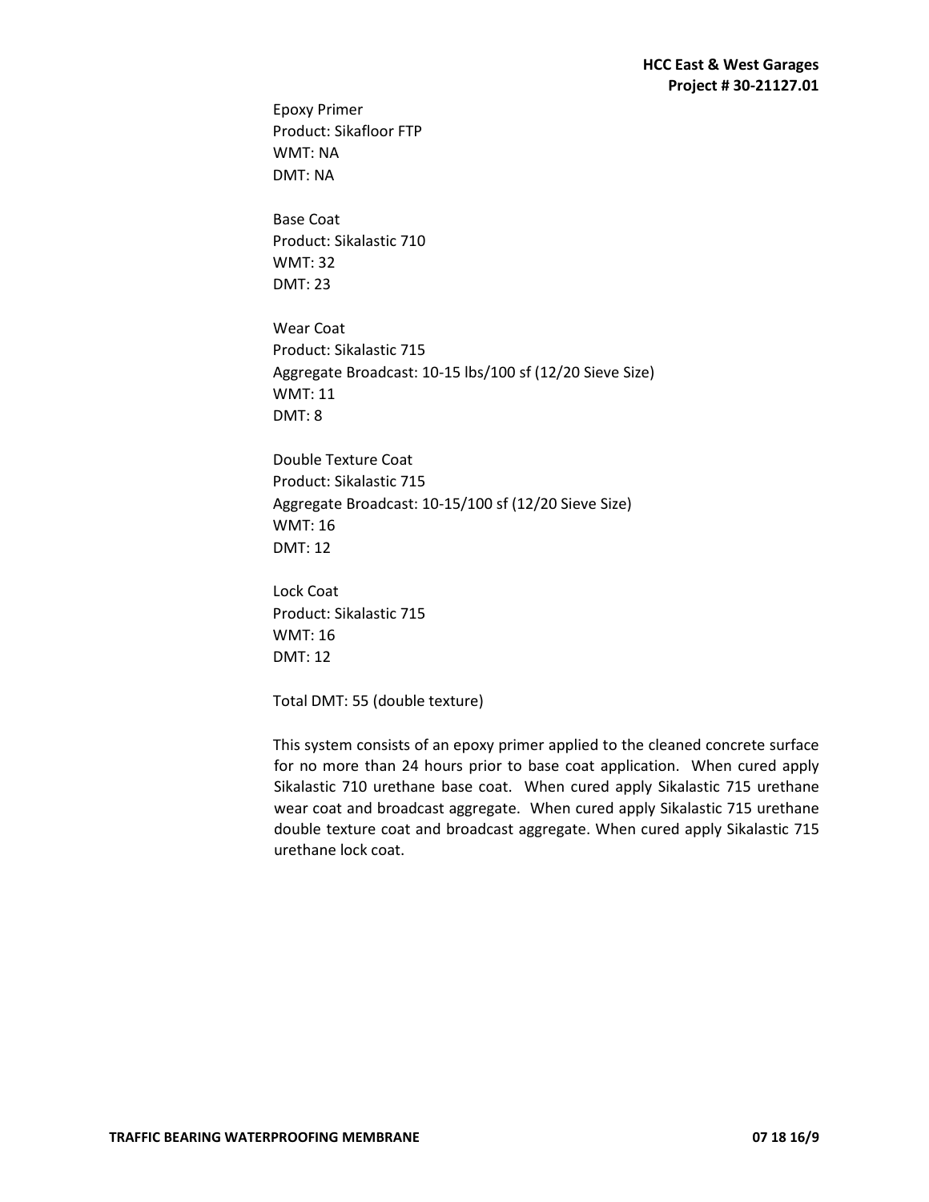Epoxy Primer
Product: Sikafloor FTP
WMT: NA
DMT: NA

Base Coat
Product: Sikalastic 710
WMT: 32
DMT: 23

Wear Coat
Product: Sikalastic 715
Aggregate Broadcast: 10-15 lbs/100 sf (12/20 Sieve Size)
WMT: 11
DMT: 8

Double Texture Coat
Product: Sikalastic 715
Aggregate Broadcast: 10-15/100 sf (12/20 Sieve Size)
WMT: 16
DMT: 12

Lock Coat
Product: Sikalastic 715
WMT: 16
DMT: 12

Total DMT: 55 (double texture)

This system consists of an epoxy primer applied to the cleaned concrete surface for no more than 24 hours prior to base coat application. When cured apply Sikalastic 710 urethane base coat. When cured apply Sikalastic 715 urethane wear coat and broadcast aggregate. When cured apply Sikalastic 715 urethane double texture coat and broadcast aggregate. When cured apply Sikalastic 715 urethane lock coat.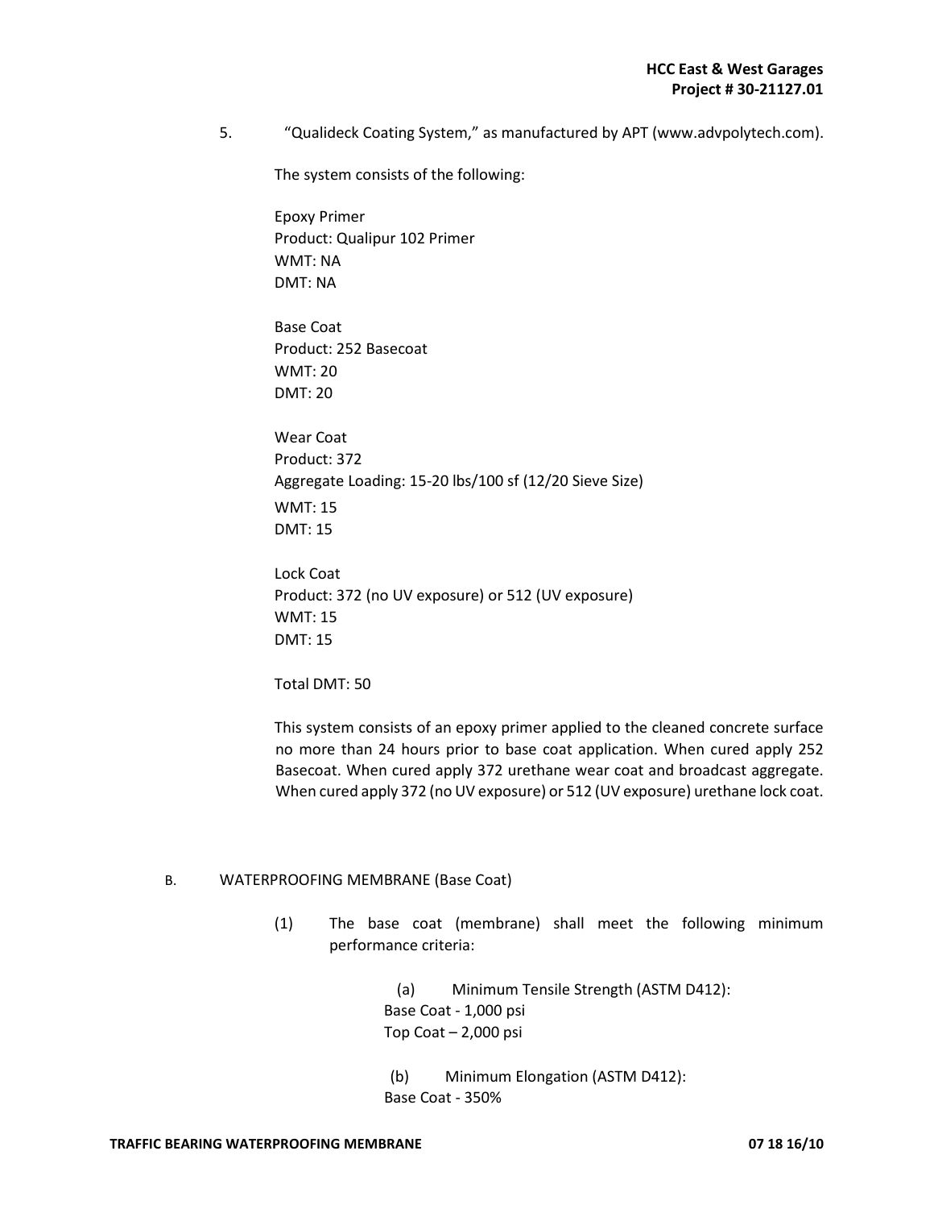5. "Qualideck Coating System," as manufactured by APT (www.advpolytech.com).

The system consists of the following:

Epoxy Primer
Product: Qualipur 102 Primer
WMT: NA
DMT: NA

Base Coat
Product: 252 Basecoat
WMT: 20
DMT: 20

Wear Coat
Product: 372
Aggregate Loading: 15-20 lbs/100 sf (12/20 Sieve Size)
WMT: 15
DMT: 15

Lock Coat
Product: 372 (no UV exposure) or 512 (UV exposure)
WMT: 15
DMT: 15

Total DMT: 50

This system consists of an epoxy primer applied to the cleaned concrete surface no more than 24 hours prior to base coat application. When cured apply 252 Basecoat. When cured apply 372 urethane wear coat and broadcast aggregate. When cured apply 372 (no UV exposure) or 512 (UV exposure) urethane lock coat.

B. WATERPROOFING MEMBRANE (Base Coat)

(1) The base coat (membrane) shall meet the following minimum performance criteria:

(a) Minimum Tensile Strength (ASTM D412):
Base Coat - 1,000 psi
Top Coat – 2,000 psi

(b) Minimum Elongation (ASTM D412):
Base Coat - 350%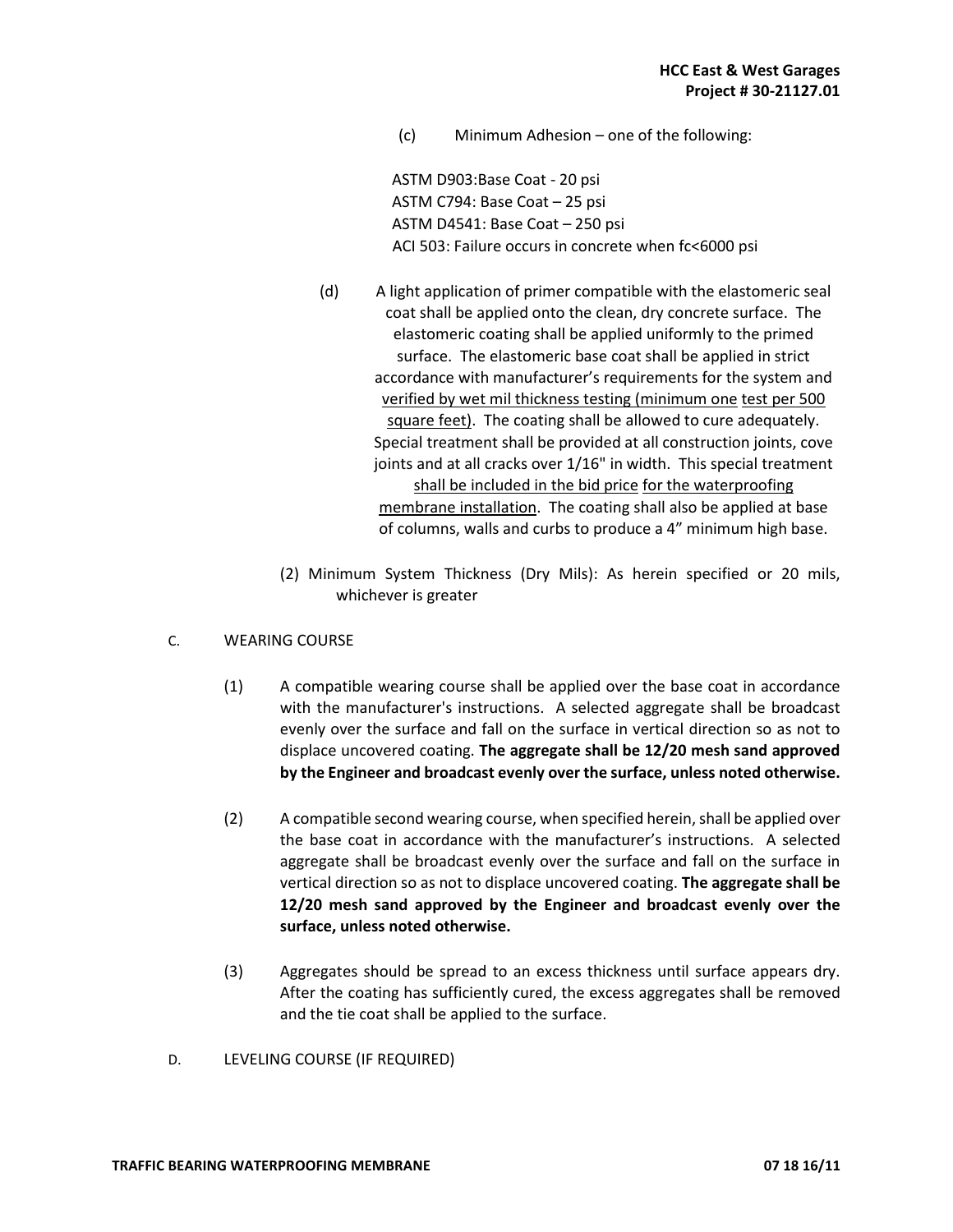(c) Minimum Adhesion – one of the following:

ASTM D903:Base Coat - 20 psi
ASTM C794: Base Coat – 25 psi
ASTM D4541: Base Coat – 250 psi
ACI 503: Failure occurs in concrete when fc<6000 psi

(d) A light application of primer compatible with the elastomeric seal coat shall be applied onto the clean, dry concrete surface. The elastomeric coating shall be applied uniformly to the primed surface. The elastomeric base coat shall be applied in strict accordance with manufacturer's requirements for the system and verified by wet mil thickness testing (minimum one test per 500 square feet). The coating shall be allowed to cure adequately. Special treatment shall be provided at all construction joints, cove joints and at all cracks over 1/16" in width. This special treatment shall be included in the bid price for the waterproofing membrane installation. The coating shall also be applied at base of columns, walls and curbs to produce a 4" minimum high base.

(2) Minimum System Thickness (Dry Mils): As herein specified or 20 mils, whichever is greater

C. WEARING COURSE

(1) A compatible wearing course shall be applied over the base coat in accordance with the manufacturer's instructions. A selected aggregate shall be broadcast evenly over the surface and fall on the surface in vertical direction so as not to displace uncovered coating. **The aggregate shall be 12/20 mesh sand approved by the Engineer and broadcast evenly over the surface, unless noted otherwise.**

(2) A compatible second wearing course, when specified herein, shall be applied over the base coat in accordance with the manufacturer's instructions. A selected aggregate shall be broadcast evenly over the surface and fall on the surface in vertical direction so as not to displace uncovered coating. **The aggregate shall be 12/20 mesh sand approved by the Engineer and broadcast evenly over the surface, unless noted otherwise.**

(3) Aggregates should be spread to an excess thickness until surface appears dry. After the coating has sufficiently cured, the excess aggregates shall be removed and the tie coat shall be applied to the surface.

D. LEVELING COURSE (IF REQUIRED)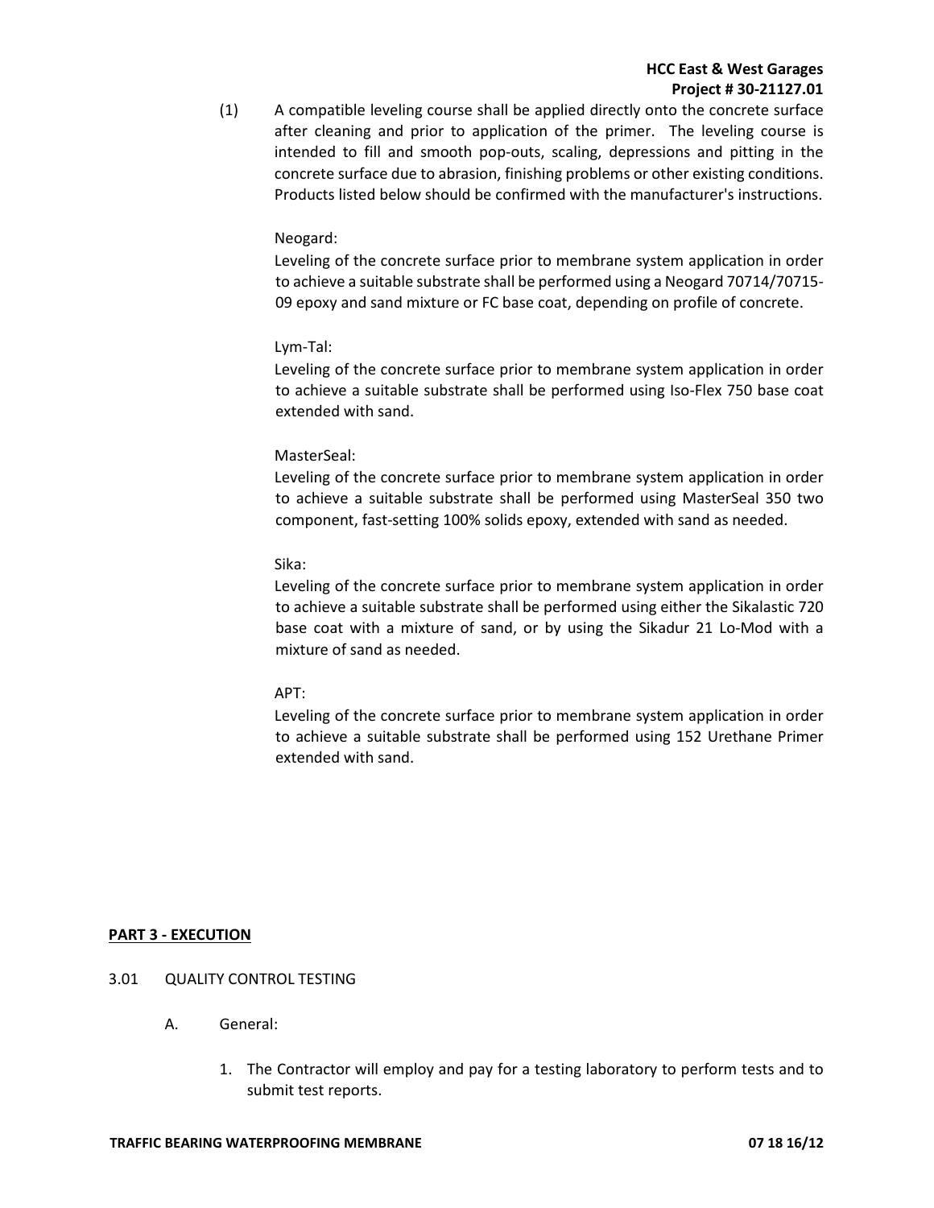(1) A compatible leveling course shall be applied directly onto the concrete surface after cleaning and prior to application of the primer. The leveling course is intended to fill and smooth pop-outs, scaling, depressions and pitting in the concrete surface due to abrasion, finishing problems or other existing conditions. Products listed below should be confirmed with the manufacturer's instructions.

Neogard:
Leveling of the concrete surface prior to membrane system application in order to achieve a suitable substrate shall be performed using a Neogard 70714/70715-09 epoxy and sand mixture or FC base coat, depending on profile of concrete.

Lym-Tal:
Leveling of the concrete surface prior to membrane system application in order to achieve a suitable substrate shall be performed using Iso-Flex 750 base coat extended with sand.

MasterSeal:
Leveling of the concrete surface prior to membrane system application in order to achieve a suitable substrate shall be performed using MasterSeal 350 two component, fast-setting 100% solids epoxy, extended with sand as needed.

Sika:
Leveling of the concrete surface prior to membrane system application in order to achieve a suitable substrate shall be performed using either the Sikalastic 720 base coat with a mixture of sand, or by using the Sikadur 21 Lo-Mod with a mixture of sand as needed.

APT:
Leveling of the concrete surface prior to membrane system application in order to achieve a suitable substrate shall be performed using 152 Urethane Primer extended with sand.

## PART 3 - EXECUTION

### 3.01 QUALITY CONTROL TESTING

A. General:

1. The Contractor will employ and pay for a testing laboratory to perform tests and to submit test reports.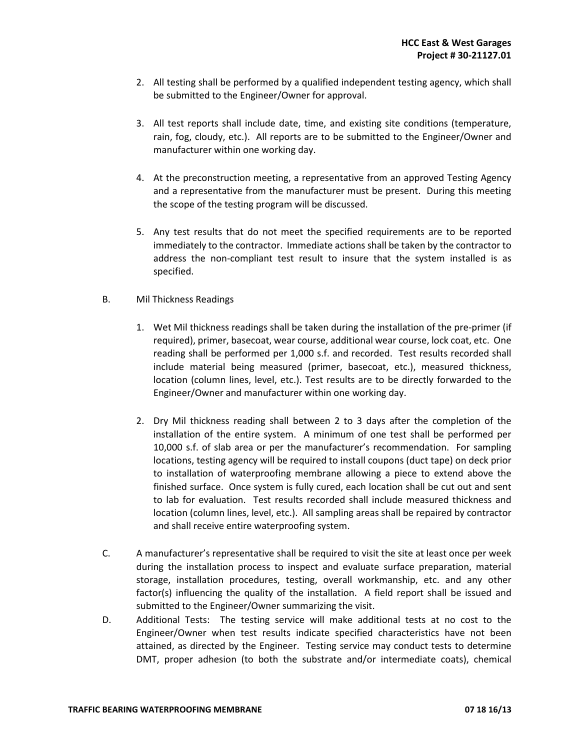2. All testing shall be performed by a qualified independent testing agency, which shall be submitted to the Engineer/Owner for approval.

3. All test reports shall include date, time, and existing site conditions (temperature, rain, fog, cloudy, etc.). All reports are to be submitted to the Engineer/Owner and manufacturer within one working day.

4. At the preconstruction meeting, a representative from an approved Testing Agency and a representative from the manufacturer must be present. During this meeting the scope of the testing program will be discussed.

5. Any test results that do not meet the specified requirements are to be reported immediately to the contractor. Immediate actions shall be taken by the contractor to address the non-compliant test result to insure that the system installed is as specified.

B. Mil Thickness Readings

1. Wet Mil thickness readings shall be taken during the installation of the pre-primer (if required), primer, basecoat, wear course, additional wear course, lock coat, etc. One reading shall be performed per 1,000 s.f. and recorded. Test results recorded shall include material being measured (primer, basecoat, etc.), measured thickness, location (column lines, level, etc.). Test results are to be directly forwarded to the Engineer/Owner and manufacturer within one working day.

2. Dry Mil thickness reading shall between 2 to 3 days after the completion of the installation of the entire system. A minimum of one test shall be performed per 10,000 s.f. of slab area or per the manufacturer's recommendation. For sampling locations, testing agency will be required to install coupons (duct tape) on deck prior to installation of waterproofing membrane allowing a piece to extend above the finished surface. Once system is fully cured, each location shall be cut out and sent to lab for evaluation. Test results recorded shall include measured thickness and location (column lines, level, etc.). All sampling areas shall be repaired by contractor and shall receive entire waterproofing system.

C. A manufacturer's representative shall be required to visit the site at least once per week during the installation process to inspect and evaluate surface preparation, material storage, installation procedures, testing, overall workmanship, etc. and any other factor(s) influencing the quality of the installation. A field report shall be issued and submitted to the Engineer/Owner summarizing the visit.

D. Additional Tests: The testing service will make additional tests at no cost to the Engineer/Owner when test results indicate specified characteristics have not been attained, as directed by the Engineer. Testing service may conduct tests to determine DMT, proper adhesion (to both the substrate and/or intermediate coats), chemical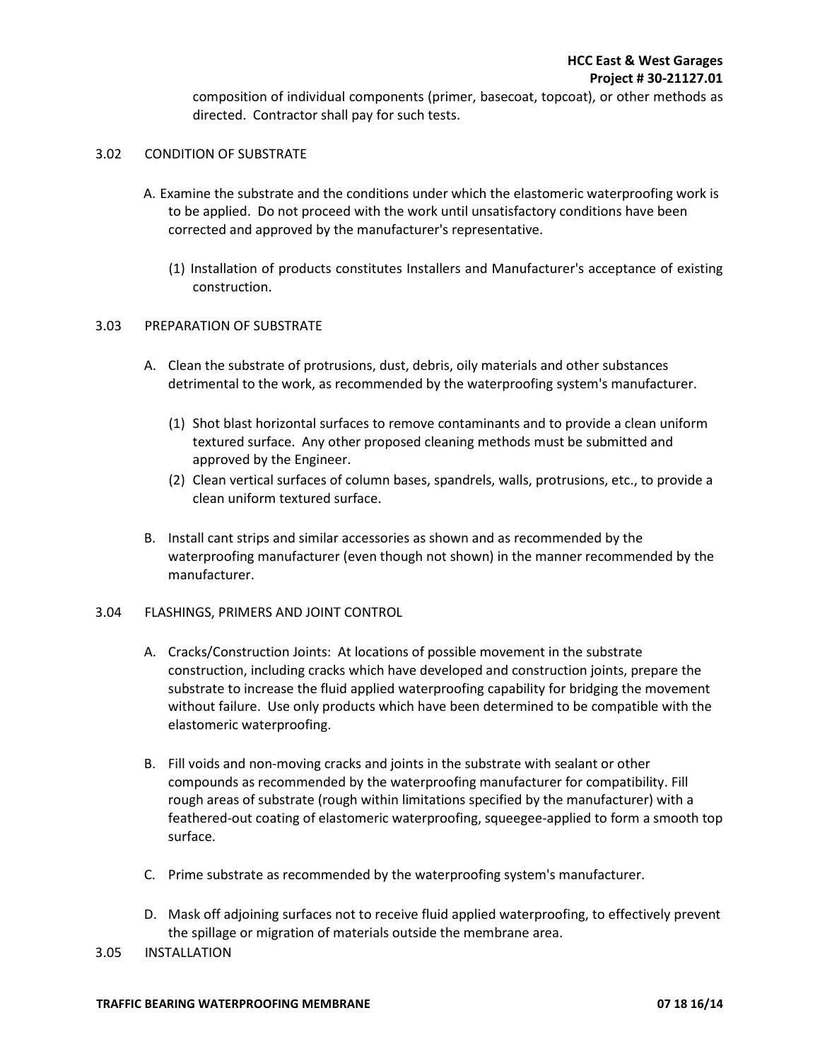composition of individual components (primer, basecoat, topcoat), or other methods as directed. Contractor shall pay for such tests.

3.02 CONDITION OF SUBSTRATE

A. Examine the substrate and the conditions under which the elastomeric waterproofing work is to be applied. Do not proceed with the work until unsatisfactory conditions have been corrected and approved by the manufacturer's representative.

(1) Installation of products constitutes Installers and Manufacturer's acceptance of existing construction.

3.03 PREPARATION OF SUBSTRATE

A. Clean the substrate of protrusions, dust, debris, oily materials and other substances detrimental to the work, as recommended by the waterproofing system's manufacturer.

(1) Shot blast horizontal surfaces to remove contaminants and to provide a clean uniform textured surface. Any other proposed cleaning methods must be submitted and approved by the Engineer.

(2) Clean vertical surfaces of column bases, spandrels, walls, protrusions, etc., to provide a clean uniform textured surface.

B. Install cant strips and similar accessories as shown and as recommended by the waterproofing manufacturer (even though not shown) in the manner recommended by the manufacturer.

3.04 FLASHINGS, PRIMERS AND JOINT CONTROL

A. Cracks/Construction Joints: At locations of possible movement in the substrate construction, including cracks which have developed and construction joints, prepare the substrate to increase the fluid applied waterproofing capability for bridging the movement without failure. Use only products which have been determined to be compatible with the elastomeric waterproofing.

B. Fill voids and non-moving cracks and joints in the substrate with sealant or other compounds as recommended by the waterproofing manufacturer for compatibility. Fill rough areas of substrate (rough within limitations specified by the manufacturer) with a feathered-out coating of elastomeric waterproofing, squeegee-applied to form a smooth top surface.

C. Prime substrate as recommended by the waterproofing system's manufacturer.

D. Mask off adjoining surfaces not to receive fluid applied waterproofing, to effectively prevent the spillage or migration of materials outside the membrane area.

3.05 INSTALLATION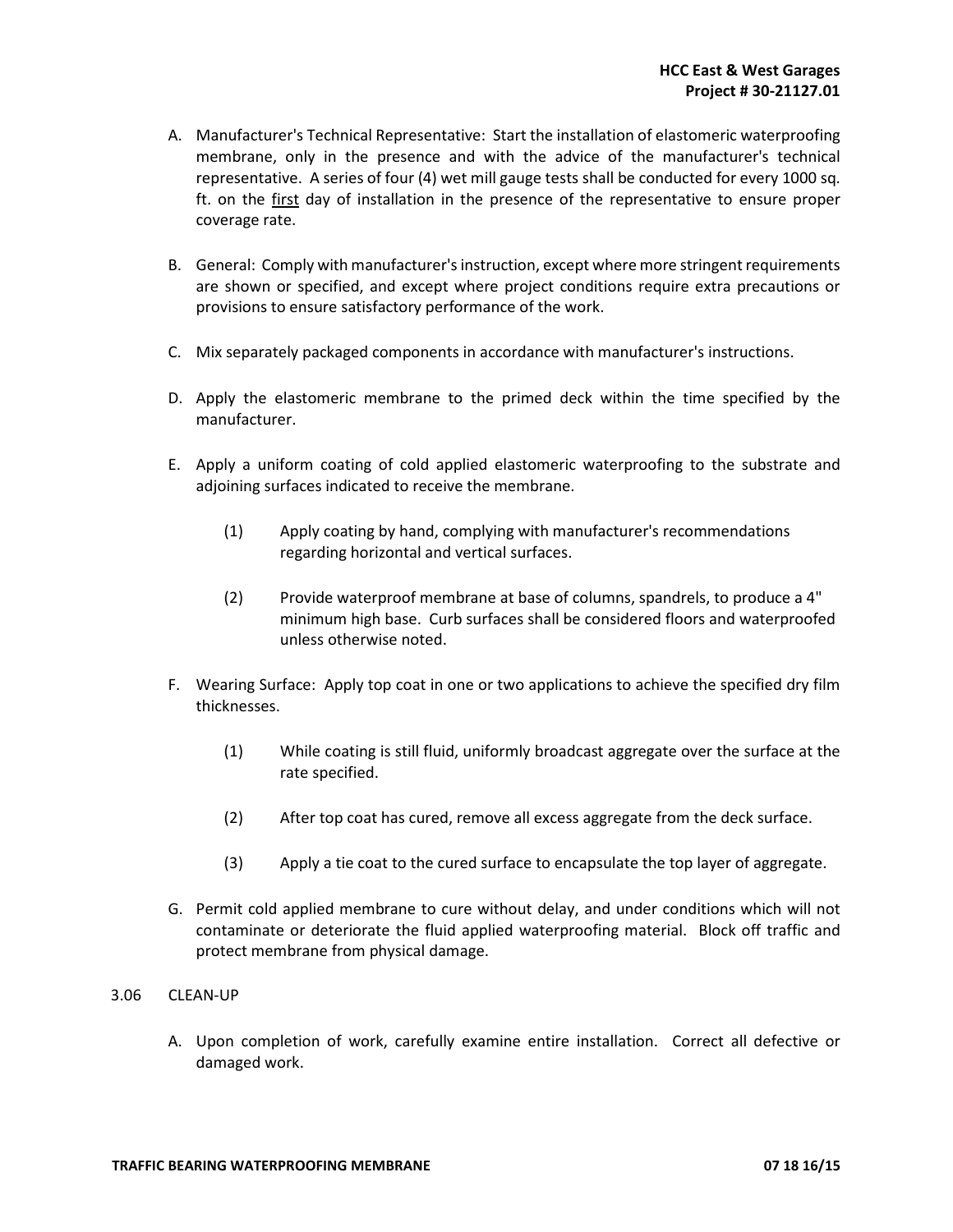A. Manufacturer's Technical Representative: Start the installation of elastomeric waterproofing membrane, only in the presence and with the advice of the manufacturer's technical representative. A series of four (4) wet mill gauge tests shall be conducted for every 1000 sq. ft. on the <u>first</u> day of installation in the presence of the representative to ensure proper coverage rate.

B. General: Comply with manufacturer's instruction, except where more stringent requirements are shown or specified, and except where project conditions require extra precautions or provisions to ensure satisfactory performance of the work.

C. Mix separately packaged components in accordance with manufacturer's instructions.

D. Apply the elastomeric membrane to the primed deck within the time specified by the manufacturer.

E. Apply a uniform coating of cold applied elastomeric waterproofing to the substrate and adjoining surfaces indicated to receive the membrane.

   (1) Apply coating by hand, complying with manufacturer's recommendations regarding horizontal and vertical surfaces.

   (2) Provide waterproof membrane at base of columns, spandrels, to produce a 4" minimum high base. Curb surfaces shall be considered floors and waterproofed unless otherwise noted.

F. Wearing Surface: Apply top coat in one or two applications to achieve the specified dry film thicknesses.

   (1) While coating is still fluid, uniformly broadcast aggregate over the surface at the rate specified.

   (2) After top coat has cured, remove all excess aggregate from the deck surface.

   (3) Apply a tie coat to the cured surface to encapsulate the top layer of aggregate.

G. Permit cold applied membrane to cure without delay, and under conditions which will not contaminate or deteriorate the fluid applied waterproofing material. Block off traffic and protect membrane from physical damage.

3.06 CLEAN-UP

A. Upon completion of work, carefully examine entire installation. Correct all defective or damaged work.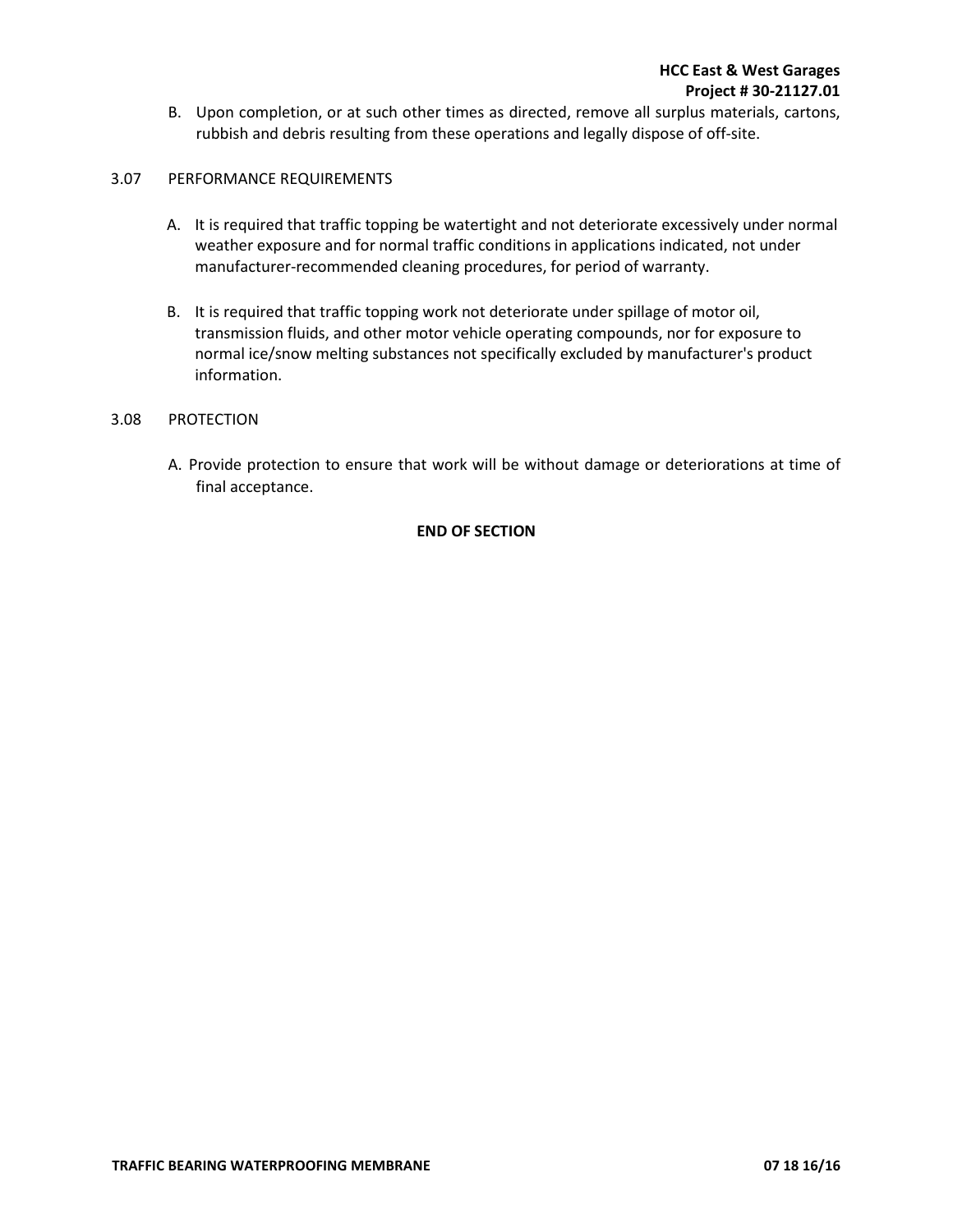B. Upon completion, or at such other times as directed, remove all surplus materials, cartons, rubbish and debris resulting from these operations and legally dispose of off-site.

3.07 PERFORMANCE REQUIREMENTS

A. It is required that traffic topping be watertight and not deteriorate excessively under normal weather exposure and for normal traffic conditions in applications indicated, not under manufacturer-recommended cleaning procedures, for period of warranty.

B. It is required that traffic topping work not deteriorate under spillage of motor oil, transmission fluids, and other motor vehicle operating compounds, nor for exposure to normal ice/snow melting substances not specifically excluded by manufacturer's product information.

3.08 PROTECTION

A. Provide protection to ensure that work will be without damage or deteriorations at time of final acceptance.

**END OF SECTION**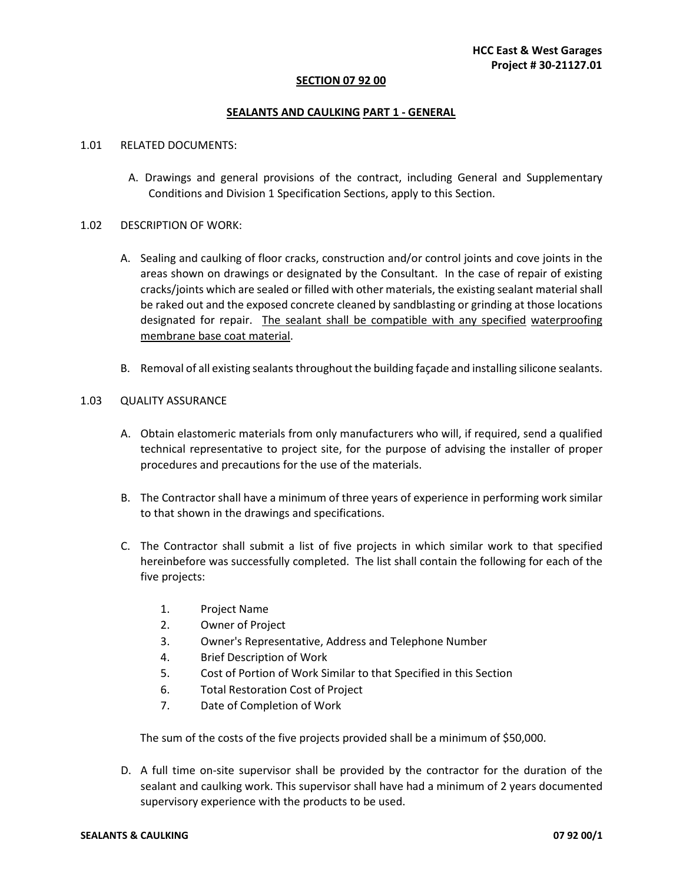## SECTION 07 92 00

## SEALANTS AND CAULKING PART 1 - GENERAL

1.01 RELATED DOCUMENTS:

A. Drawings and general provisions of the contract, including General and Supplementary Conditions and Division 1 Specification Sections, apply to this Section.

1.02 DESCRIPTION OF WORK:

A. Sealing and caulking of floor cracks, construction and/or control joints and cove joints in the areas shown on drawings or designated by the Consultant. In the case of repair of existing cracks/joints which are sealed or filled with other materials, the existing sealant material shall be raked out and the exposed concrete cleaned by sandblasting or grinding at those locations designated for repair. The sealant shall be compatible with any specified waterproofing membrane base coat material.

B. Removal of all existing sealants throughout the building façade and installing silicone sealants.

1.03 QUALITY ASSURANCE

A. Obtain elastomeric materials from only manufacturers who will, if required, send a qualified technical representative to project site, for the purpose of advising the installer of proper procedures and precautions for the use of the materials.

B. The Contractor shall have a minimum of three years of experience in performing work similar to that shown in the drawings and specifications.

C. The Contractor shall submit a list of five projects in which similar work to that specified hereinbefore was successfully completed. The list shall contain the following for each of the five projects:

1. Project Name
2. Owner of Project
3. Owner's Representative, Address and Telephone Number
4. Brief Description of Work
5. Cost of Portion of Work Similar to that Specified in this Section
6. Total Restoration Cost of Project
7. Date of Completion of Work

The sum of the costs of the five projects provided shall be a minimum of $50,000.

D. A full time on-site supervisor shall be provided by the contractor for the duration of the sealant and caulking work. This supervisor shall have had a minimum of 2 years documented supervisory experience with the products to be used.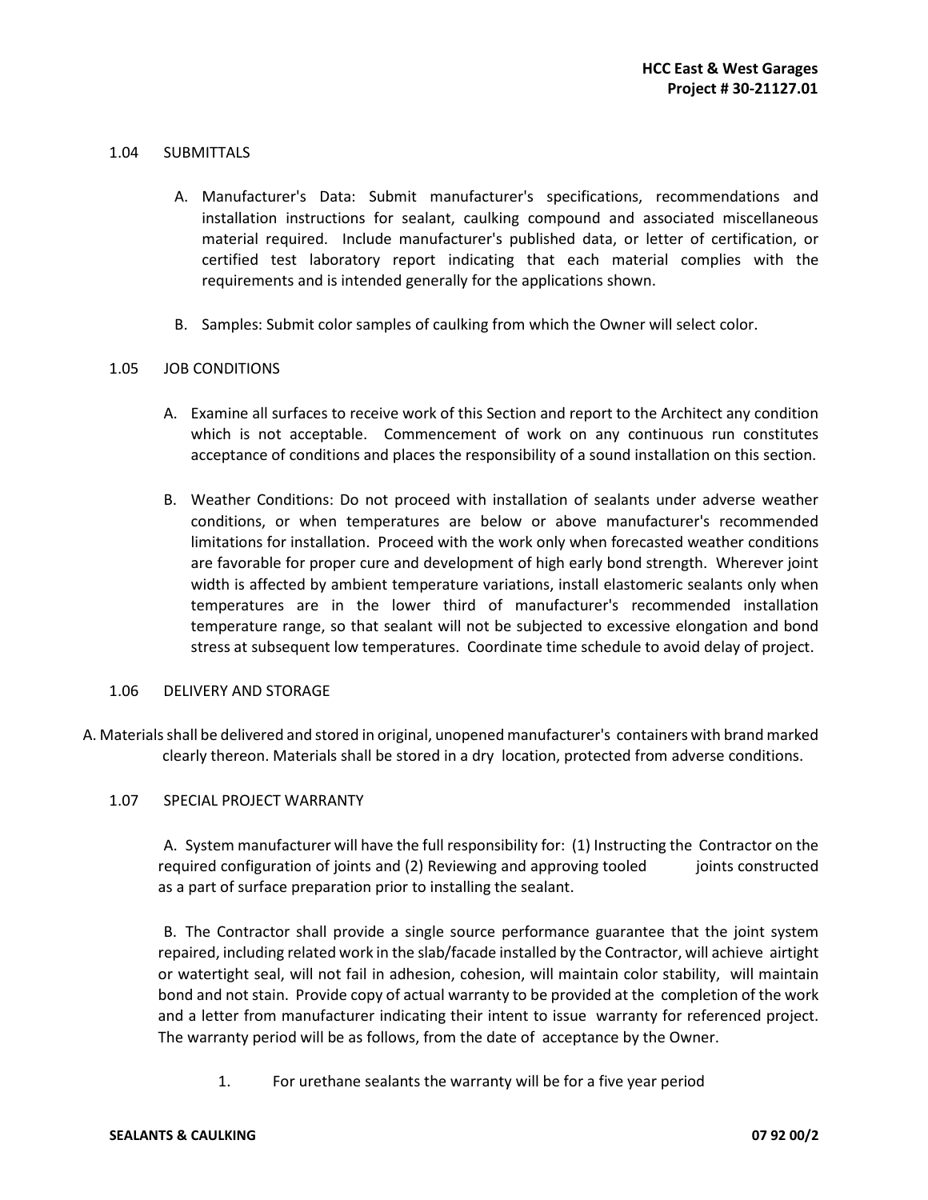## 1.04 SUBMITTALS

A. Manufacturer's Data: Submit manufacturer's specifications, recommendations and installation instructions for sealant, caulking compound and associated miscellaneous material required. Include manufacturer's published data, or letter of certification, or certified test laboratory report indicating that each material complies with the requirements and is intended generally for the applications shown.

B. Samples: Submit color samples of caulking from which the Owner will select color.

## 1.05 JOB CONDITIONS

A. Examine all surfaces to receive work of this Section and report to the Architect any condition which is not acceptable. Commencement of work on any continuous run constitutes acceptance of conditions and places the responsibility of a sound installation on this section.

B. Weather Conditions: Do not proceed with installation of sealants under adverse weather conditions, or when temperatures are below or above manufacturer's recommended limitations for installation. Proceed with the work only when forecasted weather conditions are favorable for proper cure and development of high early bond strength. Wherever joint width is affected by ambient temperature variations, install elastomeric sealants only when temperatures are in the lower third of manufacturer's recommended installation temperature range, so that sealant will not be subjected to excessive elongation and bond stress at subsequent low temperatures. Coordinate time schedule to avoid delay of project.

## 1.06 DELIVERY AND STORAGE

A. Materials shall be delivered and stored in original, unopened manufacturer's containers with brand marked clearly thereon. Materials shall be stored in a dry location, protected from adverse conditions.

## 1.07 SPECIAL PROJECT WARRANTY

A. System manufacturer will have the full responsibility for: (1) Instructing the Contractor on the required configuration of joints and (2) Reviewing and approving tooled joints constructed as a part of surface preparation prior to installing the sealant.

B. The Contractor shall provide a single source performance guarantee that the joint system repaired, including related work in the slab/facade installed by the Contractor, will achieve airtight or watertight seal, will not fail in adhesion, cohesion, will maintain color stability, will maintain bond and not stain. Provide copy of actual warranty to be provided at the completion of the work and a letter from manufacturer indicating their intent to issue warranty for referenced project. The warranty period will be as follows, from the date of acceptance by the Owner.

1. For urethane sealants the warranty will be for a five year period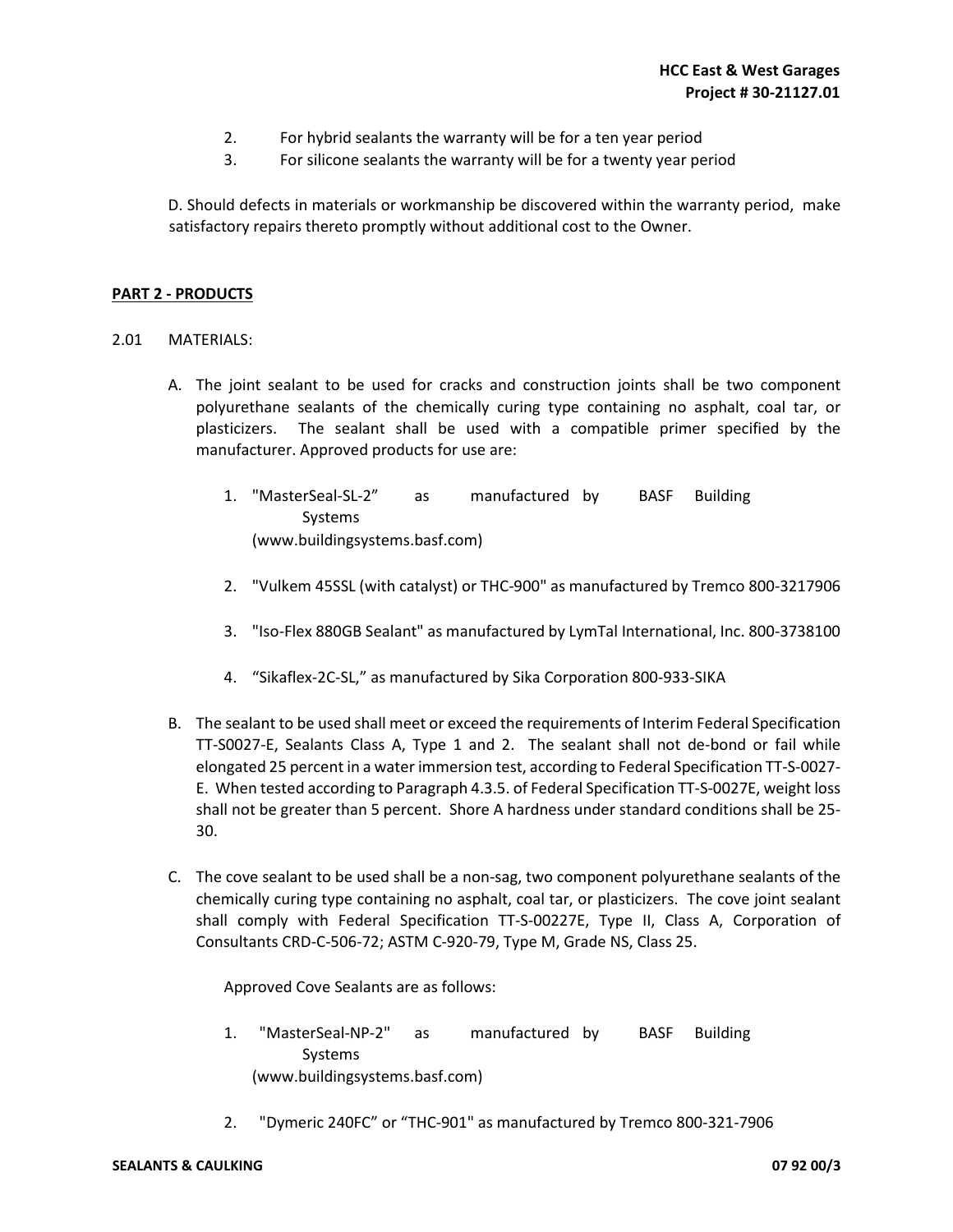2. For hybrid sealants the warranty will be for a ten year period
3. For silicone sealants the warranty will be for a twenty year period

D. Should defects in materials or workmanship be discovered within the warranty period, make satisfactory repairs thereto promptly without additional cost to the Owner.

## PART 2 - PRODUCTS

2.01 MATERIALS:

A. The joint sealant to be used for cracks and construction joints shall be two component polyurethane sealants of the chemically curing type containing no asphalt, coal tar, or plasticizers. The sealant shall be used with a compatible primer specified by the manufacturer. Approved products for use are:

1. "MasterSeal-SL-2" as manufactured by BASF Building Systems (www.buildingsystems.basf.com)

2. "Vulkem 45SSL (with catalyst) or THC-900" as manufactured by Tremco 800-3217906

3. "Iso-Flex 880GB Sealant" as manufactured by LymTal International, Inc. 800-3738100

4. “Sikaflex-2C-SL,” as manufactured by Sika Corporation 800-933-SIKA

B. The sealant to be used shall meet or exceed the requirements of Interim Federal Specification TT-S0027-E, Sealants Class A, Type 1 and 2. The sealant shall not de-bond or fail while elongated 25 percent in a water immersion test, according to Federal Specification TT-S-0027-E. When tested according to Paragraph 4.3.5. of Federal Specification TT-S-0027E, weight loss shall not be greater than 5 percent. Shore A hardness under standard conditions shall be 25-30.

C. The cove sealant to be used shall be a non-sag, two component polyurethane sealants of the chemically curing type containing no asphalt, coal tar, or plasticizers. The cove joint sealant shall comply with Federal Specification TT-S-00227E, Type II, Class A, Corporation of Consultants CRD-C-506-72; ASTM C-920-79, Type M, Grade NS, Class 25.

Approved Cove Sealants are as follows:

1. "MasterSeal-NP-2" as manufactured by BASF Building Systems (www.buildingsystems.basf.com)

2. "Dymeric 240FC” or “THC-901" as manufactured by Tremco 800-321-7906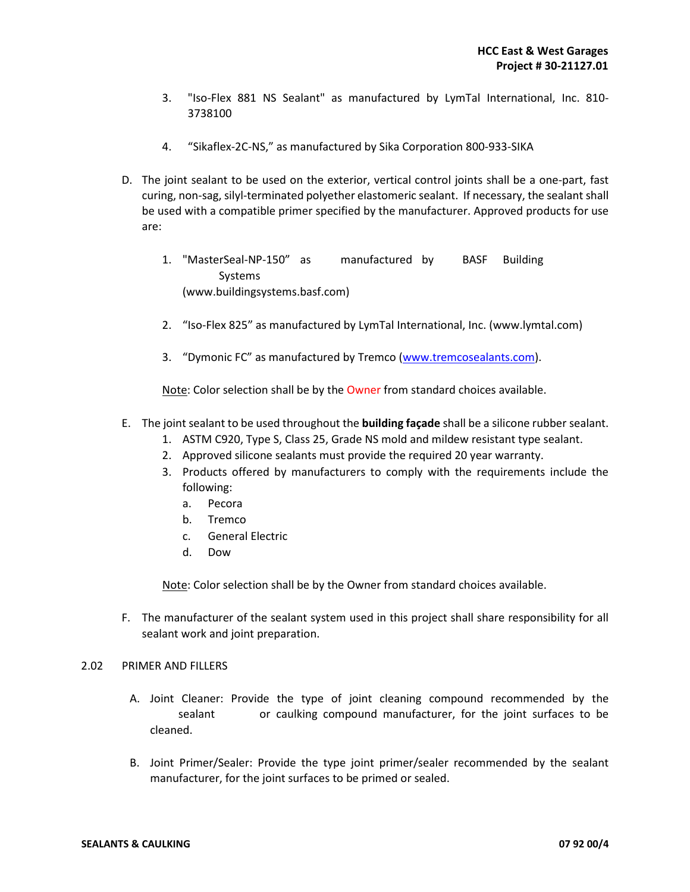3. "Iso-Flex 881 NS Sealant" as manufactured by LymTal International, Inc. 810-3738100

4. "Sikaflex-2C-NS," as manufactured by Sika Corporation 800-933-SIKA

D. The joint sealant to be used on the exterior, vertical control joints shall be a one-part, fast curing, non-sag, silyl-terminated polyether elastomeric sealant. If necessary, the sealant shall be used with a compatible primer specified by the manufacturer. Approved products for use are:

1. "MasterSeal-NP-150" as manufactured by BASF Building Systems (www.buildingsystems.basf.com)

2. "Iso-Flex 825" as manufactured by LymTal International, Inc. (www.lymtal.com)

3. "Dymonic FC" as manufactured by Tremco (www.tremcosealants.com).

Note: Color selection shall be by the Owner from standard choices available.

E. The joint sealant to be used throughout the **building façade** shall be a silicone rubber sealant.
   1. ASTM C920, Type S, Class 25, Grade NS mold and mildew resistant type sealant.
   2. Approved silicone sealants must provide the required 20 year warranty.
   3. Products offered by manufacturers to comply with the requirements include the following:
      a. Pecora
      b. Tremco
      c. General Electric
      d. Dow

Note: Color selection shall be by the Owner from standard choices available.

F. The manufacturer of the sealant system used in this project shall share responsibility for all sealant work and joint preparation.

2.02 PRIMER AND FILLERS

A. Joint Cleaner: Provide the type of joint cleaning compound recommended by the sealant or caulking compound manufacturer, for the joint surfaces to be cleaned.

B. Joint Primer/Sealer: Provide the type joint primer/sealer recommended by the sealant manufacturer, for the joint surfaces to be primed or sealed.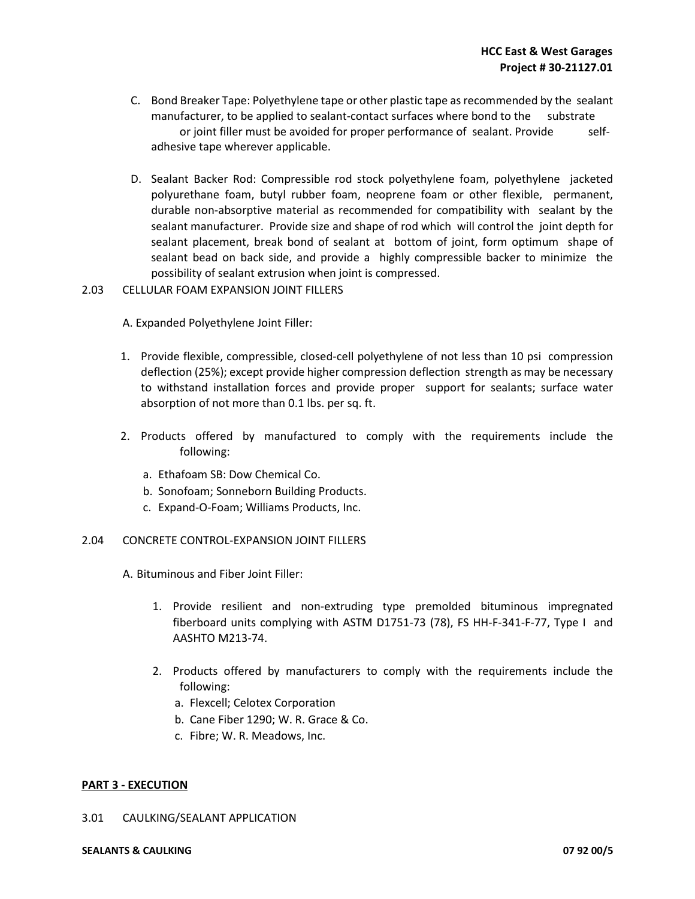C. Bond Breaker Tape: Polyethylene tape or other plastic tape as recommended by the sealant manufacturer, to be applied to sealant-contact surfaces where bond to the substrate or joint filler must be avoided for proper performance of sealant. Provide self-adhesive tape wherever applicable.

D. Sealant Backer Rod: Compressible rod stock polyethylene foam, polyethylene jacketed polyurethane foam, butyl rubber foam, neoprene foam or other flexible, permanent, durable non-absorptive material as recommended for compatibility with sealant by the sealant manufacturer. Provide size and shape of rod which will control the joint depth for sealant placement, break bond of sealant at bottom of joint, form optimum shape of sealant bead on back side, and provide a highly compressible backer to minimize the possibility of sealant extrusion when joint is compressed.

2.03 CELLULAR FOAM EXPANSION JOINT FILLERS

A. Expanded Polyethylene Joint Filler:

1. Provide flexible, compressible, closed-cell polyethylene of not less than 10 psi compression deflection (25%); except provide higher compression deflection strength as may be necessary to withstand installation forces and provide proper support for sealants; surface water absorption of not more than 0.1 lbs. per sq. ft.

2. Products offered by manufactured to comply with the requirements include the following:
   a. Ethafoam SB: Dow Chemical Co.
   b. Sonofoam; Sonneborn Building Products.
   c. Expand-O-Foam; Williams Products, Inc.

2.04 CONCRETE CONTROL-EXPANSION JOINT FILLERS

A. Bituminous and Fiber Joint Filler:

1. Provide resilient and non-extruding type premolded bituminous impregnated fiberboard units complying with ASTM D1751-73 (78), FS HH-F-341-F-77, Type I and AASHTO M213-74.

2. Products offered by manufacturers to comply with the requirements include the following:
   a. Flexcell; Celotex Corporation
   b. Cane Fiber 1290; W. R. Grace & Co.
   c. Fibre; W. R. Meadows, Inc.

## PART 3 - EXECUTION

3.01 CAULKING/SEALANT APPLICATION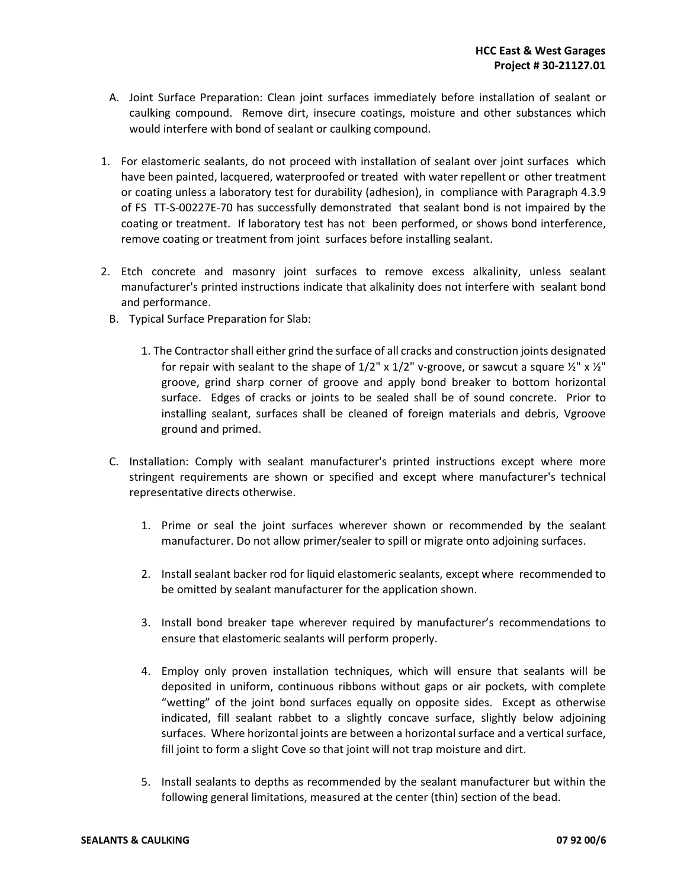A. Joint Surface Preparation: Clean joint surfaces immediately before installation of sealant or caulking compound. Remove dirt, insecure coatings, moisture and other substances which would interfere with bond of sealant or caulking compound.

1. For elastomeric sealants, do not proceed with installation of sealant over joint surfaces which have been painted, lacquered, waterproofed or treated with water repellent or other treatment or coating unless a laboratory test for durability (adhesion), in compliance with Paragraph 4.3.9 of FS TT-S-00227E-70 has successfully demonstrated that sealant bond is not impaired by the coating or treatment. If laboratory test has not been performed, or shows bond interference, remove coating or treatment from joint surfaces before installing sealant.

2. Etch concrete and masonry joint surfaces to remove excess alkalinity, unless sealant manufacturer's printed instructions indicate that alkalinity does not interfere with sealant bond and performance.

B. Typical Surface Preparation for Slab:

   1. The Contractor shall either grind the surface of all cracks and construction joints designated for repair with sealant to the shape of 1/2" x 1/2" v-groove, or sawcut a square ½" x ½" groove, grind sharp corner of groove and apply bond breaker to bottom horizontal surface. Edges of cracks or joints to be sealed shall be of sound concrete. Prior to installing sealant, surfaces shall be cleaned of foreign materials and debris, Vgroove ground and primed.

C. Installation: Comply with sealant manufacturer's printed instructions except where more stringent requirements are shown or specified and except where manufacturer's technical representative directs otherwise.

   1. Prime or seal the joint surfaces wherever shown or recommended by the sealant manufacturer. Do not allow primer/sealer to spill or migrate onto adjoining surfaces.

   2. Install sealant backer rod for liquid elastomeric sealants, except where recommended to be omitted by sealant manufacturer for the application shown.

   3. Install bond breaker tape wherever required by manufacturer's recommendations to ensure that elastomeric sealants will perform properly.

   4. Employ only proven installation techniques, which will ensure that sealants will be deposited in uniform, continuous ribbons without gaps or air pockets, with complete "wetting" of the joint bond surfaces equally on opposite sides. Except as otherwise indicated, fill sealant rabbet to a slightly concave surface, slightly below adjoining surfaces. Where horizontal joints are between a horizontal surface and a vertical surface, fill joint to form a slight Cove so that joint will not trap moisture and dirt.

   5. Install sealants to depths as recommended by the sealant manufacturer but within the following general limitations, measured at the center (thin) section of the bead.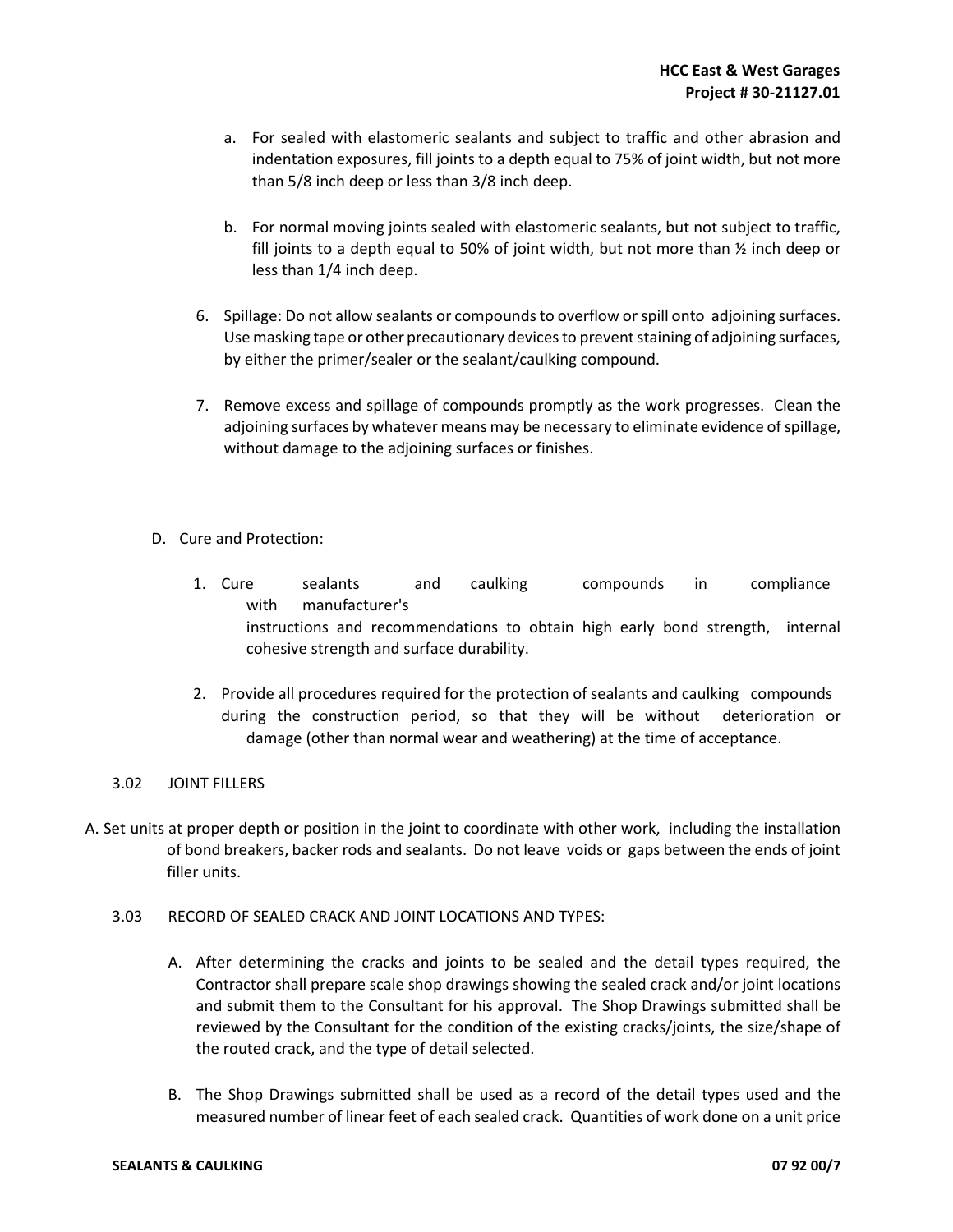a. For sealed with elastomeric sealants and subject to traffic and other abrasion and indentation exposures, fill joints to a depth equal to 75% of joint width, but not more than 5/8 inch deep or less than 3/8 inch deep.

b. For normal moving joints sealed with elastomeric sealants, but not subject to traffic, fill joints to a depth equal to 50% of joint width, but not more than ½ inch deep or less than 1/4 inch deep.

6. Spillage: Do not allow sealants or compounds to overflow or spill onto adjoining surfaces. Use masking tape or other precautionary devices to prevent staining of adjoining surfaces, by either the primer/sealer or the sealant/caulking compound.

7. Remove excess and spillage of compounds promptly as the work progresses. Clean the adjoining surfaces by whatever means may be necessary to eliminate evidence of spillage, without damage to the adjoining surfaces or finishes.

D. Cure and Protection:

1. Cure sealants and caulking compounds in compliance with manufacturer's instructions and recommendations to obtain high early bond strength, internal cohesive strength and surface durability.

2. Provide all procedures required for the protection of sealants and caulking compounds during the construction period, so that they will be without deterioration or damage (other than normal wear and weathering) at the time of acceptance.

3.02 JOINT FILLERS

A. Set units at proper depth or position in the joint to coordinate with other work, including the installation of bond breakers, backer rods and sealants. Do not leave voids or gaps between the ends of joint filler units.

3.03 RECORD OF SEALED CRACK AND JOINT LOCATIONS AND TYPES:

A. After determining the cracks and joints to be sealed and the detail types required, the Contractor shall prepare scale shop drawings showing the sealed crack and/or joint locations and submit them to the Consultant for his approval. The Shop Drawings submitted shall be reviewed by the Consultant for the condition of the existing cracks/joints, the size/shape of the routed crack, and the type of detail selected.

B. The Shop Drawings submitted shall be used as a record of the detail types used and the measured number of linear feet of each sealed crack. Quantities of work done on a unit price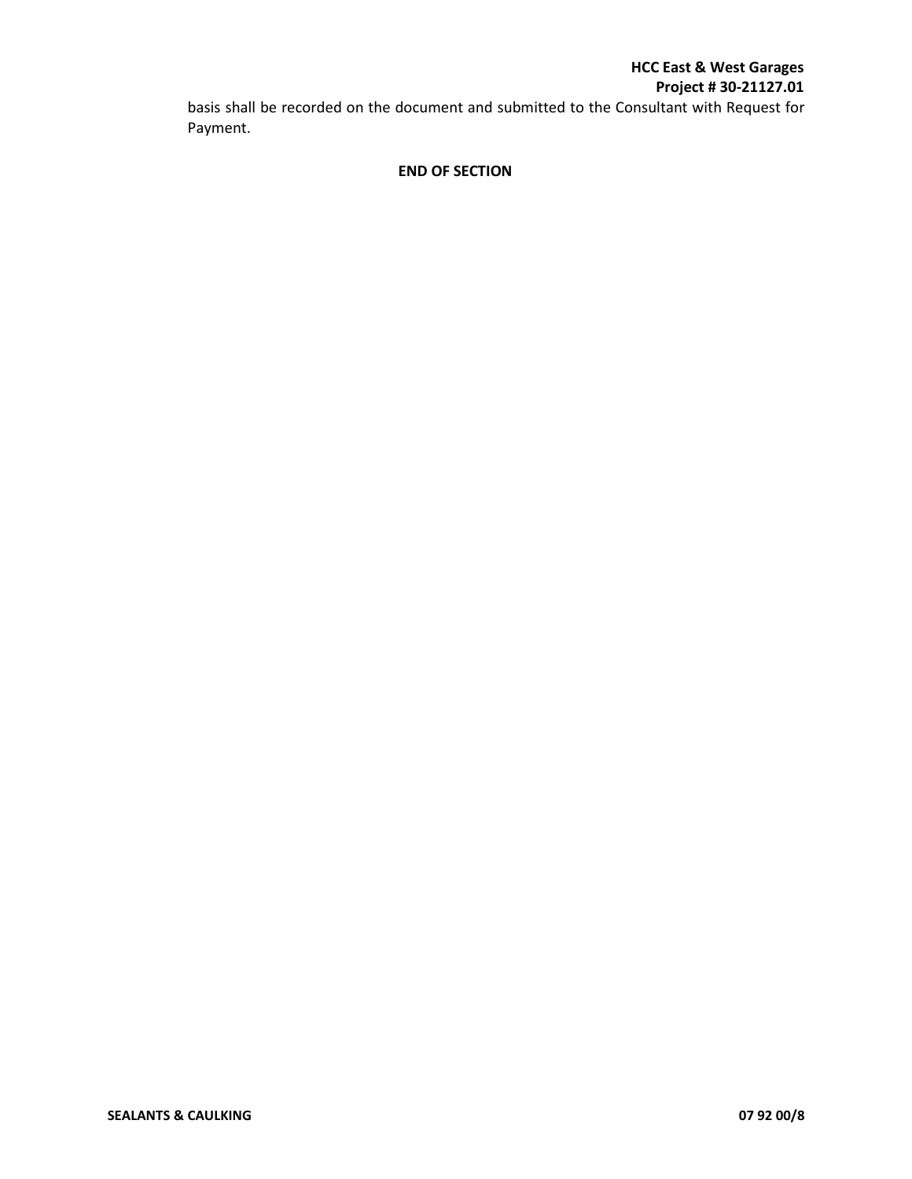basis shall be recorded on the document and submitted to the Consultant with Request for Payment.

**END OF SECTION**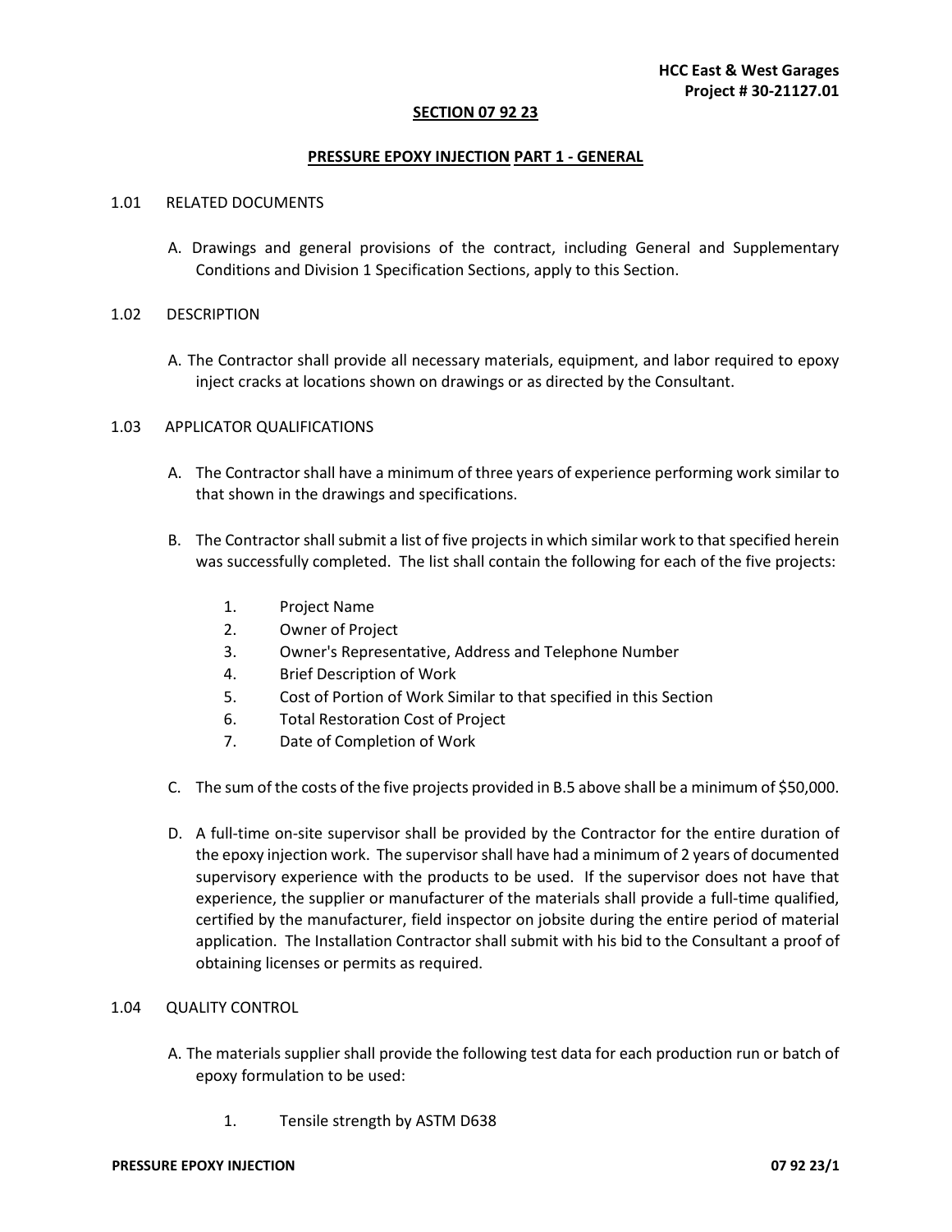## SECTION 07 92 23

## PRESSURE EPOXY INJECTION PART 1 - GENERAL

1.01 RELATED DOCUMENTS

A. Drawings and general provisions of the contract, including General and Supplementary Conditions and Division 1 Specification Sections, apply to this Section.

1.02 DESCRIPTION

A. The Contractor shall provide all necessary materials, equipment, and labor required to epoxy inject cracks at locations shown on drawings or as directed by the Consultant.

1.03 APPLICATOR QUALIFICATIONS

A. The Contractor shall have a minimum of three years of experience performing work similar to that shown in the drawings and specifications.

B. The Contractor shall submit a list of five projects in which similar work to that specified herein was successfully completed. The list shall contain the following for each of the five projects:

1. Project Name
2. Owner of Project
3. Owner's Representative, Address and Telephone Number
4. Brief Description of Work
5. Cost of Portion of Work Similar to that specified in this Section
6. Total Restoration Cost of Project
7. Date of Completion of Work

C. The sum of the costs of the five projects provided in B.5 above shall be a minimum of $50,000.

D. A full-time on-site supervisor shall be provided by the Contractor for the entire duration of the epoxy injection work. The supervisor shall have had a minimum of 2 years of documented supervisory experience with the products to be used. If the supervisor does not have that experience, the supplier or manufacturer of the materials shall provide a full-time qualified, certified by the manufacturer, field inspector on jobsite during the entire period of material application. The Installation Contractor shall submit with his bid to the Consultant a proof of obtaining licenses or permits as required.

1.04 QUALITY CONTROL

A. The materials supplier shall provide the following test data for each production run or batch of epoxy formulation to be used:

1. Tensile strength by ASTM D638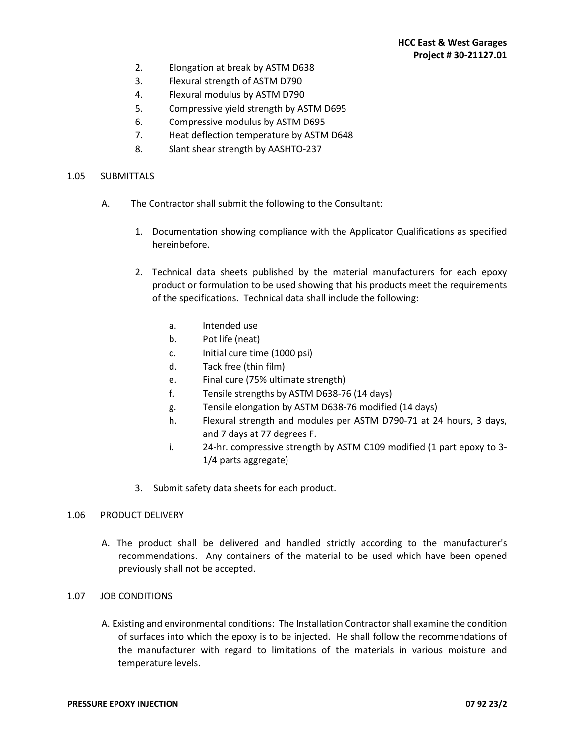2. Elongation at break by ASTM D638
3. Flexural strength of ASTM D790
4. Flexural modulus by ASTM D790
5. Compressive yield strength by ASTM D695
6. Compressive modulus by ASTM D695
7. Heat deflection temperature by ASTM D648
8. Slant shear strength by AASHTO-237

1.05 SUBMITTALS

A. The Contractor shall submit the following to the Consultant:

1. Documentation showing compliance with the Applicator Qualifications as specified hereinbefore.

2. Technical data sheets published by the material manufacturers for each epoxy product or formulation to be used showing that his products meet the requirements of the specifications. Technical data shall include the following:

   a. Intended use
   b. Pot life (neat)
   c. Initial cure time (1000 psi)
   d. Tack free (thin film)
   e. Final cure (75% ultimate strength)
   f. Tensile strengths by ASTM D638-76 (14 days)
   g. Tensile elongation by ASTM D638-76 modified (14 days)
   h. Flexural strength and modules per ASTM D790-71 at 24 hours, 3 days, and 7 days at 77 degrees F.
   i. 24-hr. compressive strength by ASTM C109 modified (1 part epoxy to 3-1/4 parts aggregate)

3. Submit safety data sheets for each product.

1.06 PRODUCT DELIVERY

A. The product shall be delivered and handled strictly according to the manufacturer's recommendations. Any containers of the material to be used which have been opened previously shall not be accepted.

1.07 JOB CONDITIONS

A. Existing and environmental conditions: The Installation Contractor shall examine the condition of surfaces into which the epoxy is to be injected. He shall follow the recommendations of the manufacturer with regard to limitations of the materials in various moisture and temperature levels.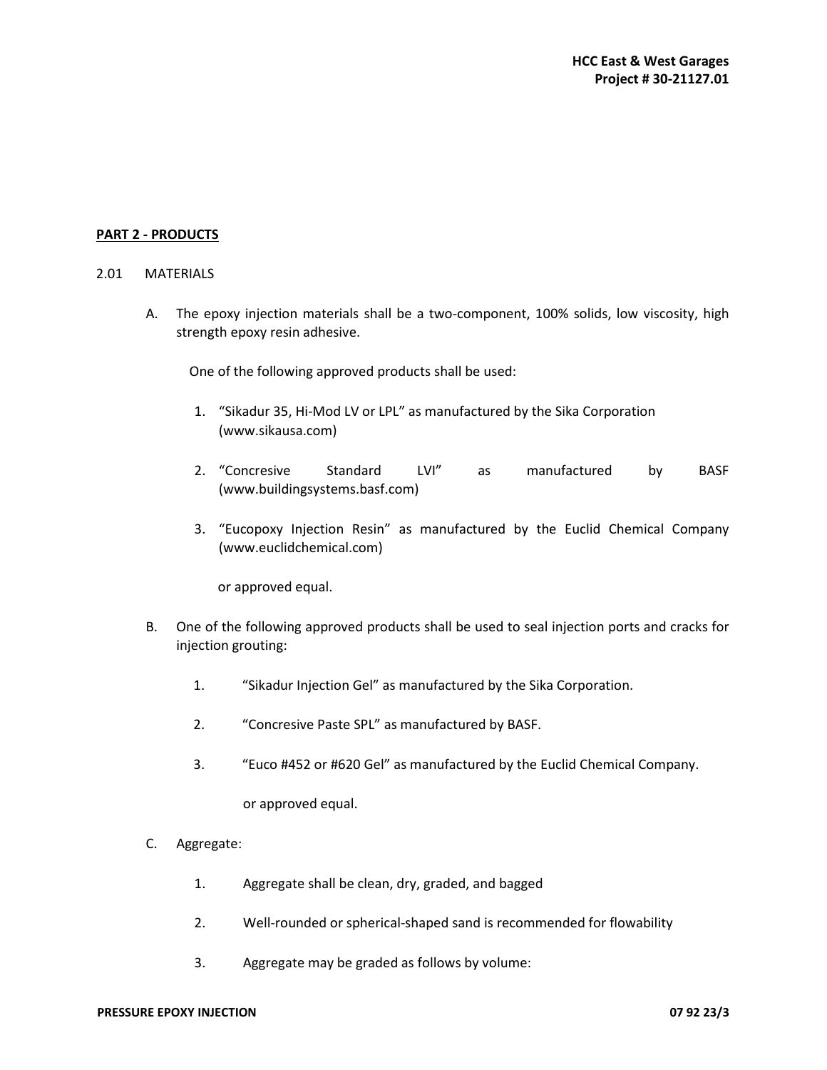**PART 2 - PRODUCTS**

2.01 MATERIALS

A. The epoxy injection materials shall be a two-component, 100% solids, low viscosity, high strength epoxy resin adhesive.

One of the following approved products shall be used:

1. "Sikadur 35, Hi-Mod LV or LPL" as manufactured by the Sika Corporation (www.sikausa.com)

2. "Concresive Standard LVI" as manufactured by BASF (www.buildingsystems.basf.com)

3. "Eucopoxy Injection Resin" as manufactured by the Euclid Chemical Company (www.euclidchemical.com)

or approved equal.

B. One of the following approved products shall be used to seal injection ports and cracks for injection grouting:

1. "Sikadur Injection Gel" as manufactured by the Sika Corporation.

2. "Concresive Paste SPL" as manufactured by BASF.

3. "Euco #452 or #620 Gel" as manufactured by the Euclid Chemical Company.

or approved equal.

C. Aggregate:

1. Aggregate shall be clean, dry, graded, and bagged

2. Well-rounded or spherical-shaped sand is recommended for flowability

3. Aggregate may be graded as follows by volume: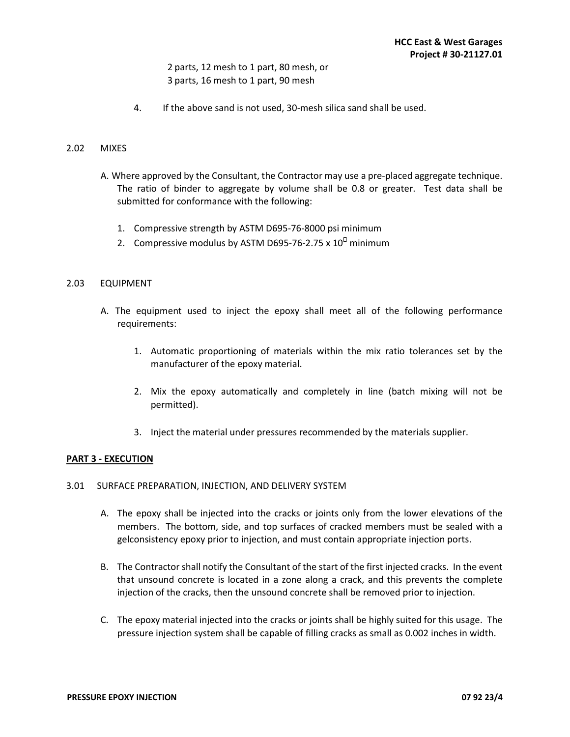2 parts, 12 mesh to 1 part, 80 mesh, or
3 parts, 16 mesh to 1 part, 90 mesh

4. If the above sand is not used, 30-mesh silica sand shall be used.

2.02 MIXES

A. Where approved by the Consultant, the Contractor may use a pre-placed aggregate technique. The ratio of binder to aggregate by volume shall be 0.8 or greater. Test data shall be submitted for conformance with the following:

1. Compressive strength by ASTM D695-76-8000 psi minimum
2. Compressive modulus by ASTM D695-76-2.75 x 10 minimum

2.03 EQUIPMENT

A. The equipment used to inject the epoxy shall meet all of the following performance requirements:

1. Automatic proportioning of materials within the mix ratio tolerances set by the manufacturer of the epoxy material.

2. Mix the epoxy automatically and completely in line (batch mixing will not be permitted).

3. Inject the material under pressures recommended by the materials supplier.

**PART 3 - EXECUTION**

3.01 SURFACE PREPARATION, INJECTION, AND DELIVERY SYSTEM

A. The epoxy shall be injected into the cracks or joints only from the lower elevations of the members. The bottom, side, and top surfaces of cracked members must be sealed with a gelconsistency epoxy prior to injection, and must contain appropriate injection ports.

B. The Contractor shall notify the Consultant of the start of the first injected cracks. In the event that unsound concrete is located in a zone along a crack, and this prevents the complete injection of the cracks, then the unsound concrete shall be removed prior to injection.

C. The epoxy material injected into the cracks or joints shall be highly suited for this usage. The pressure injection system shall be capable of filling cracks as small as 0.002 inches in width.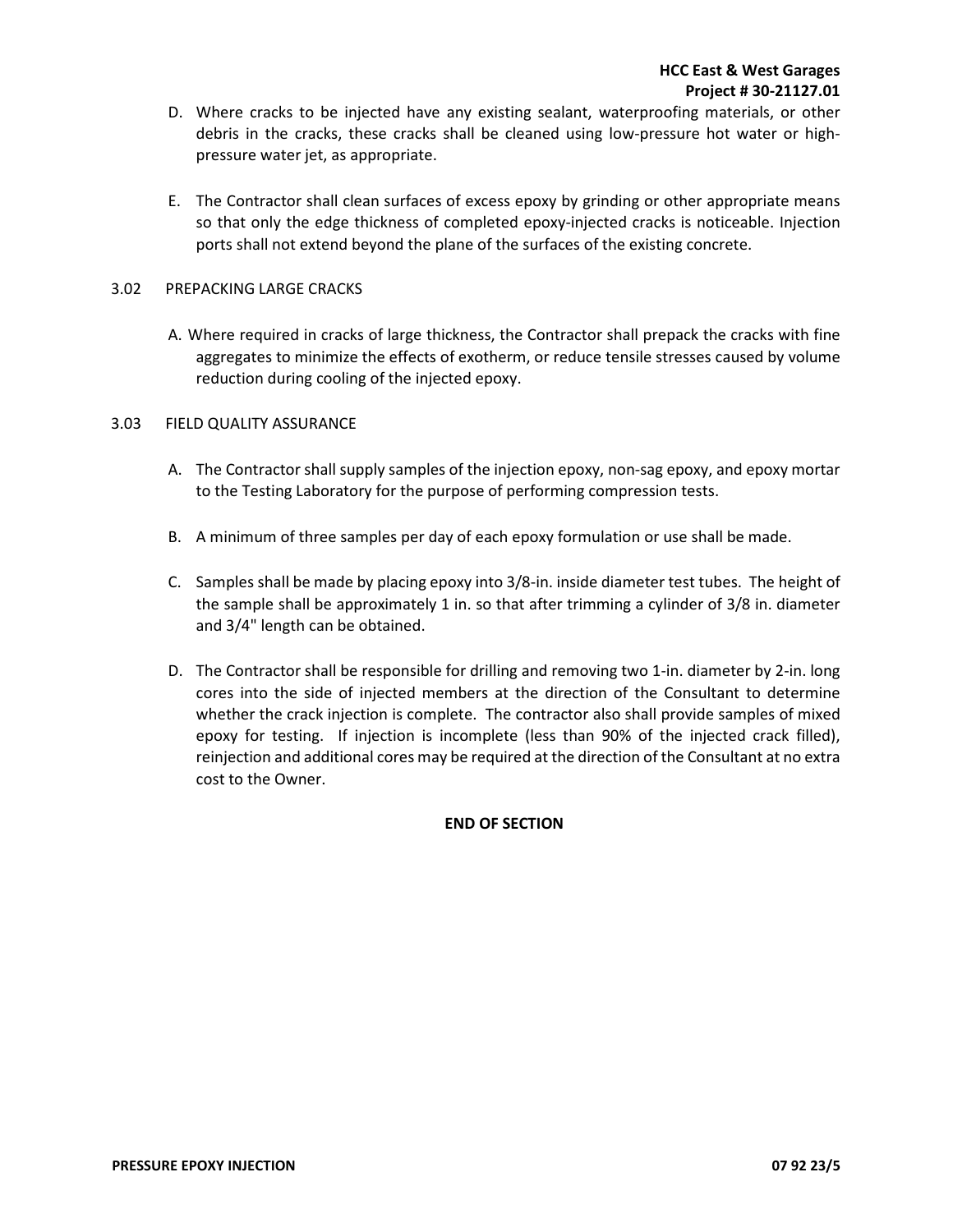D. Where cracks to be injected have any existing sealant, waterproofing materials, or other debris in the cracks, these cracks shall be cleaned using low-pressure hot water or high-pressure water jet, as appropriate.

E. The Contractor shall clean surfaces of excess epoxy by grinding or other appropriate means so that only the edge thickness of completed epoxy-injected cracks is noticeable. Injection ports shall not extend beyond the plane of the surfaces of the existing concrete.

## 3.02 PREPACKING LARGE CRACKS

A. Where required in cracks of large thickness, the Contractor shall prepack the cracks with fine aggregates to minimize the effects of exotherm, or reduce tensile stresses caused by volume reduction during cooling of the injected epoxy.

## 3.03 FIELD QUALITY ASSURANCE

A. The Contractor shall supply samples of the injection epoxy, non-sag epoxy, and epoxy mortar to the Testing Laboratory for the purpose of performing compression tests.

B. A minimum of three samples per day of each epoxy formulation or use shall be made.

C. Samples shall be made by placing epoxy into 3/8-in. inside diameter test tubes. The height of the sample shall be approximately 1 in. so that after trimming a cylinder of 3/8 in. diameter and 3/4" length can be obtained.

D. The Contractor shall be responsible for drilling and removing two 1-in. diameter by 2-in. long cores into the side of injected members at the direction of the Consultant to determine whether the crack injection is complete. The contractor also shall provide samples of mixed epoxy for testing. If injection is incomplete (less than 90% of the injected crack filled), reinjection and additional cores may be required at the direction of the Consultant at no extra cost to the Owner.

**END OF SECTION**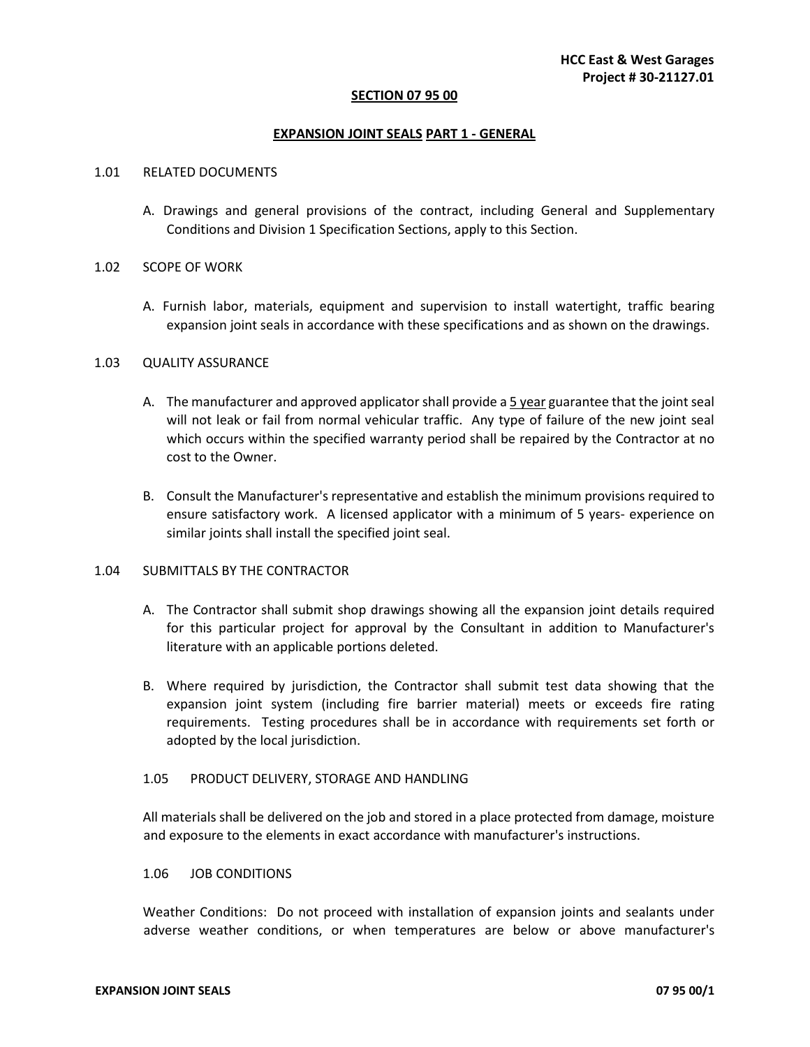**SECTION 07 95 00**

**EXPANSION JOINT SEALS PART 1 - GENERAL**

1.01 RELATED DOCUMENTS

A. Drawings and general provisions of the contract, including General and Supplementary Conditions and Division 1 Specification Sections, apply to this Section.

1.02 SCOPE OF WORK

A. Furnish labor, materials, equipment and supervision to install watertight, traffic bearing expansion joint seals in accordance with these specifications and as shown on the drawings.

1.03 QUALITY ASSURANCE

A. The manufacturer and approved applicator shall provide a 5 year guarantee that the joint seal will not leak or fail from normal vehicular traffic. Any type of failure of the new joint seal which occurs within the specified warranty period shall be repaired by the Contractor at no cost to the Owner.

B. Consult the Manufacturer's representative and establish the minimum provisions required to ensure satisfactory work. A licensed applicator with a minimum of 5 years- experience on similar joints shall install the specified joint seal.

1.04 SUBMITTALS BY THE CONTRACTOR

A. The Contractor shall submit shop drawings showing all the expansion joint details required for this particular project for approval by the Consultant in addition to Manufacturer's literature with an applicable portions deleted.

B. Where required by jurisdiction, the Contractor shall submit test data showing that the expansion joint system (including fire barrier material) meets or exceeds fire rating requirements. Testing procedures shall be in accordance with requirements set forth or adopted by the local jurisdiction.

1.05 PRODUCT DELIVERY, STORAGE AND HANDLING

All materials shall be delivered on the job and stored in a place protected from damage, moisture and exposure to the elements in exact accordance with manufacturer's instructions.

1.06 JOB CONDITIONS

Weather Conditions: Do not proceed with installation of expansion joints and sealants under adverse weather conditions, or when temperatures are below or above manufacturer's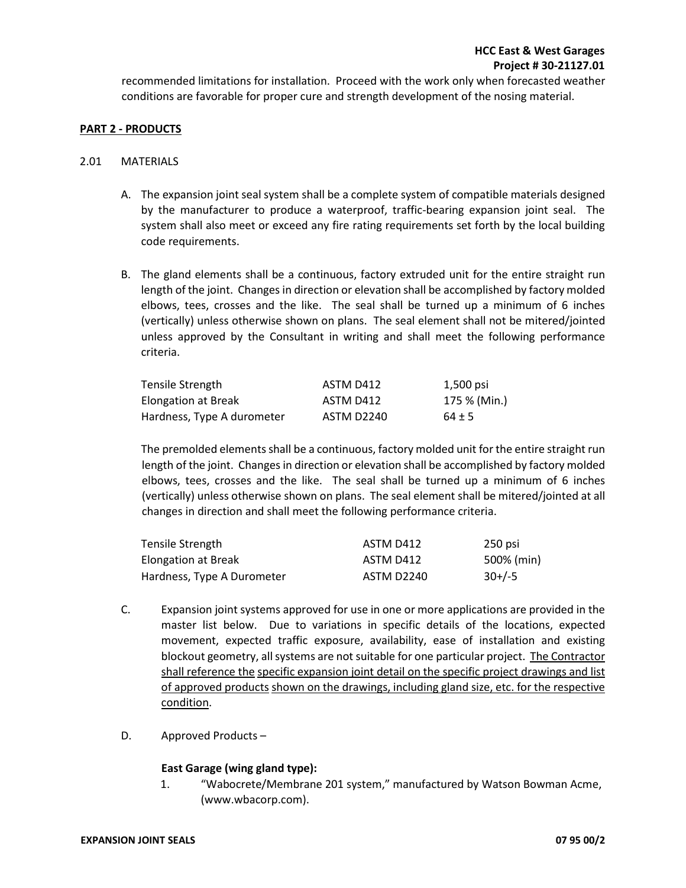recommended limitations for installation. Proceed with the work only when forecasted weather conditions are favorable for proper cure and strength development of the nosing material.

## PART 2 - PRODUCTS

### 2.01 MATERIALS

A. The expansion joint seal system shall be a complete system of compatible materials designed by the manufacturer to produce a waterproof, traffic-bearing expansion joint seal. The system shall also meet or exceed any fire rating requirements set forth by the local building code requirements.

B. The gland elements shall be a continuous, factory extruded unit for the entire straight run length of the joint. Changes in direction or elevation shall be accomplished by factory molded elbows, tees, crosses and the like. The seal shall be turned up a minimum of 6 inches (vertically) unless otherwise shown on plans. The seal element shall not be mitered/jointed unless approved by the Consultant in writing and shall meet the following performance criteria.

| Property | Test Method | Value |
|---|---|---|
| Tensile Strength | ASTM D412 | 1,500 psi |
| Elongation at Break | ASTM D412 | 175 % (Min.) |
| Hardness, Type A durometer | ASTM D2240 | 64 ± 5 |

The premolded elements shall be a continuous, factory molded unit for the entire straight run length of the joint. Changes in direction or elevation shall be accomplished by factory molded elbows, tees, crosses and the like. The seal shall be turned up a minimum of 6 inches (vertically) unless otherwise shown on plans. The seal element shall be mitered/jointed at all changes in direction and shall meet the following performance criteria.

| Property | Test Method | Value |
|---|---|---|
| Tensile Strength | ASTM D412 | 250 psi |
| Elongation at Break | ASTM D412 | 500% (min) |
| Hardness, Type A Durometer | ASTM D2240 | 30+/-5 |

C. Expansion joint systems approved for use in one or more applications are provided in the master list below. Due to variations in specific details of the locations, expected movement, expected traffic exposure, availability, ease of installation and existing blockout geometry, all systems are not suitable for one particular project. The Contractor shall reference the specific expansion joint detail on the specific project drawings and list of approved products shown on the drawings, including gland size, etc. for the respective condition.

D. Approved Products –

**East Garage (wing gland type):**

1. "Wabocrete/Membrane 201 system," manufactured by Watson Bowman Acme, (www.wbacorp.com).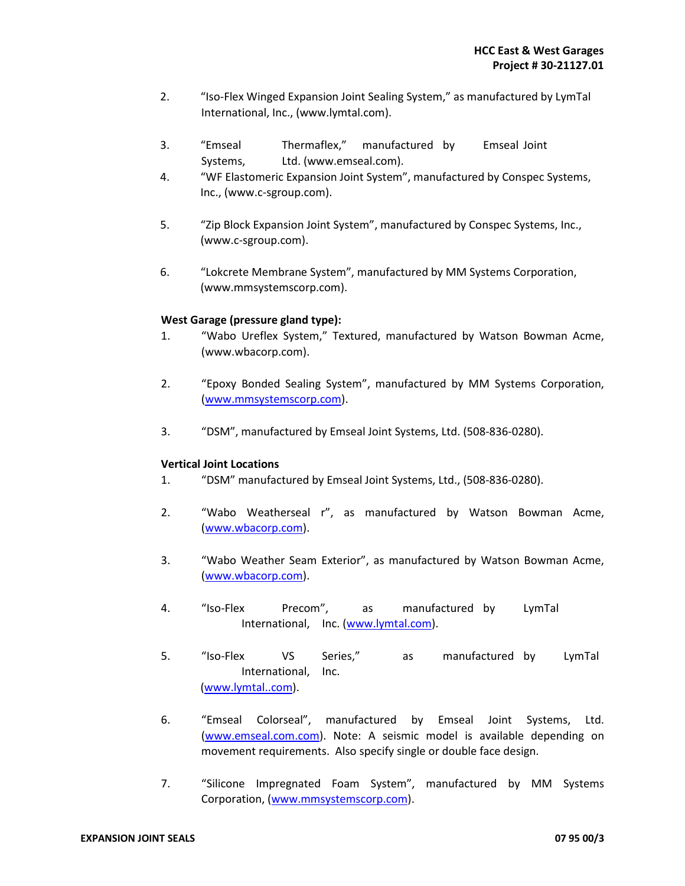2. “Iso-Flex Winged Expansion Joint Sealing System,” as manufactured by LymTal International, Inc., (www.lymtal.com).

3. “Emseal Thermaflex,” manufactured by Emseal Joint Systems, Ltd. (www.emseal.com).

4. “WF Elastomeric Expansion Joint System”, manufactured by Conspec Systems, Inc., (www.c-sgroup.com).

5. “Zip Block Expansion Joint System”, manufactured by Conspec Systems, Inc., (www.c-sgroup.com).

6. “Lokcrete Membrane System”, manufactured by MM Systems Corporation, (www.mmsystemscorp.com).

**West Garage (pressure gland type):**

1. “Wabo Ureflex System,” Textured, manufactured by Watson Bowman Acme, (www.wbacorp.com).

2. “Epoxy Bonded Sealing System”, manufactured by MM Systems Corporation, (www.mmsystemscorp.com).

3. “DSM”, manufactured by Emseal Joint Systems, Ltd. (508-836-0280).

**Vertical Joint Locations**

1. “DSM” manufactured by Emseal Joint Systems, Ltd., (508-836-0280).

2. “Wabo Weatherseal r”, as manufactured by Watson Bowman Acme, (www.wbacorp.com).

3. “Wabo Weather Seam Exterior”, as manufactured by Watson Bowman Acme, (www.wbacorp.com).

4. “Iso-Flex Precom”, as manufactured by LymTal International, Inc. (www.lymtal.com).

5. “Iso-Flex VS Series,” as manufactured by LymTal International, Inc. (www.lymtal..com).

6. “Emseal Colorseal”, manufactured by Emseal Joint Systems, Ltd. (www.emseal.com.com). Note: A seismic model is available depending on movement requirements. Also specify single or double face design.

7. “Silicone Impregnated Foam System”, manufactured by MM Systems Corporation, (www.mmsystemscorp.com).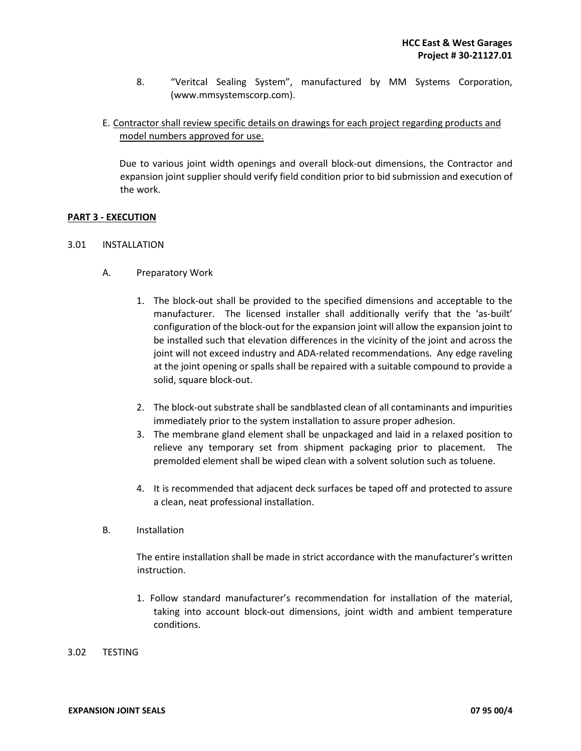8. "Veritcal Sealing System", manufactured by MM Systems Corporation, (www.mmsystemscorp.com).

E. Contractor shall review specific details on drawings for each project regarding products and model numbers approved for use.

Due to various joint width openings and overall block-out dimensions, the Contractor and expansion joint supplier should verify field condition prior to bid submission and execution of the work.

**PART 3 - EXECUTION**

3.01 INSTALLATION

A. Preparatory Work

1. The block-out shall be provided to the specified dimensions and acceptable to the manufacturer. The licensed installer shall additionally verify that the 'as-built' configuration of the block-out for the expansion joint will allow the expansion joint to be installed such that elevation differences in the vicinity of the joint and across the joint will not exceed industry and ADA-related recommendations. Any edge raveling at the joint opening or spalls shall be repaired with a suitable compound to provide a solid, square block-out.
2. The block-out substrate shall be sandblasted clean of all contaminants and impurities immediately prior to the system installation to assure proper adhesion.
3. The membrane gland element shall be unpackaged and laid in a relaxed position to relieve any temporary set from shipment packaging prior to placement. The premolded element shall be wiped clean with a solvent solution such as toluene.
4. It is recommended that adjacent deck surfaces be taped off and protected to assure a clean, neat professional installation.

B. Installation

The entire installation shall be made in strict accordance with the manufacturer's written instruction.

1. Follow standard manufacturer's recommendation for installation of the material, taking into account block-out dimensions, joint width and ambient temperature conditions.

3.02 TESTING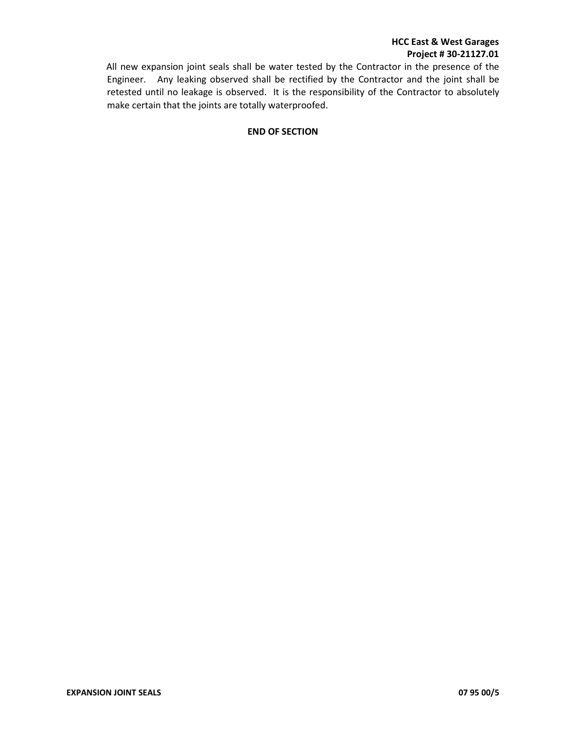All new expansion joint seals shall be water tested by the Contractor in the presence of the Engineer. Any leaking observed shall be rectified by the Contractor and the joint shall be retested until no leakage is observed. It is the responsibility of the Contractor to absolutely make certain that the joints are totally waterproofed.

**END OF SECTION**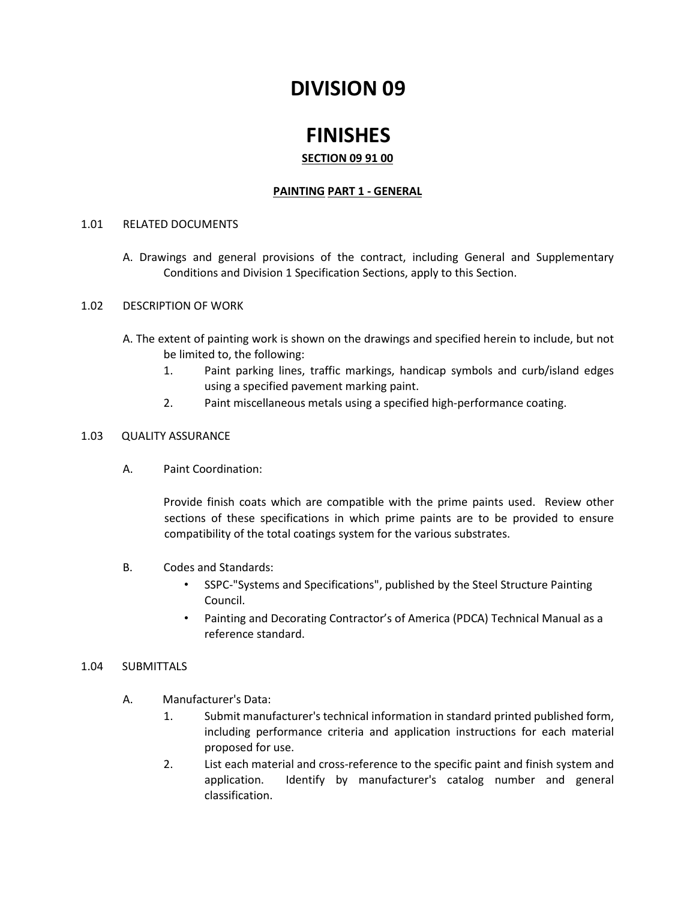# DIVISION 09

# FINISHES

## SECTION 09 91 00

### PAINTING PART 1 - GENERAL

1.01 RELATED DOCUMENTS

A. Drawings and general provisions of the contract, including General and Supplementary Conditions and Division 1 Specification Sections, apply to this Section.

1.02 DESCRIPTION OF WORK

A. The extent of painting work is shown on the drawings and specified herein to include, but not be limited to, the following:

1. Paint parking lines, traffic markings, handicap symbols and curb/island edges using a specified pavement marking paint.
2. Paint miscellaneous metals using a specified high-performance coating.

1.03 QUALITY ASSURANCE

A. Paint Coordination:

Provide finish coats which are compatible with the prime paints used. Review other sections of these specifications in which prime paints are to be provided to ensure compatibility of the total coatings system for the various substrates.

B. Codes and Standards:

- SSPC-"Systems and Specifications", published by the Steel Structure Painting Council.
- Painting and Decorating Contractor's of America (PDCA) Technical Manual as a reference standard.

1.04 SUBMITTALS

A. Manufacturer's Data:

1. Submit manufacturer's technical information in standard printed published form, including performance criteria and application instructions for each material proposed for use.
2. List each material and cross-reference to the specific paint and finish system and application. Identify by manufacturer's catalog number and general classification.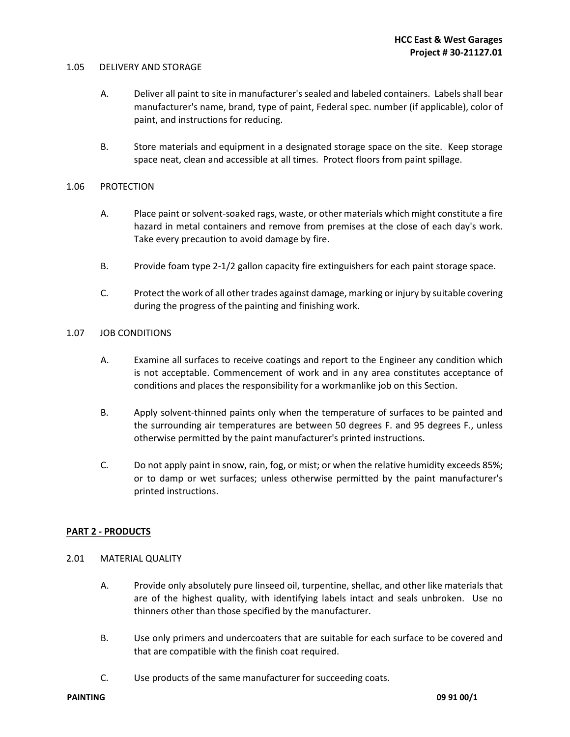1.05 DELIVERY AND STORAGE

A. Deliver all paint to site in manufacturer's sealed and labeled containers. Labels shall bear manufacturer's name, brand, type of paint, Federal spec. number (if applicable), color of paint, and instructions for reducing.

B. Store materials and equipment in a designated storage space on the site. Keep storage space neat, clean and accessible at all times. Protect floors from paint spillage.

1.06 PROTECTION

A. Place paint or solvent-soaked rags, waste, or other materials which might constitute a fire hazard in metal containers and remove from premises at the close of each day's work. Take every precaution to avoid damage by fire.

B. Provide foam type 2-1/2 gallon capacity fire extinguishers for each paint storage space.

C. Protect the work of all other trades against damage, marking or injury by suitable covering during the progress of the painting and finishing work.

1.07 JOB CONDITIONS

A. Examine all surfaces to receive coatings and report to the Engineer any condition which is not acceptable. Commencement of work and in any area constitutes acceptance of conditions and places the responsibility for a workmanlike job on this Section.

B. Apply solvent-thinned paints only when the temperature of surfaces to be painted and the surrounding air temperatures are between 50 degrees F. and 95 degrees F., unless otherwise permitted by the paint manufacturer's printed instructions.

C. Do not apply paint in snow, rain, fog, or mist; or when the relative humidity exceeds 85%; or to damp or wet surfaces; unless otherwise permitted by the paint manufacturer's printed instructions.

## PART 2 - PRODUCTS

2.01 MATERIAL QUALITY

A. Provide only absolutely pure linseed oil, turpentine, shellac, and other like materials that are of the highest quality, with identifying labels intact and seals unbroken. Use no thinners other than those specified by the manufacturer.

B. Use only primers and undercoaters that are suitable for each surface to be covered and that are compatible with the finish coat required.

C. Use products of the same manufacturer for succeeding coats.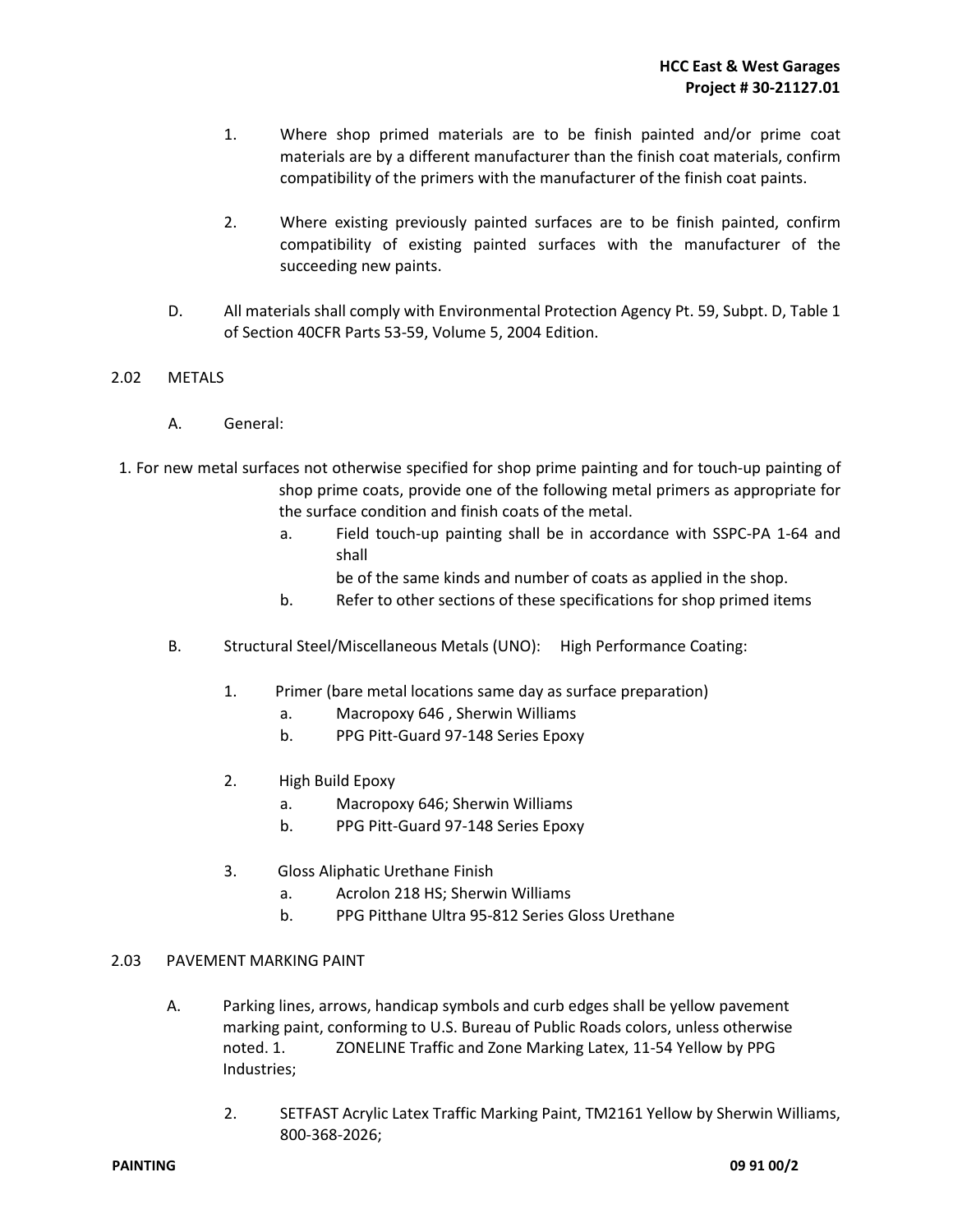1. Where shop primed materials are to be finish painted and/or prime coat materials are by a different manufacturer than the finish coat materials, confirm compatibility of the primers with the manufacturer of the finish coat paints.

2. Where existing previously painted surfaces are to be finish painted, confirm compatibility of existing painted surfaces with the manufacturer of the succeeding new paints.

D. All materials shall comply with Environmental Protection Agency Pt. 59, Subpt. D, Table 1 of Section 40CFR Parts 53-59, Volume 5, 2004 Edition.

## 2.02 METALS

A. General:

1. For new metal surfaces not otherwise specified for shop prime painting and for touch-up painting of shop prime coats, provide one of the following metal primers as appropriate for the surface condition and finish coats of the metal.
   - a. Field touch-up painting shall be in accordance with SSPC-PA 1-64 and shall be of the same kinds and number of coats as applied in the shop.
   - b. Refer to other sections of these specifications for shop primed items

B. Structural Steel/Miscellaneous Metals (UNO): High Performance Coating:

1. Primer (bare metal locations same day as surface preparation)
   - a. Macropoxy 646 , Sherwin Williams
   - b. PPG Pitt-Guard 97-148 Series Epoxy

2. High Build Epoxy
   - a. Macropoxy 646; Sherwin Williams
   - b. PPG Pitt-Guard 97-148 Series Epoxy

3. Gloss Aliphatic Urethane Finish
   - a. Acrolon 218 HS; Sherwin Williams
   - b. PPG Pitthane Ultra 95-812 Series Gloss Urethane

## 2.03 PAVEMENT MARKING PAINT

A. Parking lines, arrows, handicap symbols and curb edges shall be yellow pavement marking paint, conforming to U.S. Bureau of Public Roads colors, unless otherwise noted.

1. ZONELINE Traffic and Zone Marking Latex, 11-54 Yellow by PPG Industries;

2. SETFAST Acrylic Latex Traffic Marking Paint, TM2161 Yellow by Sherwin Williams, 800-368-2026;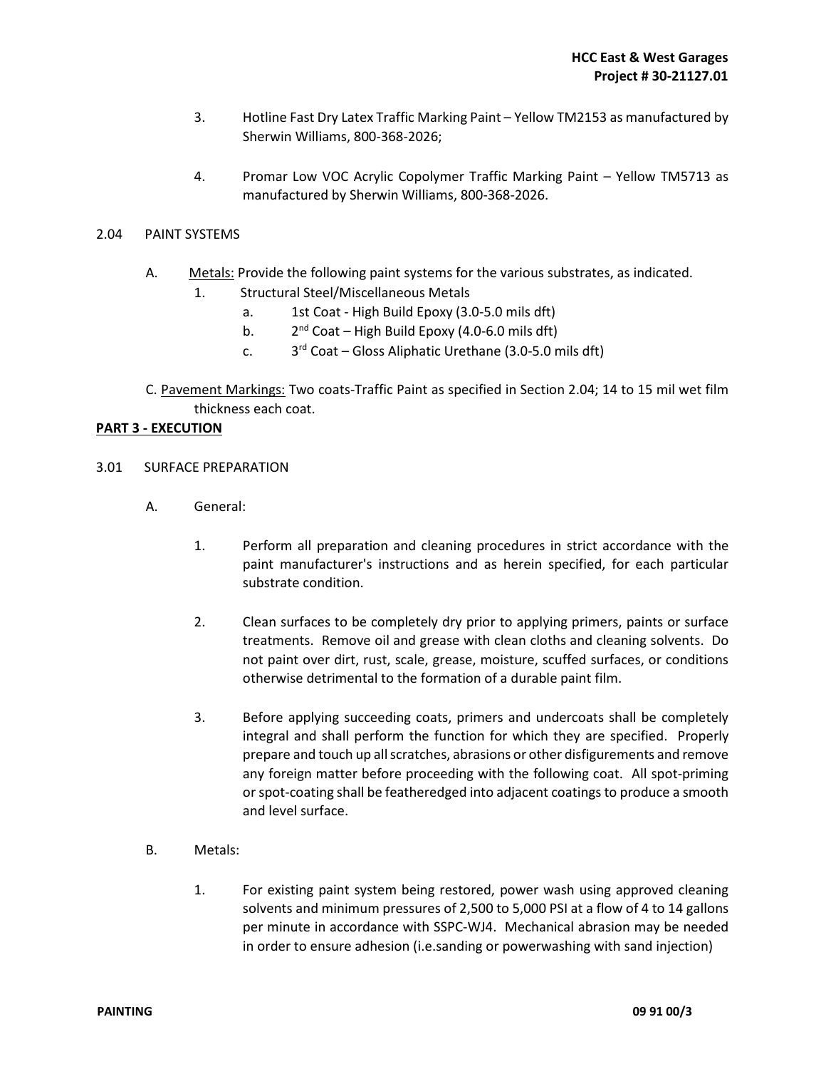3. Hotline Fast Dry Latex Traffic Marking Paint – Yellow TM2153 as manufactured by Sherwin Williams, 800-368-2026;

4. Promar Low VOC Acrylic Copolymer Traffic Marking Paint – Yellow TM5713 as manufactured by Sherwin Williams, 800-368-2026.

2.04 PAINT SYSTEMS

A. Metals: Provide the following paint systems for the various substrates, as indicated.

1. Structural Steel/Miscellaneous Metals
   a. 1st Coat - High Build Epoxy (3.0-5.0 mils dft)
   b. 2nd Coat – High Build Epoxy (4.0-6.0 mils dft)
   c. 3rd Coat – Gloss Aliphatic Urethane (3.0-5.0 mils dft)

C. Pavement Markings: Two coats-Traffic Paint as specified in Section 2.04; 14 to 15 mil wet film thickness each coat.

**PART 3 - EXECUTION**

3.01 SURFACE PREPARATION

A. General:

1. Perform all preparation and cleaning procedures in strict accordance with the paint manufacturer's instructions and as herein specified, for each particular substrate condition.

2. Clean surfaces to be completely dry prior to applying primers, paints or surface treatments. Remove oil and grease with clean cloths and cleaning solvents. Do not paint over dirt, rust, scale, grease, moisture, scuffed surfaces, or conditions otherwise detrimental to the formation of a durable paint film.

3. Before applying succeeding coats, primers and undercoats shall be completely integral and shall perform the function for which they are specified. Properly prepare and touch up all scratches, abrasions or other disfigurements and remove any foreign matter before proceeding with the following coat. All spot-priming or spot-coating shall be featheredged into adjacent coatings to produce a smooth and level surface.

B. Metals:

1. For existing paint system being restored, power wash using approved cleaning solvents and minimum pressures of 2,500 to 5,000 PSI at a flow of 4 to 14 gallons per minute in accordance with SSPC-WJ4. Mechanical abrasion may be needed in order to ensure adhesion (i.e.sanding or powerwashing with sand injection)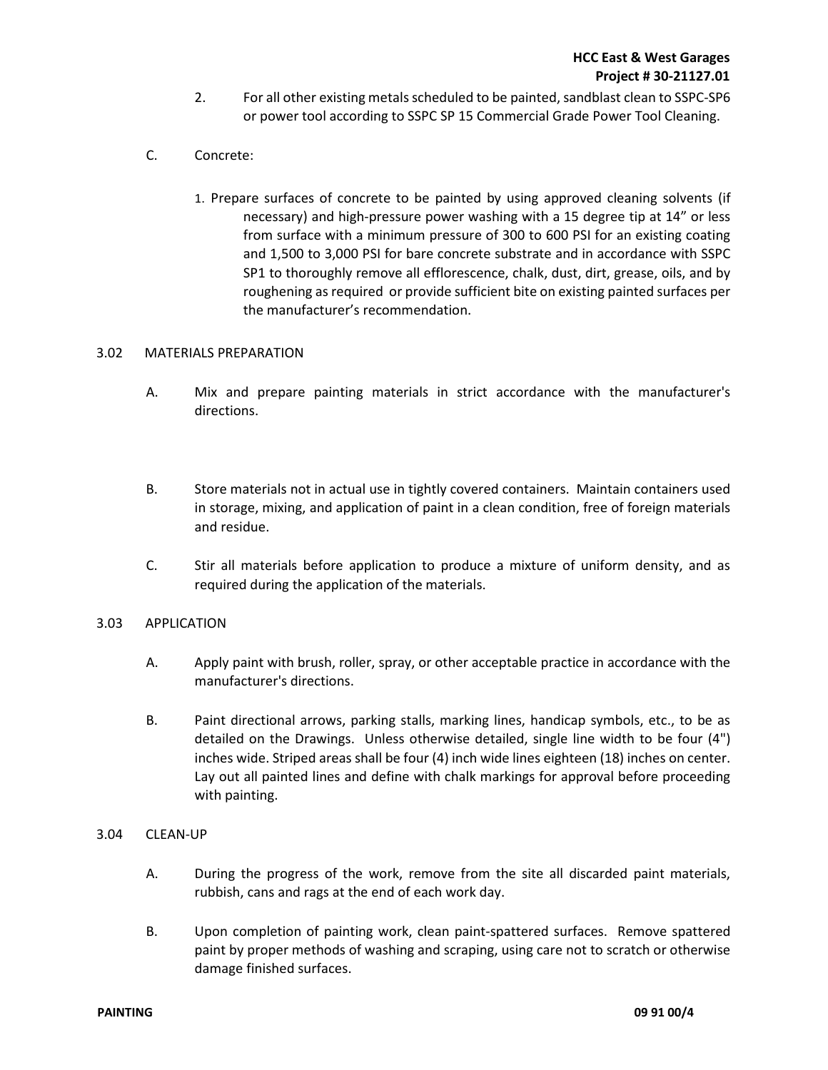2. For all other existing metals scheduled to be painted, sandblast clean to SSPC-SP6 or power tool according to SSPC SP 15 Commercial Grade Power Tool Cleaning.

C. Concrete:

1. Prepare surfaces of concrete to be painted by using approved cleaning solvents (if necessary) and high-pressure power washing with a 15 degree tip at 14" or less from surface with a minimum pressure of 300 to 600 PSI for an existing coating and 1,500 to 3,000 PSI for bare concrete substrate and in accordance with SSPC SP1 to thoroughly remove all efflorescence, chalk, dust, dirt, grease, oils, and by roughening as required or provide sufficient bite on existing painted surfaces per the manufacturer's recommendation.

## 3.02 MATERIALS PREPARATION

A. Mix and prepare painting materials in strict accordance with the manufacturer's directions.

B. Store materials not in actual use in tightly covered containers. Maintain containers used in storage, mixing, and application of paint in a clean condition, free of foreign materials and residue.

C. Stir all materials before application to produce a mixture of uniform density, and as required during the application of the materials.

## 3.03 APPLICATION

A. Apply paint with brush, roller, spray, or other acceptable practice in accordance with the manufacturer's directions.

B. Paint directional arrows, parking stalls, marking lines, handicap symbols, etc., to be as detailed on the Drawings. Unless otherwise detailed, single line width to be four (4") inches wide. Striped areas shall be four (4) inch wide lines eighteen (18) inches on center. Lay out all painted lines and define with chalk markings for approval before proceeding with painting.

## 3.04 CLEAN-UP

A. During the progress of the work, remove from the site all discarded paint materials, rubbish, cans and rags at the end of each work day.

B. Upon completion of painting work, clean paint-spattered surfaces. Remove spattered paint by proper methods of washing and scraping, using care not to scratch or otherwise damage finished surfaces.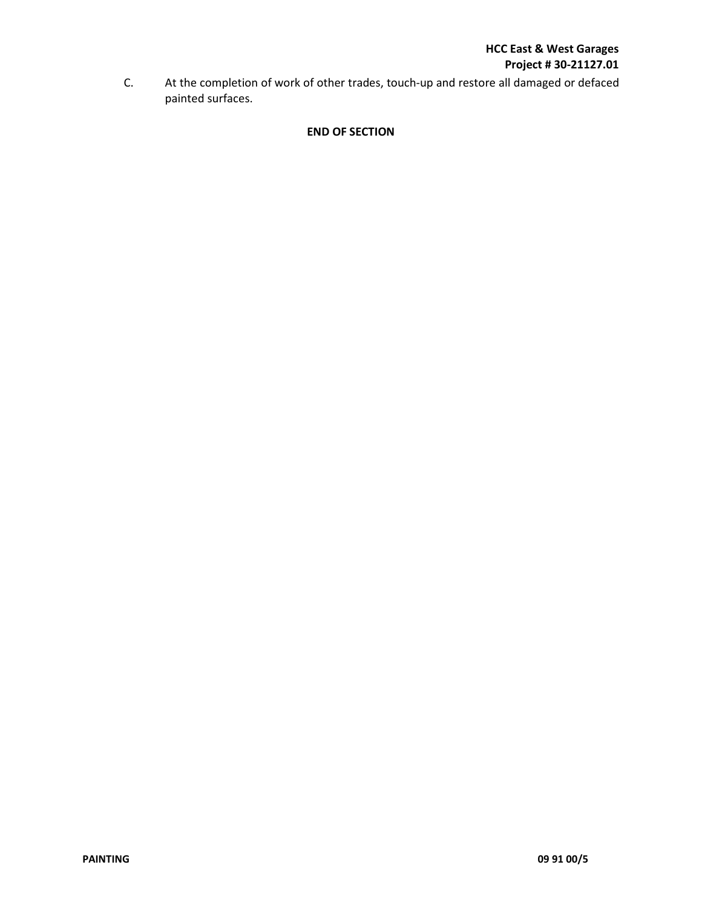C. At the completion of work of other trades, touch-up and restore all damaged or defaced painted surfaces.

**END OF SECTION**